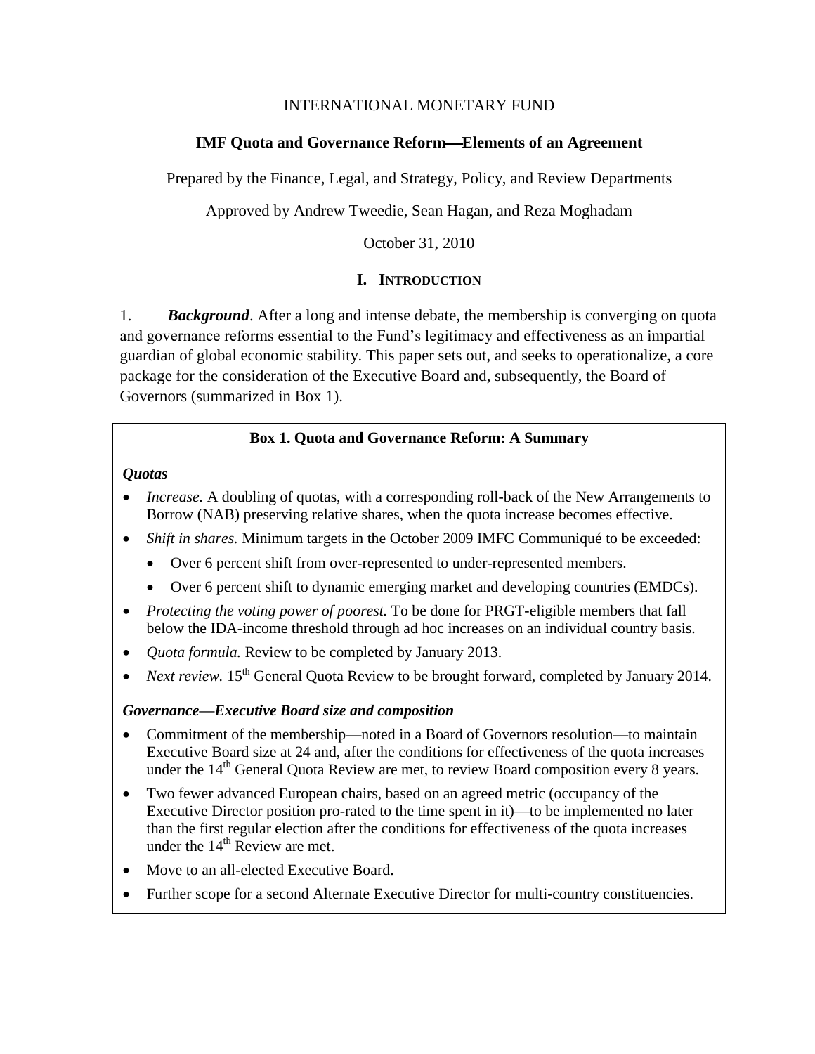INTERNATIONAL MONETARY FUND

# IMF Quota and Governance Reform—Elements of an Agreement

Prepared by the Finance, Legal, and Strategy, Policy, and Review Departments

Approved by Andrew Tweedie, Sean Hagan, and Reza Moghadam

October 31, 2010

## I. Introduction

1. ***Background***. After a long and intense debate, the membership is converging on quota and governance reforms essential to the Fund's legitimacy and effectiveness as an impartial guardian of global economic stability. This paper sets out, and seeks to operationalize, a core package for the consideration of the Executive Board and, subsequently, the Board of Governors (summarized in Box 1).

**Box 1. Quota and Governance Reform: A Summary**

***Quotas***

- *Increase.* A doubling of quotas, with a corresponding roll-back of the New Arrangements to Borrow (NAB) preserving relative shares, when the quota increase becomes effective.
- *Shift in shares.* Minimum targets in the October 2009 IMFC Communiqué to be exceeded:
  - Over 6 percent shift from over-represented to under-represented members.
  - Over 6 percent shift to dynamic emerging market and developing countries (EMDCs).
- *Protecting the voting power of poorest.* To be done for PRGT-eligible members that fall below the IDA-income threshold through ad hoc increases on an individual country basis.
- *Quota formula.* Review to be completed by January 2013.
- *Next review.* 15th General Quota Review to be brought forward, completed by January 2014.

***Governance—Executive Board size and composition***

- Commitment of the membership—noted in a Board of Governors resolution—to maintain Executive Board size at 24 and, after the conditions for effectiveness of the quota increases under the 14th General Quota Review are met, to review Board composition every 8 years.
- Two fewer advanced European chairs, based on an agreed metric (occupancy of the Executive Director position pro-rated to the time spent in it)—to be implemented no later than the first regular election after the conditions for effectiveness of the quota increases under the 14th Review are met.
- Move to an all-elected Executive Board.
- Further scope for a second Alternate Executive Director for multi-country constituencies.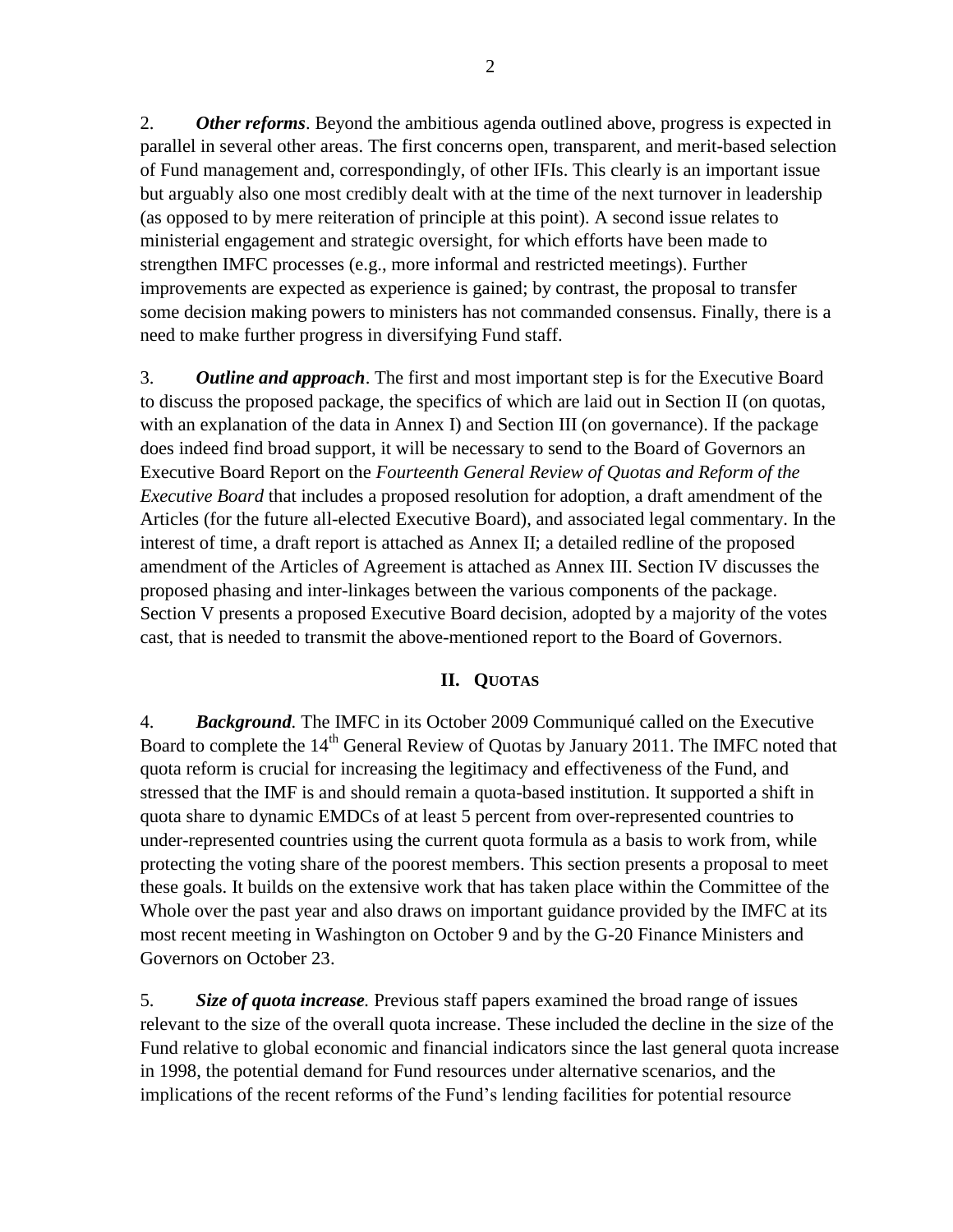2. ***Other reforms***. Beyond the ambitious agenda outlined above, progress is expected in parallel in several other areas. The first concerns open, transparent, and merit-based selection of Fund management and, correspondingly, of other IFIs. This clearly is an important issue but arguably also one most credibly dealt with at the time of the next turnover in leadership (as opposed to by mere reiteration of principle at this point). A second issue relates to ministerial engagement and strategic oversight, for which efforts have been made to strengthen IMFC processes (e.g., more informal and restricted meetings). Further improvements are expected as experience is gained; by contrast, the proposal to transfer some decision making powers to ministers has not commanded consensus. Finally, there is a need to make further progress in diversifying Fund staff.

3. ***Outline and approach***. The first and most important step is for the Executive Board to discuss the proposed package, the specifics of which are laid out in Section II (on quotas, with an explanation of the data in Annex I) and Section III (on governance). If the package does indeed find broad support, it will be necessary to send to the Board of Governors an Executive Board Report on the *Fourteenth General Review of Quotas and Reform of the Executive Board* that includes a proposed resolution for adoption, a draft amendment of the Articles (for the future all-elected Executive Board), and associated legal commentary. In the interest of time, a draft report is attached as Annex II; a detailed redline of the proposed amendment of the Articles of Agreement is attached as Annex III. Section IV discusses the proposed phasing and inter-linkages between the various components of the package. Section V presents a proposed Executive Board decision, adopted by a majority of the votes cast, that is needed to transmit the above-mentioned report to the Board of Governors.

## II. QUOTAS

4. ***Background***. The IMFC in its October 2009 Communiqué called on the Executive Board to complete the 14th General Review of Quotas by January 2011. The IMFC noted that quota reform is crucial for increasing the legitimacy and effectiveness of the Fund, and stressed that the IMF is and should remain a quota-based institution. It supported a shift in quota share to dynamic EMDCs of at least 5 percent from over-represented countries to under-represented countries using the current quota formula as a basis to work from, while protecting the voting share of the poorest members. This section presents a proposal to meet these goals. It builds on the extensive work that has taken place within the Committee of the Whole over the past year and also draws on important guidance provided by the IMFC at its most recent meeting in Washington on October 9 and by the G-20 Finance Ministers and Governors on October 23.

5. ***Size of quota increase***. Previous staff papers examined the broad range of issues relevant to the size of the overall quota increase. These included the decline in the size of the Fund relative to global economic and financial indicators since the last general quota increase in 1998, the potential demand for Fund resources under alternative scenarios, and the implications of the recent reforms of the Fund's lending facilities for potential resource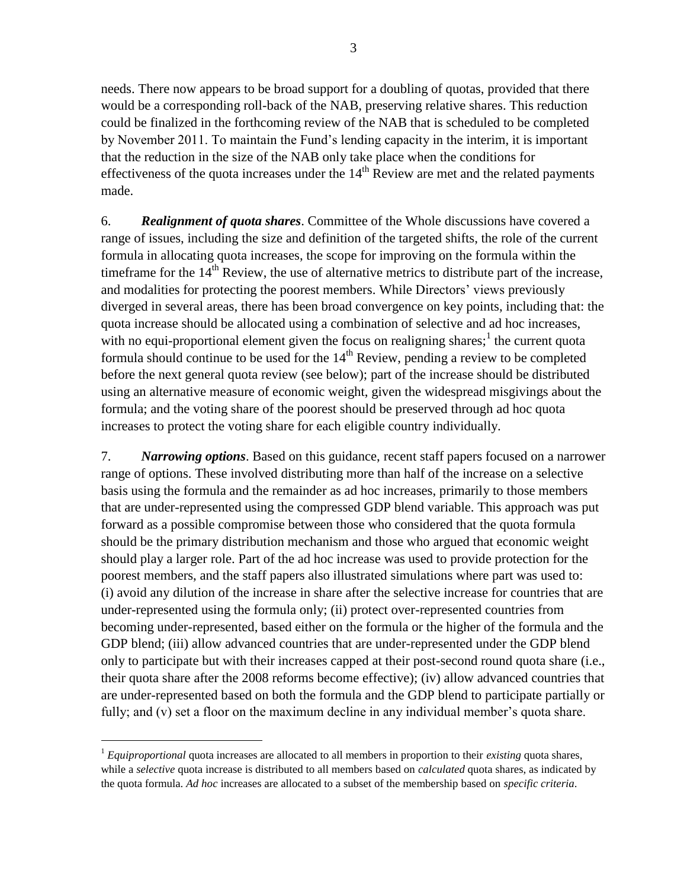needs. There now appears to be broad support for a doubling of quotas, provided that there would be a corresponding roll-back of the NAB, preserving relative shares. This reduction could be finalized in the forthcoming review of the NAB that is scheduled to be completed by November 2011. To maintain the Fund's lending capacity in the interim, it is important that the reduction in the size of the NAB only take place when the conditions for effectiveness of the quota increases under the 14th Review are met and the related payments made.

6. ***Realignment of quota shares***. Committee of the Whole discussions have covered a range of issues, including the size and definition of the targeted shifts, the role of the current formula in allocating quota increases, the scope for improving on the formula within the timeframe for the 14th Review, the use of alternative metrics to distribute part of the increase, and modalities for protecting the poorest members. While Directors' views previously diverged in several areas, there has been broad convergence on key points, including that: the quota increase should be allocated using a combination of selective and ad hoc increases, with no equi-proportional element given the focus on realigning shares;[1] the current quota formula should continue to be used for the 14th Review, pending a review to be completed before the next general quota review (see below); part of the increase should be distributed using an alternative measure of economic weight, given the widespread misgivings about the formula; and the voting share of the poorest should be preserved through ad hoc quota increases to protect the voting share for each eligible country individually.

7. ***Narrowing options***. Based on this guidance, recent staff papers focused on a narrower range of options. These involved distributing more than half of the increase on a selective basis using the formula and the remainder as ad hoc increases, primarily to those members that are under-represented using the compressed GDP blend variable. This approach was put forward as a possible compromise between those who considered that the quota formula should be the primary distribution mechanism and those who argued that economic weight should play a larger role. Part of the ad hoc increase was used to provide protection for the poorest members, and the staff papers also illustrated simulations where part was used to: (i) avoid any dilution of the increase in share after the selective increase for countries that are under-represented using the formula only; (ii) protect over-represented countries from becoming under-represented, based either on the formula or the higher of the formula and the GDP blend; (iii) allow advanced countries that are under-represented under the GDP blend only to participate but with their increases capped at their post-second round quota share (i.e., their quota share after the 2008 reforms become effective); (iv) allow advanced countries that are under-represented based on both the formula and the GDP blend to participate partially or fully; and (v) set a floor on the maximum decline in any individual member's quota share.

[1] *Equiproportional* quota increases are allocated to all members in proportion to their *existing* quota shares, while a *selective* quota increase is distributed to all members based on *calculated* quota shares, as indicated by the quota formula. *Ad hoc* increases are allocated to a subset of the membership based on *specific criteria*.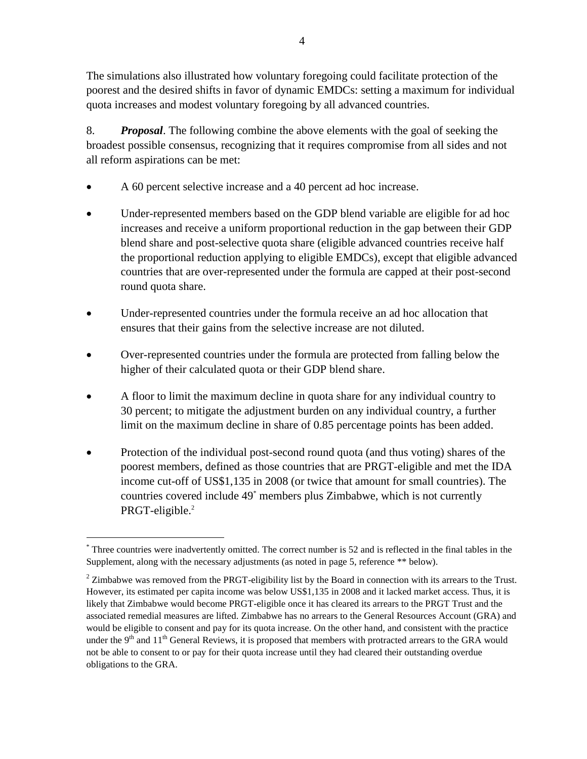The simulations also illustrated how voluntary foregoing could facilitate protection of the poorest and the desired shifts in favor of dynamic EMDCs: setting a maximum for individual quota increases and modest voluntary foregoing by all advanced countries.

8. ***Proposal***. The following combine the above elements with the goal of seeking the broadest possible consensus, recognizing that it requires compromise from all sides and not all reform aspirations can be met:

- A 60 percent selective increase and a 40 percent ad hoc increase.
- Under-represented members based on the GDP blend variable are eligible for ad hoc increases and receive a uniform proportional reduction in the gap between their GDP blend share and post-selective quota share (eligible advanced countries receive half the proportional reduction applying to eligible EMDCs), except that eligible advanced countries that are over-represented under the formula are capped at their post-second round quota share.
- Under-represented countries under the formula receive an ad hoc allocation that ensures that their gains from the selective increase are not diluted.
- Over-represented countries under the formula are protected from falling below the higher of their calculated quota or their GDP blend share.
- A floor to limit the maximum decline in quota share for any individual country to 30 percent; to mitigate the adjustment burden on any individual country, a further limit on the maximum decline in share of 0.85 percentage points has been added.
- Protection of the individual post-second round quota (and thus voting) shares of the poorest members, defined as those countries that are PRGT-eligible and met the IDA income cut-off of US$1,135 in 2008 (or twice that amount for small countries). The countries covered include 49[*] members plus Zimbabwe, which is not currently PRGT-eligible.[2]

---

[*] Three countries were inadvertently omitted. The correct number is 52 and is reflected in the final tables in the Supplement, along with the necessary adjustments (as noted in page 5, reference ** below).

[2] Zimbabwe was removed from the PRGT-eligibility list by the Board in connection with its arrears to the Trust. However, its estimated per capita income was below US$1,135 in 2008 and it lacked market access. Thus, it is likely that Zimbabwe would become PRGT-eligible once it has cleared its arrears to the PRGT Trust and the associated remedial measures are lifted. Zimbabwe has no arrears to the General Resources Account (GRA) and would be eligible to consent and pay for its quota increase. On the other hand, and consistent with the practice under the 9th and 11th General Reviews, it is proposed that members with protracted arrears to the GRA would not be able to consent to or pay for their quota increase until they had cleared their outstanding overdue obligations to the GRA.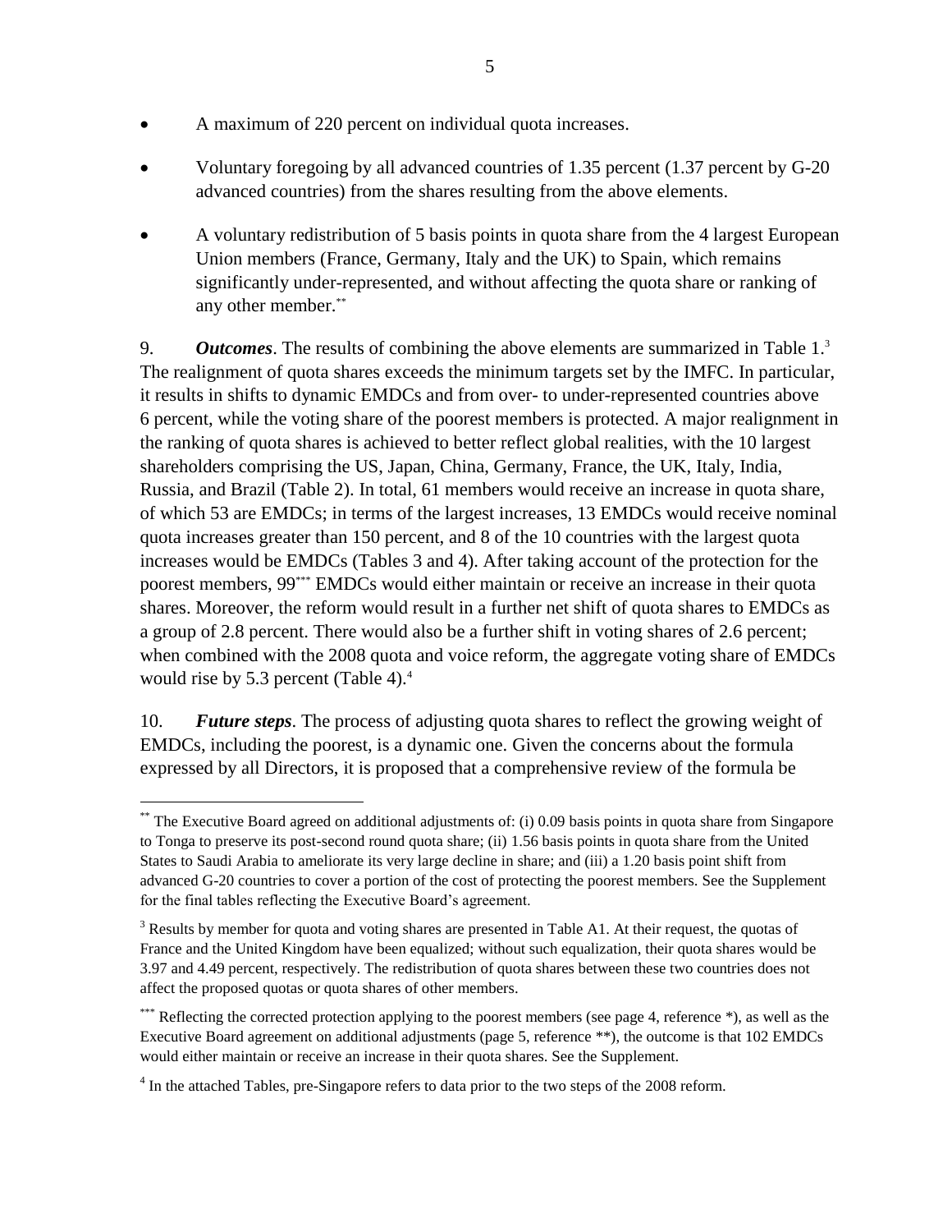- A maximum of 220 percent on individual quota increases.

- Voluntary foregoing by all advanced countries of 1.35 percent (1.37 percent by G-20 advanced countries) from the shares resulting from the above elements.

- A voluntary redistribution of 5 basis points in quota share from the 4 largest European Union members (France, Germany, Italy and the UK) to Spain, which remains significantly under-represented, and without affecting the quota share or ranking of any other member.[**]

9. ***Outcomes***. The results of combining the above elements are summarized in Table 1.[3] The realignment of quota shares exceeds the minimum targets set by the IMFC. In particular, it results in shifts to dynamic EMDCs and from over- to under-represented countries above 6 percent, while the voting share of the poorest members is protected. A major realignment in the ranking of quota shares is achieved to better reflect global realities, with the 10 largest shareholders comprising the US, Japan, China, Germany, France, the UK, Italy, India, Russia, and Brazil (Table 2). In total, 61 members would receive an increase in quota share, of which 53 are EMDCs; in terms of the largest increases, 13 EMDCs would receive nominal quota increases greater than 150 percent, and 8 of the 10 countries with the largest quota increases would be EMDCs (Tables 3 and 4). After taking account of the protection for the poorest members, 99[***] EMDCs would either maintain or receive an increase in their quota shares. Moreover, the reform would result in a further net shift of quota shares to EMDCs as a group of 2.8 percent. There would also be a further shift in voting shares of 2.6 percent; when combined with the 2008 quota and voice reform, the aggregate voting share of EMDCs would rise by 5.3 percent (Table 4).[4]

10. ***Future steps***. The process of adjusting quota shares to reflect the growing weight of EMDCs, including the poorest, is a dynamic one. Given the concerns about the formula expressed by all Directors, it is proposed that a comprehensive review of the formula be

---

[**] The Executive Board agreed on additional adjustments of: (i) 0.09 basis points in quota share from Singapore to Tonga to preserve its post-second round quota share; (ii) 1.56 basis points in quota share from the United States to Saudi Arabia to ameliorate its very large decline in share; and (iii) a 1.20 basis point shift from advanced G-20 countries to cover a portion of the cost of protecting the poorest members. See the Supplement for the final tables reflecting the Executive Board's agreement.

[3] Results by member for quota and voting shares are presented in Table A1. At their request, the quotas of France and the United Kingdom have been equalized; without such equalization, their quota shares would be 3.97 and 4.49 percent, respectively. The redistribution of quota shares between these two countries does not affect the proposed quotas or quota shares of other members.

[***] Reflecting the corrected protection applying to the poorest members (see page 4, reference *), as well as the Executive Board agreement on additional adjustments (page 5, reference **), the outcome is that 102 EMDCs would either maintain or receive an increase in their quota shares. See the Supplement.

[4] In the attached Tables, pre-Singapore refers to data prior to the two steps of the 2008 reform.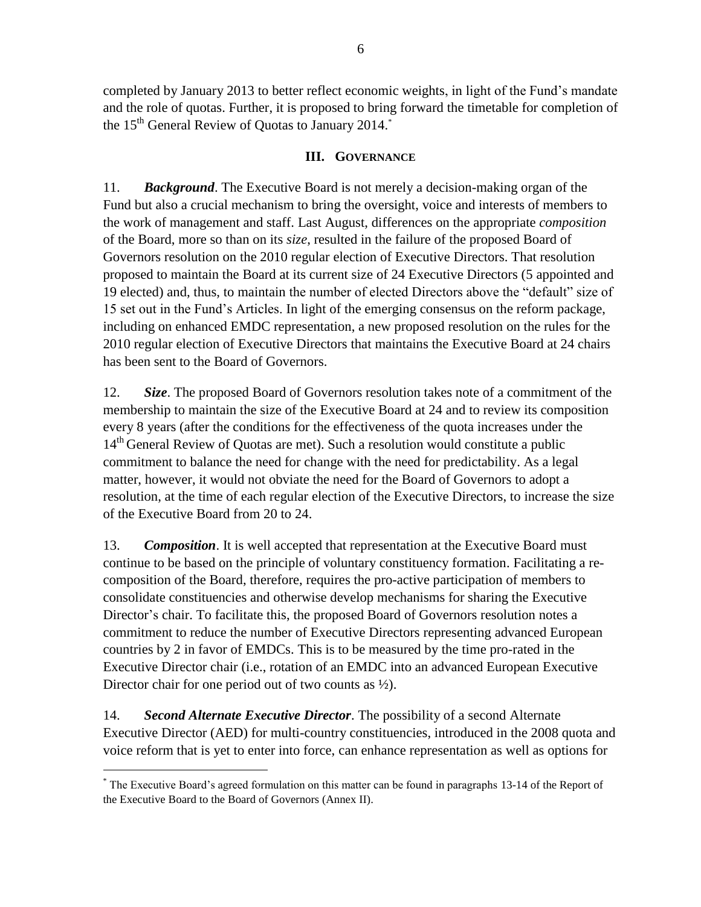completed by January 2013 to better reflect economic weights, in light of the Fund's mandate and the role of quotas. Further, it is proposed to bring forward the timetable for completion of the 15th General Review of Quotas to January 2014.*

## III. Governance

11. ***Background***. The Executive Board is not merely a decision-making organ of the Fund but also a crucial mechanism to bring the oversight, voice and interests of members to the work of management and staff. Last August, differences on the appropriate *composition* of the Board, more so than on its *size*, resulted in the failure of the proposed Board of Governors resolution on the 2010 regular election of Executive Directors. That resolution proposed to maintain the Board at its current size of 24 Executive Directors (5 appointed and 19 elected) and, thus, to maintain the number of elected Directors above the "default" size of 15 set out in the Fund's Articles. In light of the emerging consensus on the reform package, including on enhanced EMDC representation, a new proposed resolution on the rules for the 2010 regular election of Executive Directors that maintains the Executive Board at 24 chairs has been sent to the Board of Governors.

12. ***Size***. The proposed Board of Governors resolution takes note of a commitment of the membership to maintain the size of the Executive Board at 24 and to review its composition every 8 years (after the conditions for the effectiveness of the quota increases under the 14th General Review of Quotas are met). Such a resolution would constitute a public commitment to balance the need for change with the need for predictability. As a legal matter, however, it would not obviate the need for the Board of Governors to adopt a resolution, at the time of each regular election of the Executive Directors, to increase the size of the Executive Board from 20 to 24.

13. ***Composition***. It is well accepted that representation at the Executive Board must continue to be based on the principle of voluntary constituency formation. Facilitating a re-composition of the Board, therefore, requires the pro-active participation of members to consolidate constituencies and otherwise develop mechanisms for sharing the Executive Director's chair. To facilitate this, the proposed Board of Governors resolution notes a commitment to reduce the number of Executive Directors representing advanced European countries by 2 in favor of EMDCs. This is to be measured by the time pro-rated in the Executive Director chair (i.e., rotation of an EMDC into an advanced European Executive Director chair for one period out of two counts as ½).

14. ***Second Alternate Executive Director***. The possibility of a second Alternate Executive Director (AED) for multi-country constituencies, introduced in the 2008 quota and voice reform that is yet to enter into force, can enhance representation as well as options for

---

* The Executive Board's agreed formulation on this matter can be found in paragraphs 13-14 of the Report of the Executive Board to the Board of Governors (Annex II).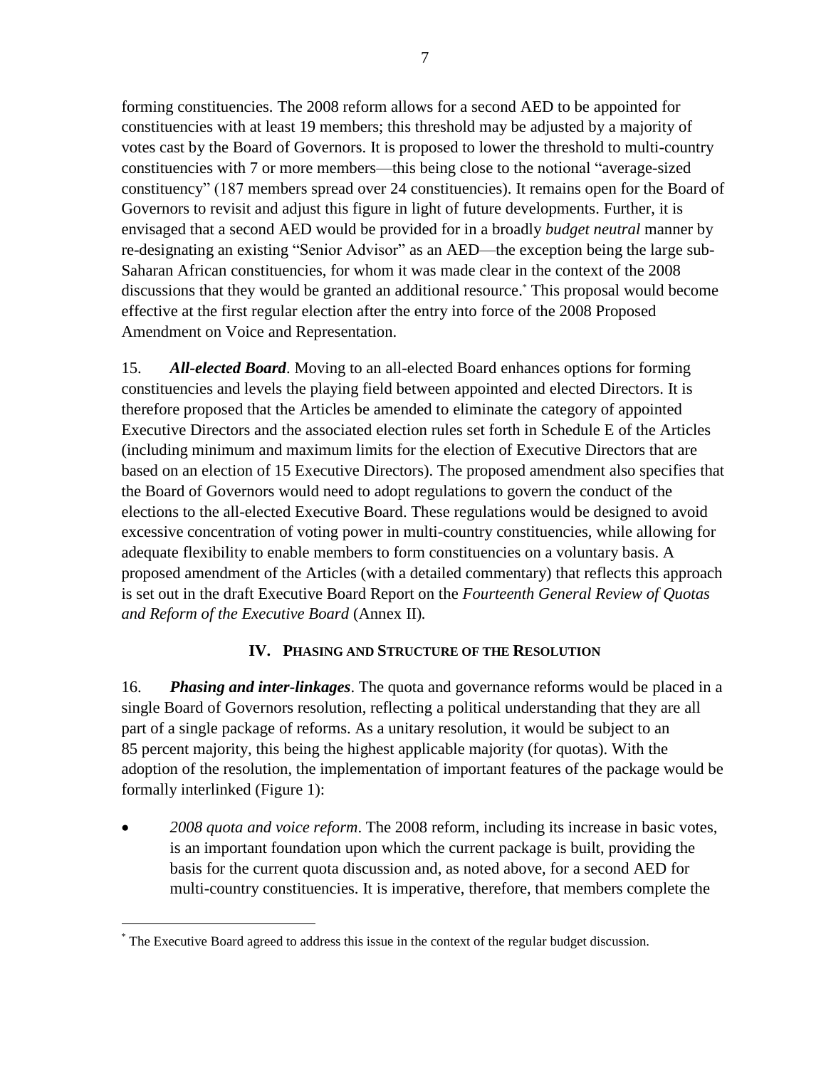forming constituencies. The 2008 reform allows for a second AED to be appointed for constituencies with at least 19 members; this threshold may be adjusted by a majority of votes cast by the Board of Governors. It is proposed to lower the threshold to multi-country constituencies with 7 or more members—this being close to the notional "average-sized constituency" (187 members spread over 24 constituencies). It remains open for the Board of Governors to revisit and adjust this figure in light of future developments. Further, it is envisaged that a second AED would be provided for in a broadly *budget neutral* manner by re-designating an existing "Senior Advisor" as an AED—the exception being the large sub-Saharan African constituencies, for whom it was made clear in the context of the 2008 discussions that they would be granted an additional resource.[*] This proposal would become effective at the first regular election after the entry into force of the 2008 Proposed Amendment on Voice and Representation.

15. ***All-elected Board***. Moving to an all-elected Board enhances options for forming constituencies and levels the playing field between appointed and elected Directors. It is therefore proposed that the Articles be amended to eliminate the category of appointed Executive Directors and the associated election rules set forth in Schedule E of the Articles (including minimum and maximum limits for the election of Executive Directors that are based on an election of 15 Executive Directors). The proposed amendment also specifies that the Board of Governors would need to adopt regulations to govern the conduct of the elections to the all-elected Executive Board. These regulations would be designed to avoid excessive concentration of voting power in multi-country constituencies, while allowing for adequate flexibility to enable members to form constituencies on a voluntary basis. A proposed amendment of the Articles (with a detailed commentary) that reflects this approach is set out in the draft Executive Board Report on the *Fourteenth General Review of Quotas and Reform of the Executive Board* (Annex II).

## IV. Phasing and Structure of the Resolution

16. ***Phasing and inter-linkages***. The quota and governance reforms would be placed in a single Board of Governors resolution, reflecting a political understanding that they are all part of a single package of reforms. As a unitary resolution, it would be subject to an 85 percent majority, this being the highest applicable majority (for quotas). With the adoption of the resolution, the implementation of important features of the package would be formally interlinked (Figure 1):

- *2008 quota and voice reform*. The 2008 reform, including its increase in basic votes, is an important foundation upon which the current package is built, providing the basis for the current quota discussion and, as noted above, for a second AED for multi-country constituencies. It is imperative, therefore, that members complete the

[*] The Executive Board agreed to address this issue in the context of the regular budget discussion.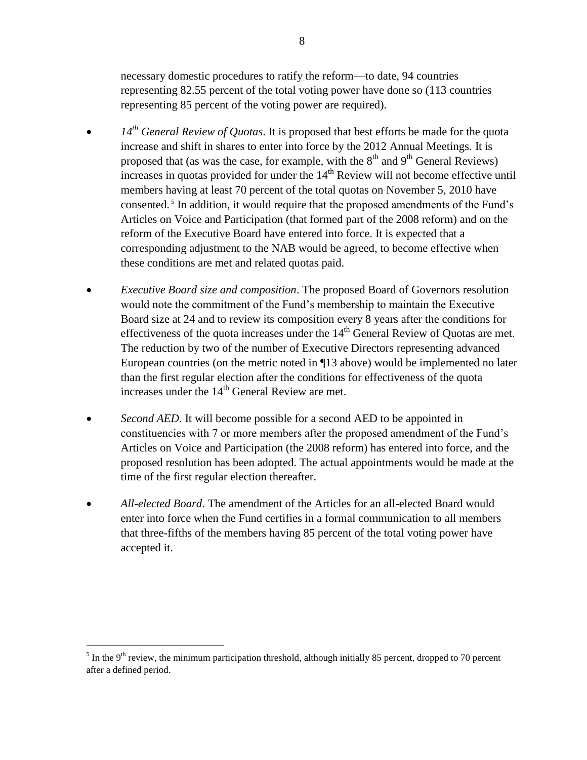necessary domestic procedures to ratify the reform—to date, 94 countries representing 82.55 percent of the total voting power have done so (113 countries representing 85 percent of the voting power are required).

- *14th General Review of Quotas*. It is proposed that best efforts be made for the quota increase and shift in shares to enter into force by the 2012 Annual Meetings. It is proposed that (as was the case, for example, with the 8th and 9th General Reviews) increases in quotas provided for under the 14th Review will not become effective until members having at least 70 percent of the total quotas on November 5, 2010 have consented.[5] In addition, it would require that the proposed amendments of the Fund's Articles on Voice and Participation (that formed part of the 2008 reform) and on the reform of the Executive Board have entered into force. It is expected that a corresponding adjustment to the NAB would be agreed, to become effective when these conditions are met and related quotas paid.

- *Executive Board size and composition*. The proposed Board of Governors resolution would note the commitment of the Fund's membership to maintain the Executive Board size at 24 and to review its composition every 8 years after the conditions for effectiveness of the quota increases under the 14th General Review of Quotas are met. The reduction by two of the number of Executive Directors representing advanced European countries (on the metric noted in ¶13 above) would be implemented no later than the first regular election after the conditions for effectiveness of the quota increases under the 14th General Review are met.

- *Second AED*. It will become possible for a second AED to be appointed in constituencies with 7 or more members after the proposed amendment of the Fund's Articles on Voice and Participation (the 2008 reform) has entered into force, and the proposed resolution has been adopted. The actual appointments would be made at the time of the first regular election thereafter.

- *All-elected Board*. The amendment of the Articles for an all-elected Board would enter into force when the Fund certifies in a formal communication to all members that three-fifths of the members having 85 percent of the total voting power have accepted it.

---

[5] In the 9th review, the minimum participation threshold, although initially 85 percent, dropped to 70 percent after a defined period.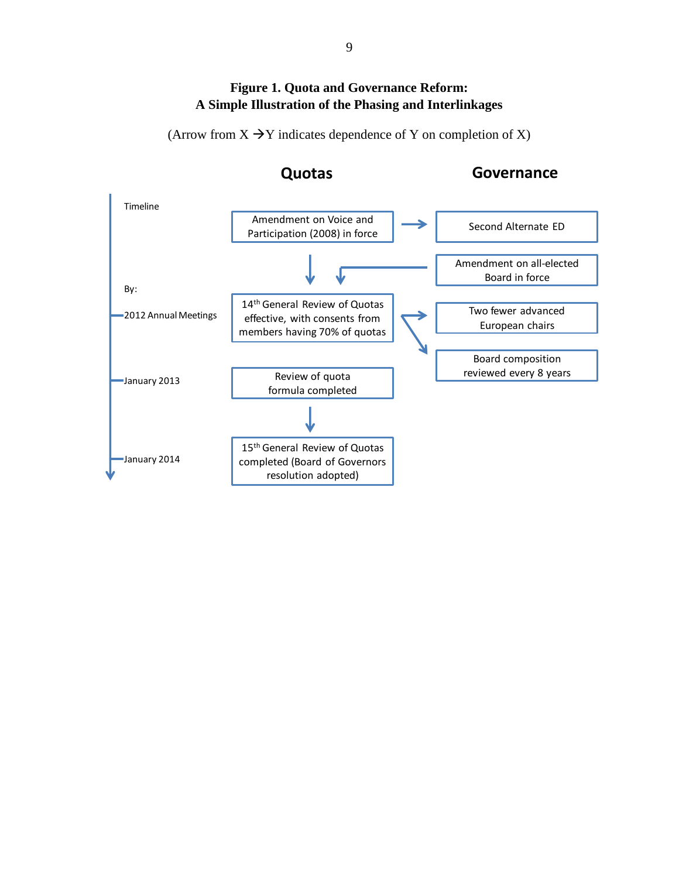**Figure 1. Quota and Governance Reform:**
**A Simple Illustration of the Phasing and Interlinkages**

(Arrow from X →Y indicates dependence of Y on completion of X)

Quotas

Governance

Timeline

Amendment on Voice and Participation (2008) in force

Second Alternate ED

Amendment on all-elected Board in force

By:

2012 Annual Meetings

14th General Review of Quotas effective, with consents from members having 70% of quotas

Two fewer advanced European chairs

Board composition reviewed every 8 years

January 2013

Review of quota formula completed

January 2014

15th General Review of Quotas completed (Board of Governors resolution adopted)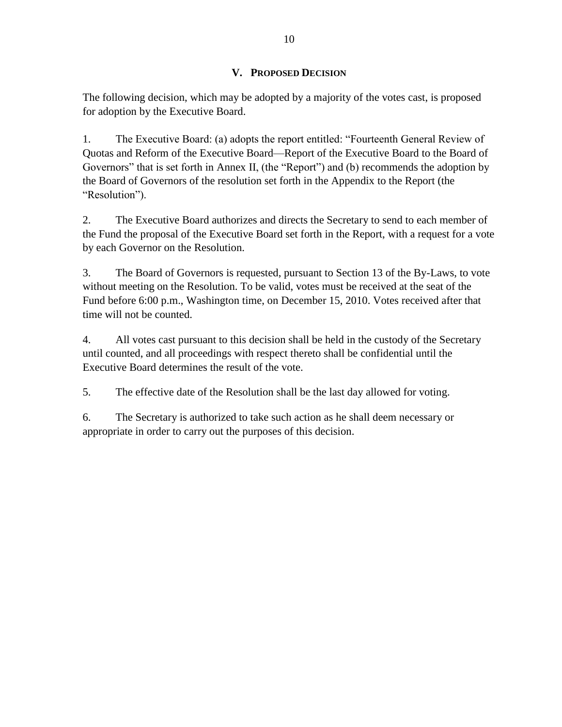## V. PROPOSED DECISION

The following decision, which may be adopted by a majority of the votes cast, is proposed for adoption by the Executive Board.

1. The Executive Board: (a) adopts the report entitled: "Fourteenth General Review of Quotas and Reform of the Executive Board—Report of the Executive Board to the Board of Governors" that is set forth in Annex II, (the "Report") and (b) recommends the adoption by the Board of Governors of the resolution set forth in the Appendix to the Report (the "Resolution").

2. The Executive Board authorizes and directs the Secretary to send to each member of the Fund the proposal of the Executive Board set forth in the Report, with a request for a vote by each Governor on the Resolution.

3. The Board of Governors is requested, pursuant to Section 13 of the By-Laws, to vote without meeting on the Resolution. To be valid, votes must be received at the seat of the Fund before 6:00 p.m., Washington time, on December 15, 2010. Votes received after that time will not be counted.

4. All votes cast pursuant to this decision shall be held in the custody of the Secretary until counted, and all proceedings with respect thereto shall be confidential until the Executive Board determines the result of the vote.

5. The effective date of the Resolution shall be the last day allowed for voting.

6. The Secretary is authorized to take such action as he shall deem necessary or appropriate in order to carry out the purposes of this decision.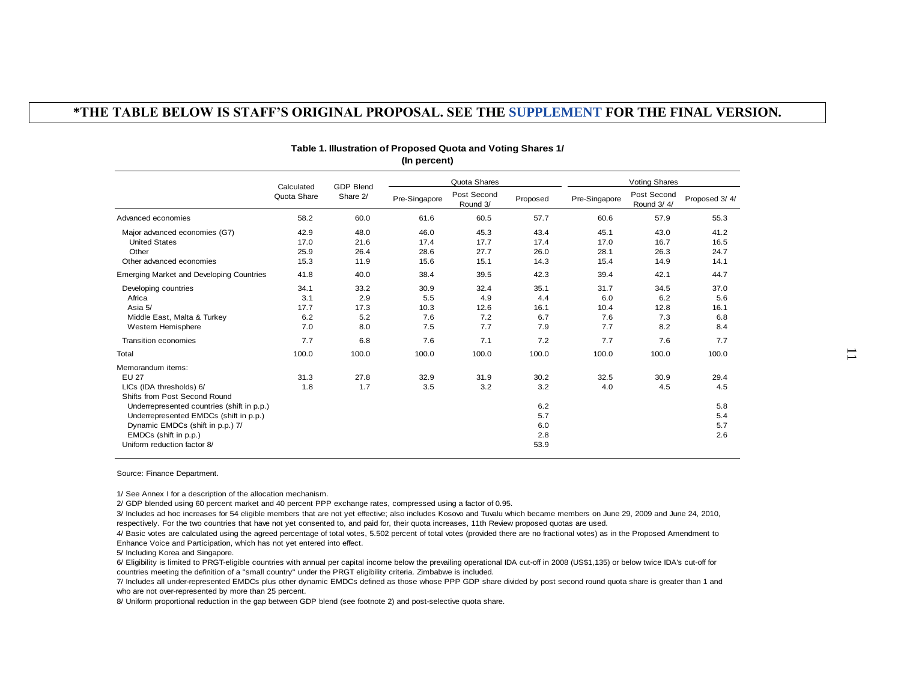**\*THE TABLE BELOW IS STAFF'S ORIGINAL PROPOSAL. SEE THE SUPPLEMENT FOR THE FINAL VERSION.**

**Table 1. Illustration of Proposed Quota and Voting Shares 1/**
**(In percent)**

| | Calculated Quota Share | GDP Blend Share 2/ | Quota Shares | | | Voting Shares | | |
|---|---|---|---|---|---|---|---|---|
| | | | Pre-Singapore | Post Second Round 3/ | Proposed | Pre-Singapore | Post Second Round 3/ 4/ | Proposed 3/ 4/ |
| Advanced economies | 58.2 | 60.0 | 61.6 | 60.5 | 57.7 | 60.6 | 57.9 | 55.3 |
| Major advanced economies (G7) | 42.9 | 48.0 | 46.0 | 45.3 | 43.4 | 45.1 | 43.0 | 41.2 |
| United States | 17.0 | 21.6 | 17.4 | 17.7 | 17.4 | 17.0 | 16.7 | 16.5 |
| Other | 25.9 | 26.4 | 28.6 | 27.7 | 26.0 | 28.1 | 26.3 | 24.7 |
| Other advanced economies | 15.3 | 11.9 | 15.6 | 15.1 | 14.3 | 15.4 | 14.9 | 14.1 |
| Emerging Market and Developing Countries | 41.8 | 40.0 | 38.4 | 39.5 | 42.3 | 39.4 | 42.1 | 44.7 |
| Developing countries | 34.1 | 33.2 | 30.9 | 32.4 | 35.1 | 31.7 | 34.5 | 37.0 |
| Africa | 3.1 | 2.9 | 5.5 | 4.9 | 4.4 | 6.0 | 6.2 | 5.6 |
| Asia 5/ | 17.7 | 17.3 | 10.3 | 12.6 | 16.1 | 10.4 | 12.8 | 16.1 |
| Middle East, Malta & Turkey | 6.2 | 5.2 | 7.6 | 7.2 | 6.7 | 7.6 | 7.3 | 6.8 |
| Western Hemisphere | 7.0 | 8.0 | 7.5 | 7.7 | 7.9 | 7.7 | 8.2 | 8.4 |
| Transition economies | 7.7 | 6.8 | 7.6 | 7.1 | 7.2 | 7.7 | 7.6 | 7.7 |
| Total | 100.0 | 100.0 | 100.0 | 100.0 | 100.0 | 100.0 | 100.0 | 100.0 |
| Memorandum items: | | | | | | | | |
| EU 27 | 31.3 | 27.8 | 32.9 | 31.9 | 30.2 | 32.5 | 30.9 | 29.4 |
| LICs (IDA thresholds) 6/ | 1.8 | 1.7 | 3.5 | 3.2 | 3.2 | 4.0 | 4.5 | 4.5 |
| Shifts from Post Second Round | | | | | | | | |
| Underrepresented countries (shift in p.p.) | | | | | 6.2 | | | 5.8 |
| Underrepresented EMDCs (shift in p.p.) | | | | | 5.7 | | | 5.4 |
| Dynamic EMDCs (shift in p.p.) 7/ | | | | | 6.0 | | | 5.7 |
| EMDCs (shift in p.p.) | | | | | 2.8 | | | 2.6 |
| Uniform reduction factor 8/ | | | | | 53.9 | | | |

Source: Finance Department.

1/ See Annex I for a description of the allocation mechanism.

2/ GDP blended using 60 percent market and 40 percent PPP exchange rates, compressed using a factor of 0.95.

3/ Includes ad hoc increases for 54 eligible members that are not yet effective; also includes Kosovo and Tuvalu which became members on June 29, 2009 and June 24, 2010, respectively. For the two countries that have not yet consented to, and paid for, their quota increases, 11th Review proposed quotas are used.

4/ Basic votes are calculated using the agreed percentage of total votes, 5.502 percent of total votes (provided there are no fractional votes) as in the Proposed Amendment to Enhance Voice and Participation, which has not yet entered into effect.

5/ Including Korea and Singapore.

6/ Eligibility is limited to PRGT-eligible countries with annual per capital income below the prevailing operational IDA cut-off in 2008 (US$1,135) or below twice IDA's cut-off for countries meeting the definition of a "small country" under the PRGT eligibility criteria. Zimbabwe is included.

7/ Includes all under-represented EMDCs plus other dynamic EMDCs defined as those whose PPP GDP share divided by post second round quota share is greater than 1 and who are not over-represented by more than 25 percent.

8/ Uniform proportional reduction in the gap between GDP blend (see footnote 2) and post-selective quota share.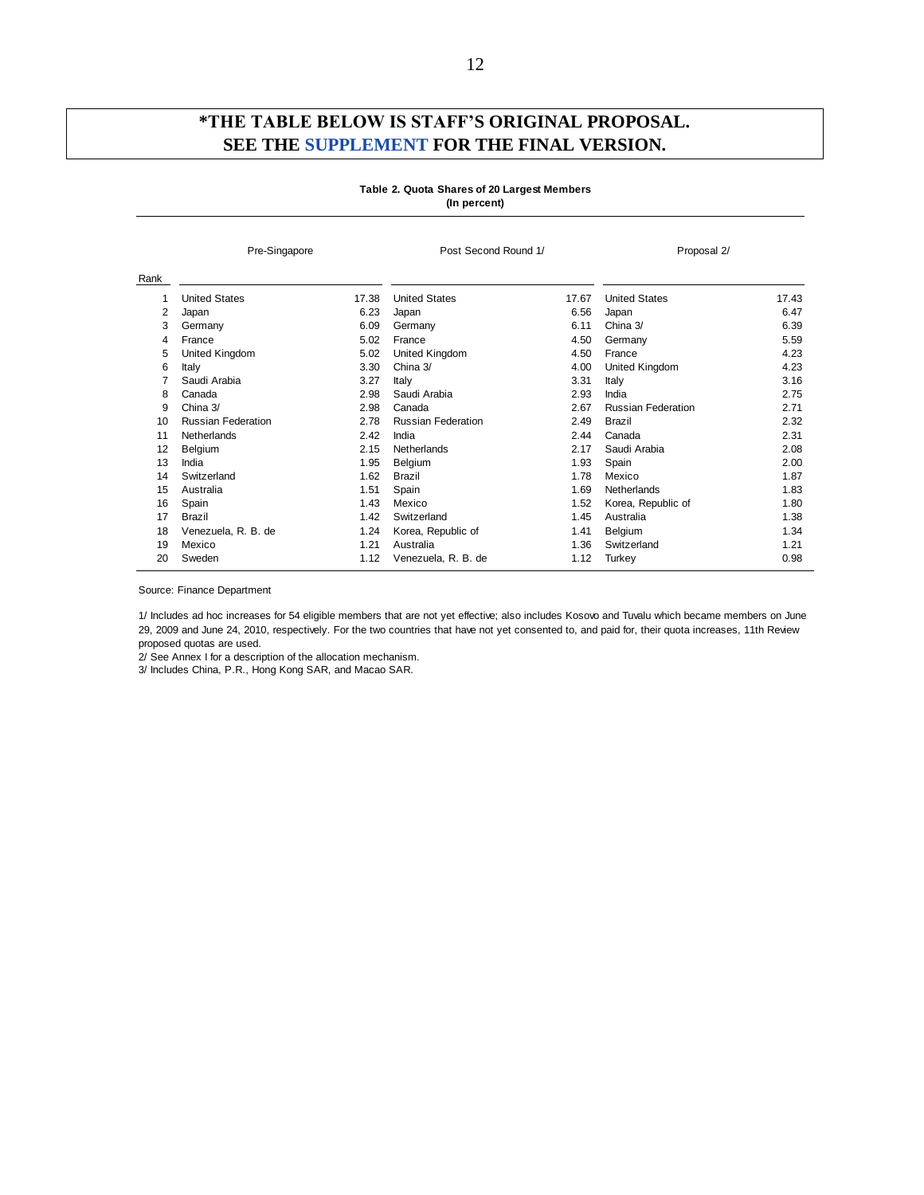**\*THE TABLE BELOW IS STAFF'S ORIGINAL PROPOSAL. SEE THE SUPPLEMENT FOR THE FINAL VERSION.**

**Table 2. Quota Shares of 20 Largest Members**
**(In percent)**

| Rank | Pre-Singapore | | Post Second Round 1/ | | Proposal 2/ | |
|---|---|---|---|---|---|---|
| 1 | United States | 17.38 | United States | 17.67 | United States | 17.43 |
| 2 | Japan | 6.23 | Japan | 6.56 | Japan | 6.47 |
| 3 | Germany | 6.09 | Germany | 6.11 | China 3/ | 6.39 |
| 4 | France | 5.02 | France | 4.50 | Germany | 5.59 |
| 5 | United Kingdom | 5.02 | United Kingdom | 4.50 | France | 4.23 |
| 6 | Italy | 3.30 | China 3/ | 4.00 | United Kingdom | 4.23 |
| 7 | Saudi Arabia | 3.27 | Italy | 3.31 | Italy | 3.16 |
| 8 | Canada | 2.98 | Saudi Arabia | 2.93 | India | 2.75 |
| 9 | China 3/ | 2.98 | Canada | 2.67 | Russian Federation | 2.71 |
| 10 | Russian Federation | 2.78 | Russian Federation | 2.49 | Brazil | 2.32 |
| 11 | Netherlands | 2.42 | India | 2.44 | Canada | 2.31 |
| 12 | Belgium | 2.15 | Netherlands | 2.17 | Saudi Arabia | 2.08 |
| 13 | India | 1.95 | Belgium | 1.93 | Spain | 2.00 |
| 14 | Switzerland | 1.62 | Brazil | 1.78 | Mexico | 1.87 |
| 15 | Australia | 1.51 | Spain | 1.69 | Netherlands | 1.83 |
| 16 | Spain | 1.43 | Mexico | 1.52 | Korea, Republic of | 1.80 |
| 17 | Brazil | 1.42 | Switzerland | 1.45 | Australia | 1.38 |
| 18 | Venezuela, R. B. de | 1.24 | Korea, Republic of | 1.41 | Belgium | 1.34 |
| 19 | Mexico | 1.21 | Australia | 1.36 | Switzerland | 1.21 |
| 20 | Sweden | 1.12 | Venezuela, R. B. de | 1.12 | Turkey | 0.98 |

Source: Finance Department

1/ Includes ad hoc increases for 54 eligible members that are not yet effective; also includes Kosovo and Tuvalu which became members on June 29, 2009 and June 24, 2010, respectively. For the two countries that have not yet consented to, and paid for, their quota increases, 11th Review proposed quotas are used.

2/ See Annex I for a description of the allocation mechanism.

3/ Includes China, P.R., Hong Kong SAR, and Macao SAR.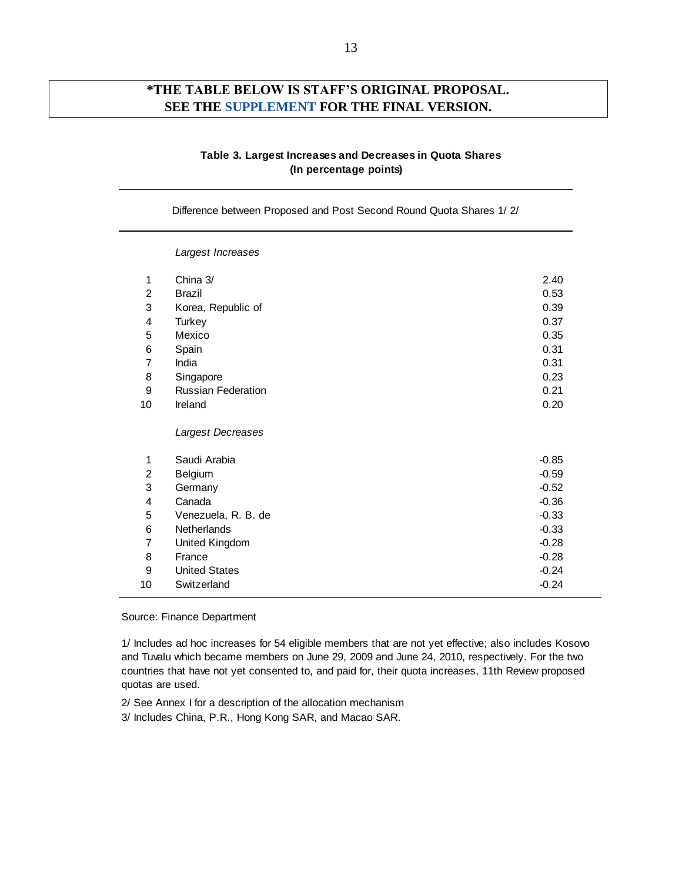**\*THE TABLE BELOW IS STAFF'S ORIGINAL PROPOSAL. SEE THE SUPPLEMENT FOR THE FINAL VERSION.**

**Table 3. Largest Increases and Decreases in Quota Shares**
**(In percentage points)**

| | | Difference between Proposed and Post Second Round Quota Shares 1/ 2/ |
|---|---|---|
| | *Largest Increases* | |
| 1 | China 3/ | 2.40 |
| 2 | Brazil | 0.53 |
| 3 | Korea, Republic of | 0.39 |
| 4 | Turkey | 0.37 |
| 5 | Mexico | 0.35 |
| 6 | Spain | 0.31 |
| 7 | India | 0.31 |
| 8 | Singapore | 0.23 |
| 9 | Russian Federation | 0.21 |
| 10 | Ireland | 0.20 |
| | *Largest Decreases* | |
| 1 | Saudi Arabia | -0.85 |
| 2 | Belgium | -0.59 |
| 3 | Germany | -0.52 |
| 4 | Canada | -0.36 |
| 5 | Venezuela, R. B. de | -0.33 |
| 6 | Netherlands | -0.33 |
| 7 | United Kingdom | -0.28 |
| 8 | France | -0.28 |
| 9 | United States | -0.24 |
| 10 | Switzerland | -0.24 |

Source: Finance Department

1/ Includes ad hoc increases for 54 eligible members that are not yet effective; also includes Kosovo and Tuvalu which became members on June 29, 2009 and June 24, 2010, respectively. For the two countries that have not yet consented to, and paid for, their quota increases, 11th Review proposed quotas are used.

2/ See Annex I for a description of the allocation mechanism

3/ Includes China, P.R., Hong Kong SAR, and Macao SAR.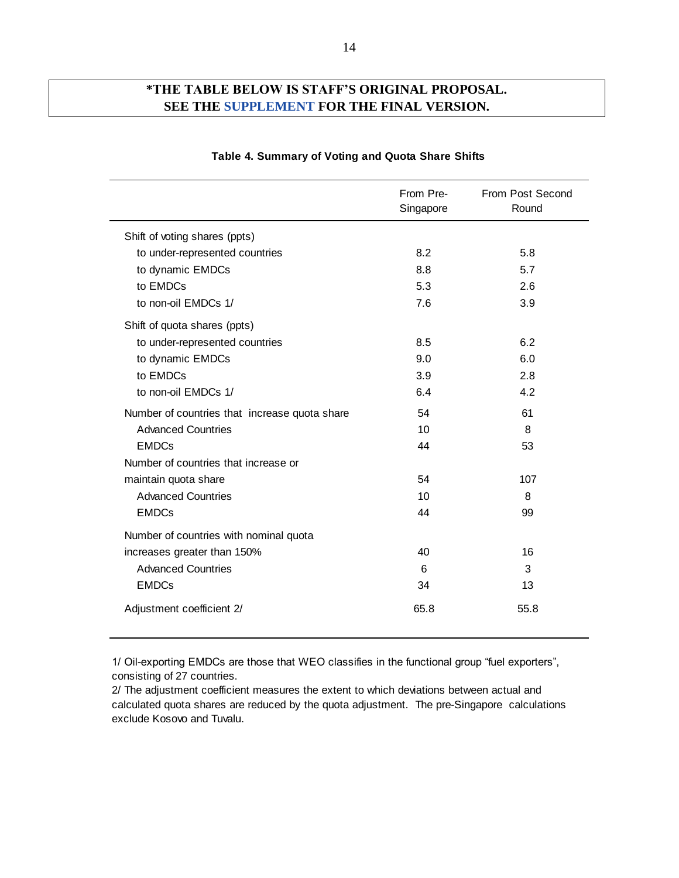**\*THE TABLE BELOW IS STAFF'S ORIGINAL PROPOSAL. SEE THE SUPPLEMENT FOR THE FINAL VERSION.**

**Table 4. Summary of Voting and Quota Share Shifts**

| | From Pre-Singapore | From Post Second Round |
|---|---|---|
| Shift of voting shares (ppts) | | |
| to under-represented countries | 8.2 | 5.8 |
| to dynamic EMDCs | 8.8 | 5.7 |
| to EMDCs | 5.3 | 2.6 |
| to non-oil EMDCs 1/ | 7.6 | 3.9 |
| Shift of quota shares (ppts) | | |
| to under-represented countries | 8.5 | 6.2 |
| to dynamic EMDCs | 9.0 | 6.0 |
| to EMDCs | 3.9 | 2.8 |
| to non-oil EMDCs 1/ | 6.4 | 4.2 |
| Number of countries that increase quota share | 54 | 61 |
| Advanced Countries | 10 | 8 |
| EMDCs | 44 | 53 |
| Number of countries that increase or maintain quota share | 54 | 107 |
| Advanced Countries | 10 | 8 |
| EMDCs | 44 | 99 |
| Number of countries with nominal quota increases greater than 150% | 40 | 16 |
| Advanced Countries | 6 | 3 |
| EMDCs | 34 | 13 |
| Adjustment coefficient 2/ | 65.8 | 55.8 |

1/ Oil-exporting EMDCs are those that WEO classifies in the functional group "fuel exporters", consisting of 27 countries.

2/ The adjustment coefficient measures the extent to which deviations between actual and calculated quota shares are reduced by the quota adjustment. The pre-Singapore calculations exclude Kosovo and Tuvalu.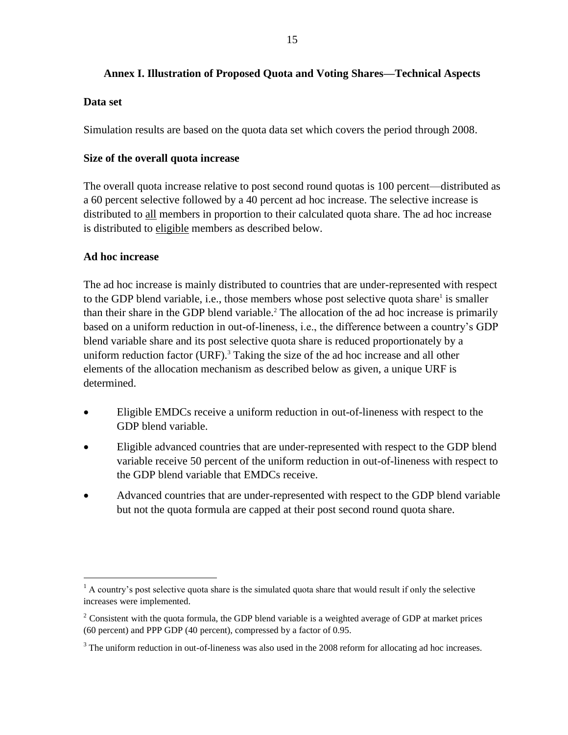## Annex I. Illustration of Proposed Quota and Voting Shares—Technical Aspects

### Data set

Simulation results are based on the quota data set which covers the period through 2008.

### Size of the overall quota increase

The overall quota increase relative to post second round quotas is 100 percent—distributed as a 60 percent selective followed by a 40 percent ad hoc increase. The selective increase is distributed to <u>all</u> members in proportion to their calculated quota share. The ad hoc increase is distributed to <u>eligible</u> members as described below.

### Ad hoc increase

The ad hoc increase is mainly distributed to countries that are under-represented with respect to the GDP blend variable, i.e., those members whose post selective quota share[1] is smaller than their share in the GDP blend variable.[2] The allocation of the ad hoc increase is primarily based on a uniform reduction in out-of-lineness, i.e., the difference between a country's GDP blend variable share and its post selective quota share is reduced proportionately by a uniform reduction factor (URF).[3] Taking the size of the ad hoc increase and all other elements of the allocation mechanism as described below as given, a unique URF is determined.

- Eligible EMDCs receive a uniform reduction in out-of-lineness with respect to the GDP blend variable.
- Eligible advanced countries that are under-represented with respect to the GDP blend variable receive 50 percent of the uniform reduction in out-of-lineness with respect to the GDP blend variable that EMDCs receive.
- Advanced countries that are under-represented with respect to the GDP blend variable but not the quota formula are capped at their post second round quota share.

---

[1] A country's post selective quota share is the simulated quota share that would result if only the selective increases were implemented.

[2] Consistent with the quota formula, the GDP blend variable is a weighted average of GDP at market prices (60 percent) and PPP GDP (40 percent), compressed by a factor of 0.95.

[3] The uniform reduction in out-of-lineness was also used in the 2008 reform for allocating ad hoc increases.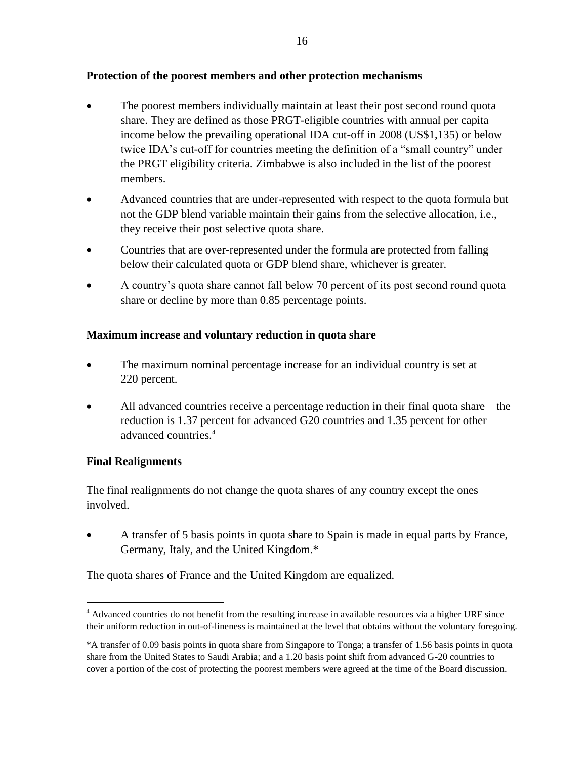**Protection of the poorest members and other protection mechanisms**

- The poorest members individually maintain at least their post second round quota share. They are defined as those PRGT-eligible countries with annual per capita income below the prevailing operational IDA cut-off in 2008 (US$1,135) or below twice IDA's cut-off for countries meeting the definition of a "small country" under the PRGT eligibility criteria. Zimbabwe is also included in the list of the poorest members.
- Advanced countries that are under-represented with respect to the quota formula but not the GDP blend variable maintain their gains from the selective allocation, i.e., they receive their post selective quota share.
- Countries that are over-represented under the formula are protected from falling below their calculated quota or GDP blend share, whichever is greater.
- A country's quota share cannot fall below 70 percent of its post second round quota share or decline by more than 0.85 percentage points.

**Maximum increase and voluntary reduction in quota share**

- The maximum nominal percentage increase for an individual country is set at 220 percent.
- All advanced countries receive a percentage reduction in their final quota share—the reduction is 1.37 percent for advanced G20 countries and 1.35 percent for other advanced countries.[4]

**Final Realignments**

The final realignments do not change the quota shares of any country except the ones involved.

- A transfer of 5 basis points in quota share to Spain is made in equal parts by France, Germany, Italy, and the United Kingdom.*

The quota shares of France and the United Kingdom are equalized.

[4] Advanced countries do not benefit from the resulting increase in available resources via a higher URF since their uniform reduction in out-of-lineness is maintained at the level that obtains without the voluntary foregoing.

*A transfer of 0.09 basis points in quota share from Singapore to Tonga; a transfer of 1.56 basis points in quota share from the United States to Saudi Arabia; and a 1.20 basis point shift from advanced G-20 countries to cover a portion of the cost of protecting the poorest members were agreed at the time of the Board discussion.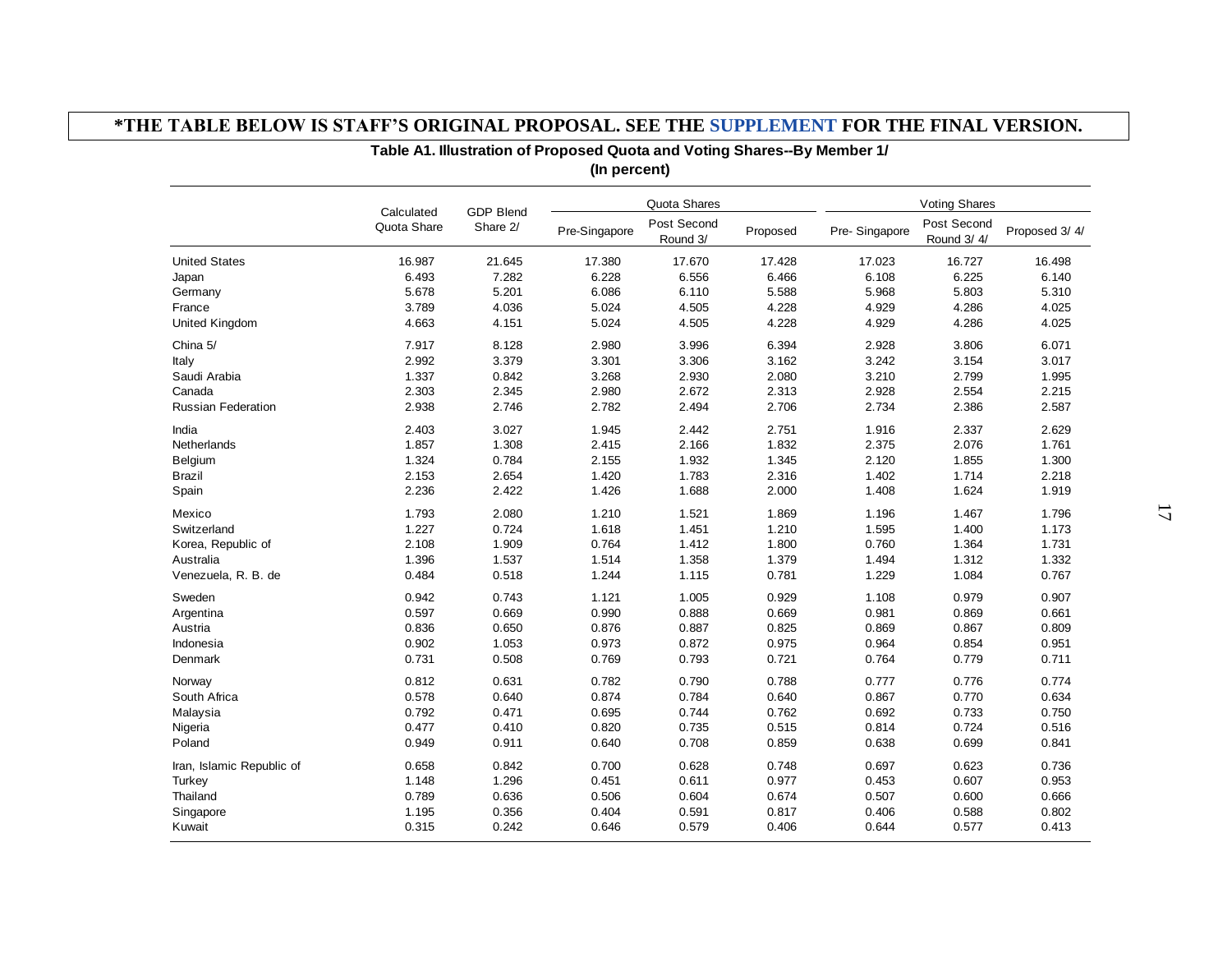**\*THE TABLE BELOW IS STAFF'S ORIGINAL PROPOSAL. SEE THE SUPPLEMENT FOR THE FINAL VERSION.**

**Table A1. Illustration of Proposed Quota and Voting Shares--By Member 1/**
**(In percent)**

| | Calculated Quota Share | GDP Blend Share 2/ | Quota Shares | | | Voting Shares | | |
|---|---|---|---|---|---|---|---|---|
| | | | Pre-Singapore | Post Second Round 3/ | Proposed | Pre- Singapore | Post Second Round 3/ 4/ | Proposed 3/ 4/ |
| United States | 16.987 | 21.645 | 17.380 | 17.670 | 17.428 | 17.023 | 16.727 | 16.498 |
| Japan | 6.493 | 7.282 | 6.228 | 6.556 | 6.466 | 6.108 | 6.225 | 6.140 |
| Germany | 5.678 | 5.201 | 6.086 | 6.110 | 5.588 | 5.968 | 5.803 | 5.310 |
| France | 3.789 | 4.036 | 5.024 | 4.505 | 4.228 | 4.929 | 4.286 | 4.025 |
| United Kingdom | 4.663 | 4.151 | 5.024 | 4.505 | 4.228 | 4.929 | 4.286 | 4.025 |
| China 5/ | 7.917 | 8.128 | 2.980 | 3.996 | 6.394 | 2.928 | 3.806 | 6.071 |
| Italy | 2.992 | 3.379 | 3.301 | 3.306 | 3.162 | 3.242 | 3.154 | 3.017 |
| Saudi Arabia | 1.337 | 0.842 | 3.268 | 2.930 | 2.080 | 3.210 | 2.799 | 1.995 |
| Canada | 2.303 | 2.345 | 2.980 | 2.672 | 2.313 | 2.928 | 2.554 | 2.215 |
| Russian Federation | 2.938 | 2.746 | 2.782 | 2.494 | 2.706 | 2.734 | 2.386 | 2.587 |
| India | 2.403 | 3.027 | 1.945 | 2.442 | 2.751 | 1.916 | 2.337 | 2.629 |
| Netherlands | 1.857 | 1.308 | 2.415 | 2.166 | 1.832 | 2.375 | 2.076 | 1.761 |
| Belgium | 1.324 | 0.784 | 2.155 | 1.932 | 1.345 | 2.120 | 1.855 | 1.300 |
| Brazil | 2.153 | 2.654 | 1.420 | 1.783 | 2.316 | 1.402 | 1.714 | 2.218 |
| Spain | 2.236 | 2.422 | 1.426 | 1.688 | 2.000 | 1.408 | 1.624 | 1.919 |
| Mexico | 1.793 | 2.080 | 1.210 | 1.521 | 1.869 | 1.196 | 1.467 | 1.796 |
| Switzerland | 1.227 | 0.724 | 1.618 | 1.451 | 1.210 | 1.595 | 1.400 | 1.173 |
| Korea, Republic of | 2.108 | 1.909 | 0.764 | 1.412 | 1.800 | 0.760 | 1.364 | 1.731 |
| Australia | 1.396 | 1.537 | 1.514 | 1.358 | 1.379 | 1.494 | 1.312 | 1.332 |
| Venezuela, R. B. de | 0.484 | 0.518 | 1.244 | 1.115 | 0.781 | 1.229 | 1.084 | 0.767 |
| Sweden | 0.942 | 0.743 | 1.121 | 1.005 | 0.929 | 1.108 | 0.979 | 0.907 |
| Argentina | 0.597 | 0.669 | 0.990 | 0.888 | 0.669 | 0.981 | 0.869 | 0.661 |
| Austria | 0.836 | 0.650 | 0.876 | 0.887 | 0.825 | 0.869 | 0.867 | 0.809 |
| Indonesia | 0.902 | 1.053 | 0.973 | 0.872 | 0.975 | 0.964 | 0.854 | 0.951 |
| Denmark | 0.731 | 0.508 | 0.769 | 0.793 | 0.721 | 0.764 | 0.779 | 0.711 |
| Norway | 0.812 | 0.631 | 0.782 | 0.790 | 0.788 | 0.777 | 0.776 | 0.774 |
| South Africa | 0.578 | 0.640 | 0.874 | 0.784 | 0.640 | 0.867 | 0.770 | 0.634 |
| Malaysia | 0.792 | 0.471 | 0.695 | 0.744 | 0.762 | 0.692 | 0.733 | 0.750 |
| Nigeria | 0.477 | 0.410 | 0.820 | 0.735 | 0.515 | 0.814 | 0.724 | 0.516 |
| Poland | 0.949 | 0.911 | 0.640 | 0.708 | 0.859 | 0.638 | 0.699 | 0.841 |
| Iran, Islamic Republic of | 0.658 | 0.842 | 0.700 | 0.628 | 0.748 | 0.697 | 0.623 | 0.736 |
| Turkey | 1.148 | 1.296 | 0.451 | 0.611 | 0.977 | 0.453 | 0.607 | 0.953 |
| Thailand | 0.789 | 0.636 | 0.506 | 0.604 | 0.674 | 0.507 | 0.600 | 0.666 |
| Singapore | 1.195 | 0.356 | 0.404 | 0.591 | 0.817 | 0.406 | 0.588 | 0.802 |
| Kuwait | 0.315 | 0.242 | 0.646 | 0.579 | 0.406 | 0.644 | 0.577 | 0.413 |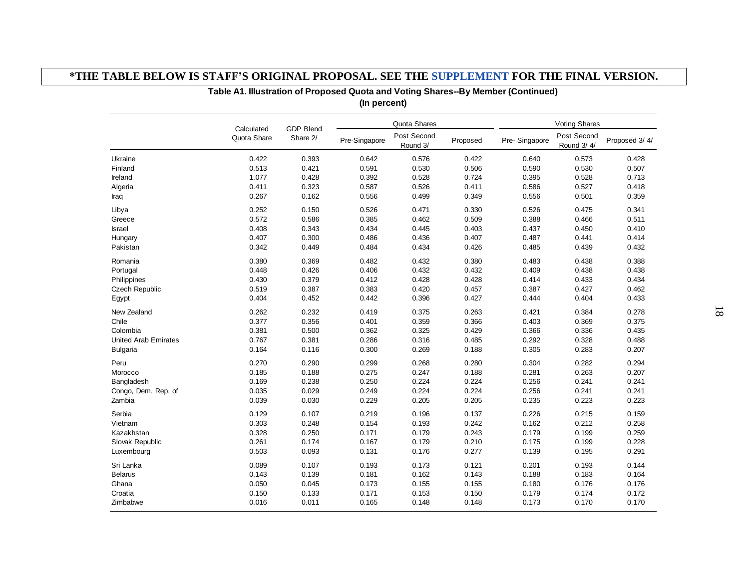**\*THE TABLE BELOW IS STAFF'S ORIGINAL PROPOSAL. SEE THE SUPPLEMENT FOR THE FINAL VERSION.**

**Table A1. Illustration of Proposed Quota and Voting Shares--By Member (Continued)**
**(In percent)**

| | Calculated Quota Share | GDP Blend Share 2/ | Quota Shares | | | Voting Shares | | |
|---|---|---|---|---|---|---|---|---|
| | | | Pre-Singapore | Post Second Round 3/ | Proposed | Pre- Singapore | Post Second Round 3/ 4/ | Proposed 3/ 4/ |
| Ukraine | 0.422 | 0.393 | 0.642 | 0.576 | 0.422 | 0.640 | 0.573 | 0.428 |
| Finland | 0.513 | 0.421 | 0.591 | 0.530 | 0.506 | 0.590 | 0.530 | 0.507 |
| Ireland | 1.077 | 0.428 | 0.392 | 0.528 | 0.724 | 0.395 | 0.528 | 0.713 |
| Algeria | 0.411 | 0.323 | 0.587 | 0.526 | 0.411 | 0.586 | 0.527 | 0.418 |
| Iraq | 0.267 | 0.162 | 0.556 | 0.499 | 0.349 | 0.556 | 0.501 | 0.359 |
| Libya | 0.252 | 0.150 | 0.526 | 0.471 | 0.330 | 0.526 | 0.475 | 0.341 |
| Greece | 0.572 | 0.586 | 0.385 | 0.462 | 0.509 | 0.388 | 0.466 | 0.511 |
| Israel | 0.408 | 0.343 | 0.434 | 0.445 | 0.403 | 0.437 | 0.450 | 0.410 |
| Hungary | 0.407 | 0.300 | 0.486 | 0.436 | 0.407 | 0.487 | 0.441 | 0.414 |
| Pakistan | 0.342 | 0.449 | 0.484 | 0.434 | 0.426 | 0.485 | 0.439 | 0.432 |
| Romania | 0.380 | 0.369 | 0.482 | 0.432 | 0.380 | 0.483 | 0.438 | 0.388 |
| Portugal | 0.448 | 0.426 | 0.406 | 0.432 | 0.432 | 0.409 | 0.438 | 0.438 |
| Philippines | 0.430 | 0.379 | 0.412 | 0.428 | 0.428 | 0.414 | 0.433 | 0.434 |
| Czech Republic | 0.519 | 0.387 | 0.383 | 0.420 | 0.457 | 0.387 | 0.427 | 0.462 |
| Egypt | 0.404 | 0.452 | 0.442 | 0.396 | 0.427 | 0.444 | 0.404 | 0.433 |
| New Zealand | 0.262 | 0.232 | 0.419 | 0.375 | 0.263 | 0.421 | 0.384 | 0.278 |
| Chile | 0.377 | 0.356 | 0.401 | 0.359 | 0.366 | 0.403 | 0.369 | 0.375 |
| Colombia | 0.381 | 0.500 | 0.362 | 0.325 | 0.429 | 0.366 | 0.336 | 0.435 |
| United Arab Emirates | 0.767 | 0.381 | 0.286 | 0.316 | 0.485 | 0.292 | 0.328 | 0.488 |
| Bulgaria | 0.164 | 0.116 | 0.300 | 0.269 | 0.188 | 0.305 | 0.283 | 0.207 |
| Peru | 0.270 | 0.290 | 0.299 | 0.268 | 0.280 | 0.304 | 0.282 | 0.294 |
| Morocco | 0.185 | 0.188 | 0.275 | 0.247 | 0.188 | 0.281 | 0.263 | 0.207 |
| Bangladesh | 0.169 | 0.238 | 0.250 | 0.224 | 0.224 | 0.256 | 0.241 | 0.241 |
| Congo, Dem. Rep. of | 0.035 | 0.029 | 0.249 | 0.224 | 0.224 | 0.256 | 0.241 | 0.241 |
| Zambia | 0.039 | 0.030 | 0.229 | 0.205 | 0.205 | 0.235 | 0.223 | 0.223 |
| Serbia | 0.129 | 0.107 | 0.219 | 0.196 | 0.137 | 0.226 | 0.215 | 0.159 |
| Vietnam | 0.303 | 0.248 | 0.154 | 0.193 | 0.242 | 0.162 | 0.212 | 0.258 |
| Kazakhstan | 0.328 | 0.250 | 0.171 | 0.179 | 0.243 | 0.179 | 0.199 | 0.259 |
| Slovak Republic | 0.261 | 0.174 | 0.167 | 0.179 | 0.210 | 0.175 | 0.199 | 0.228 |
| Luxembourg | 0.503 | 0.093 | 0.131 | 0.176 | 0.277 | 0.139 | 0.195 | 0.291 |
| Sri Lanka | 0.089 | 0.107 | 0.193 | 0.173 | 0.121 | 0.201 | 0.193 | 0.144 |
| Belarus | 0.143 | 0.139 | 0.181 | 0.162 | 0.143 | 0.188 | 0.183 | 0.164 |
| Ghana | 0.050 | 0.045 | 0.173 | 0.155 | 0.155 | 0.180 | 0.176 | 0.176 |
| Croatia | 0.150 | 0.133 | 0.171 | 0.153 | 0.150 | 0.179 | 0.174 | 0.172 |
| Zimbabwe | 0.016 | 0.011 | 0.165 | 0.148 | 0.148 | 0.173 | 0.170 | 0.170 |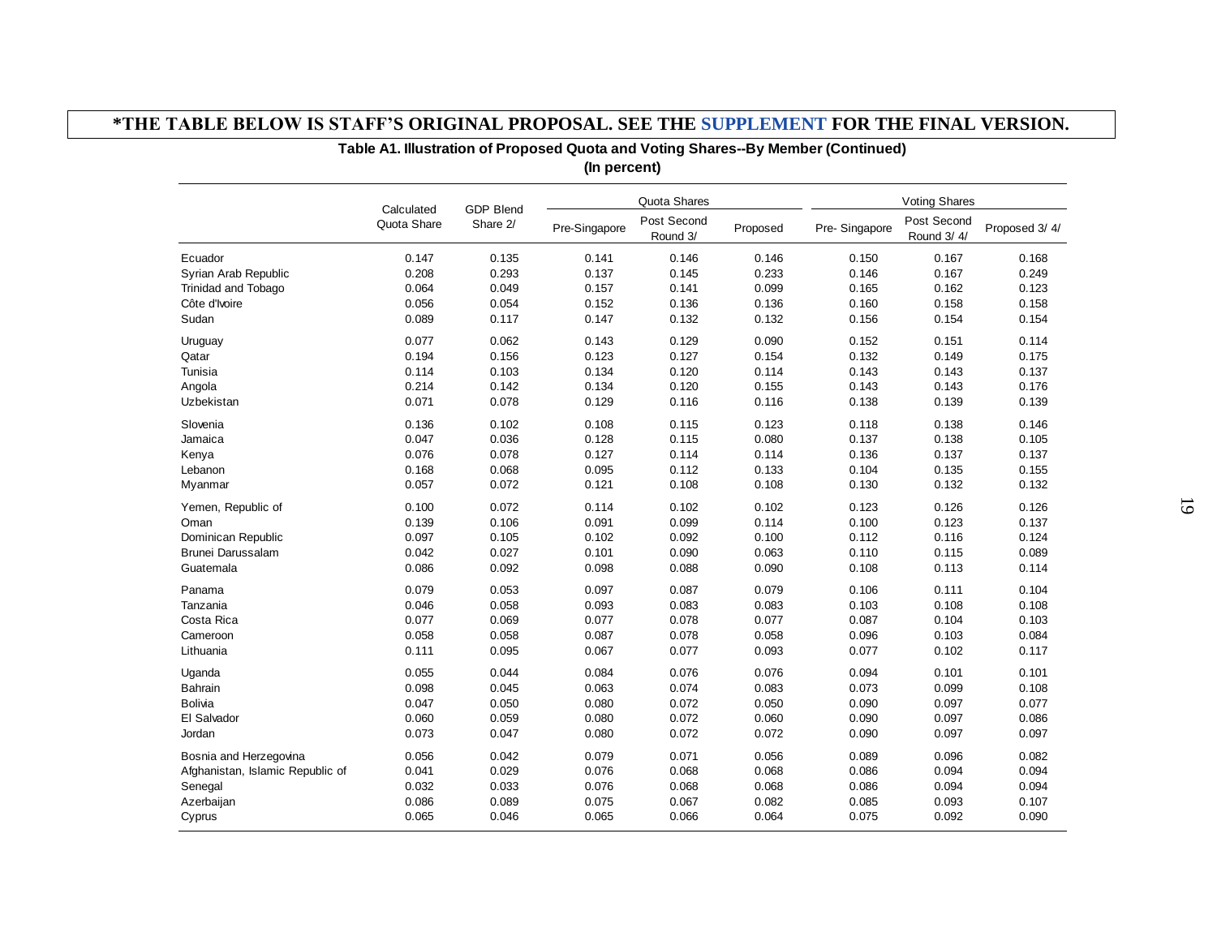**\*THE TABLE BELOW IS STAFF'S ORIGINAL PROPOSAL. SEE THE SUPPLEMENT FOR THE FINAL VERSION.**

**Table A1. Illustration of Proposed Quota and Voting Shares--By Member (Continued)**
**(In percent)**

| | Calculated Quota Share | GDP Blend Share 2/ | Quota Shares | | | Voting Shares | | |
|---|---|---|---|---|---|---|---|---|
| | | | Pre-Singapore | Post Second Round 3/ | Proposed | Pre- Singapore | Post Second Round 3/ 4/ | Proposed 3/ 4/ |
| Ecuador | 0.147 | 0.135 | 0.141 | 0.146 | 0.146 | 0.150 | 0.167 | 0.168 |
| Syrian Arab Republic | 0.208 | 0.293 | 0.137 | 0.145 | 0.233 | 0.146 | 0.167 | 0.249 |
| Trinidad and Tobago | 0.064 | 0.049 | 0.157 | 0.141 | 0.099 | 0.165 | 0.162 | 0.123 |
| Côte d'Ivoire | 0.056 | 0.054 | 0.152 | 0.136 | 0.136 | 0.160 | 0.158 | 0.158 |
| Sudan | 0.089 | 0.117 | 0.147 | 0.132 | 0.132 | 0.156 | 0.154 | 0.154 |
| Uruguay | 0.077 | 0.062 | 0.143 | 0.129 | 0.090 | 0.152 | 0.151 | 0.114 |
| Qatar | 0.194 | 0.156 | 0.123 | 0.127 | 0.154 | 0.132 | 0.149 | 0.175 |
| Tunisia | 0.114 | 0.103 | 0.134 | 0.120 | 0.114 | 0.143 | 0.143 | 0.137 |
| Angola | 0.214 | 0.142 | 0.134 | 0.120 | 0.155 | 0.143 | 0.143 | 0.176 |
| Uzbekistan | 0.071 | 0.078 | 0.129 | 0.116 | 0.116 | 0.138 | 0.139 | 0.139 |
| Slovenia | 0.136 | 0.102 | 0.108 | 0.115 | 0.123 | 0.118 | 0.138 | 0.146 |
| Jamaica | 0.047 | 0.036 | 0.128 | 0.115 | 0.080 | 0.137 | 0.138 | 0.105 |
| Kenya | 0.076 | 0.078 | 0.127 | 0.114 | 0.114 | 0.136 | 0.137 | 0.137 |
| Lebanon | 0.168 | 0.068 | 0.095 | 0.112 | 0.133 | 0.104 | 0.135 | 0.155 |
| Myanmar | 0.057 | 0.072 | 0.121 | 0.108 | 0.108 | 0.130 | 0.132 | 0.132 |
| Yemen, Republic of | 0.100 | 0.072 | 0.114 | 0.102 | 0.102 | 0.123 | 0.126 | 0.126 |
| Oman | 0.139 | 0.106 | 0.091 | 0.099 | 0.114 | 0.100 | 0.123 | 0.137 |
| Dominican Republic | 0.097 | 0.105 | 0.102 | 0.092 | 0.100 | 0.112 | 0.116 | 0.124 |
| Brunei Darussalam | 0.042 | 0.027 | 0.101 | 0.090 | 0.063 | 0.110 | 0.115 | 0.089 |
| Guatemala | 0.086 | 0.092 | 0.098 | 0.088 | 0.090 | 0.108 | 0.113 | 0.114 |
| Panama | 0.079 | 0.053 | 0.097 | 0.087 | 0.079 | 0.106 | 0.111 | 0.104 |
| Tanzania | 0.046 | 0.058 | 0.093 | 0.083 | 0.083 | 0.103 | 0.108 | 0.108 |
| Costa Rica | 0.077 | 0.069 | 0.077 | 0.078 | 0.077 | 0.087 | 0.104 | 0.103 |
| Cameroon | 0.058 | 0.058 | 0.087 | 0.078 | 0.058 | 0.096 | 0.103 | 0.084 |
| Lithuania | 0.111 | 0.095 | 0.067 | 0.077 | 0.093 | 0.077 | 0.102 | 0.117 |
| Uganda | 0.055 | 0.044 | 0.084 | 0.076 | 0.076 | 0.094 | 0.101 | 0.101 |
| Bahrain | 0.098 | 0.045 | 0.063 | 0.074 | 0.083 | 0.073 | 0.099 | 0.108 |
| Bolivia | 0.047 | 0.050 | 0.080 | 0.072 | 0.050 | 0.090 | 0.097 | 0.077 |
| El Salvador | 0.060 | 0.059 | 0.080 | 0.072 | 0.060 | 0.090 | 0.097 | 0.086 |
| Jordan | 0.073 | 0.047 | 0.080 | 0.072 | 0.072 | 0.090 | 0.097 | 0.097 |
| Bosnia and Herzegovina | 0.056 | 0.042 | 0.079 | 0.071 | 0.056 | 0.089 | 0.096 | 0.082 |
| Afghanistan, Islamic Republic of | 0.041 | 0.029 | 0.076 | 0.068 | 0.068 | 0.086 | 0.094 | 0.094 |
| Senegal | 0.032 | 0.033 | 0.076 | 0.068 | 0.068 | 0.086 | 0.094 | 0.094 |
| Azerbaijan | 0.086 | 0.089 | 0.075 | 0.067 | 0.082 | 0.085 | 0.093 | 0.107 |
| Cyprus | 0.065 | 0.046 | 0.065 | 0.066 | 0.064 | 0.075 | 0.092 | 0.090 |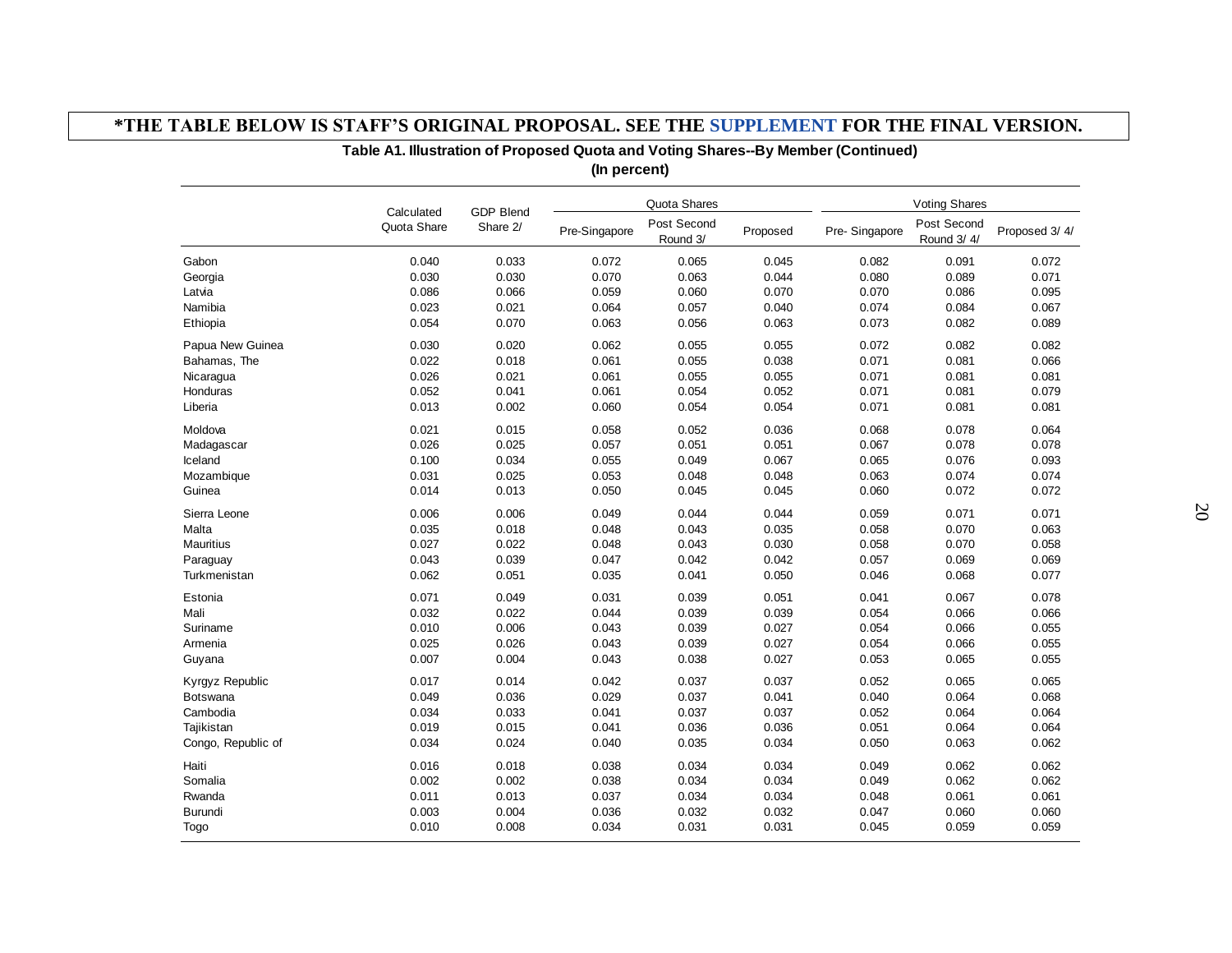**\*THE TABLE BELOW IS STAFF'S ORIGINAL PROPOSAL. SEE THE SUPPLEMENT FOR THE FINAL VERSION.**

**Table A1. Illustration of Proposed Quota and Voting Shares--By Member (Continued)**
**(In percent)**

| | Calculated Quota Share | GDP Blend Share 2/ | Quota Shares | | | Voting Shares | | |
|---|---|---|---|---|---|---|---|---|
| | | | Pre-Singapore | Post Second Round 3/ | Proposed | Pre- Singapore | Post Second Round 3/ 4/ | Proposed 3/ 4/ |
| Gabon | 0.040 | 0.033 | 0.072 | 0.065 | 0.045 | 0.082 | 0.091 | 0.072 |
| Georgia | 0.030 | 0.030 | 0.070 | 0.063 | 0.044 | 0.080 | 0.089 | 0.071 |
| Latvia | 0.086 | 0.066 | 0.059 | 0.060 | 0.070 | 0.070 | 0.086 | 0.095 |
| Namibia | 0.023 | 0.021 | 0.064 | 0.057 | 0.040 | 0.074 | 0.084 | 0.067 |
| Ethiopia | 0.054 | 0.070 | 0.063 | 0.056 | 0.063 | 0.073 | 0.082 | 0.089 |
| Papua New Guinea | 0.030 | 0.020 | 0.062 | 0.055 | 0.055 | 0.072 | 0.082 | 0.082 |
| Bahamas, The | 0.022 | 0.018 | 0.061 | 0.055 | 0.038 | 0.071 | 0.081 | 0.066 |
| Nicaragua | 0.026 | 0.021 | 0.061 | 0.055 | 0.055 | 0.071 | 0.081 | 0.081 |
| Honduras | 0.052 | 0.041 | 0.061 | 0.054 | 0.052 | 0.071 | 0.081 | 0.079 |
| Liberia | 0.013 | 0.002 | 0.060 | 0.054 | 0.054 | 0.071 | 0.081 | 0.081 |
| Moldova | 0.021 | 0.015 | 0.058 | 0.052 | 0.036 | 0.068 | 0.078 | 0.064 |
| Madagascar | 0.026 | 0.025 | 0.057 | 0.051 | 0.051 | 0.067 | 0.078 | 0.078 |
| Iceland | 0.100 | 0.034 | 0.055 | 0.049 | 0.067 | 0.065 | 0.076 | 0.093 |
| Mozambique | 0.031 | 0.025 | 0.053 | 0.048 | 0.048 | 0.063 | 0.074 | 0.074 |
| Guinea | 0.014 | 0.013 | 0.050 | 0.045 | 0.045 | 0.060 | 0.072 | 0.072 |
| Sierra Leone | 0.006 | 0.006 | 0.049 | 0.044 | 0.044 | 0.059 | 0.071 | 0.071 |
| Malta | 0.035 | 0.018 | 0.048 | 0.043 | 0.035 | 0.058 | 0.070 | 0.063 |
| Mauritius | 0.027 | 0.022 | 0.048 | 0.043 | 0.030 | 0.058 | 0.070 | 0.058 |
| Paraguay | 0.043 | 0.039 | 0.047 | 0.042 | 0.042 | 0.057 | 0.069 | 0.069 |
| Turkmenistan | 0.062 | 0.051 | 0.035 | 0.041 | 0.050 | 0.046 | 0.068 | 0.077 |
| Estonia | 0.071 | 0.049 | 0.031 | 0.039 | 0.051 | 0.041 | 0.067 | 0.078 |
| Mali | 0.032 | 0.022 | 0.044 | 0.039 | 0.039 | 0.054 | 0.066 | 0.066 |
| Suriname | 0.010 | 0.006 | 0.043 | 0.039 | 0.027 | 0.054 | 0.066 | 0.055 |
| Armenia | 0.025 | 0.026 | 0.043 | 0.039 | 0.027 | 0.054 | 0.066 | 0.055 |
| Guyana | 0.007 | 0.004 | 0.043 | 0.038 | 0.027 | 0.053 | 0.065 | 0.055 |
| Kyrgyz Republic | 0.017 | 0.014 | 0.042 | 0.037 | 0.037 | 0.052 | 0.065 | 0.065 |
| Botswana | 0.049 | 0.036 | 0.029 | 0.037 | 0.041 | 0.040 | 0.064 | 0.068 |
| Cambodia | 0.034 | 0.033 | 0.041 | 0.037 | 0.037 | 0.052 | 0.064 | 0.064 |
| Tajikistan | 0.019 | 0.015 | 0.041 | 0.036 | 0.036 | 0.051 | 0.064 | 0.064 |
| Congo, Republic of | 0.034 | 0.024 | 0.040 | 0.035 | 0.034 | 0.050 | 0.063 | 0.062 |
| Haiti | 0.016 | 0.018 | 0.038 | 0.034 | 0.034 | 0.049 | 0.062 | 0.062 |
| Somalia | 0.002 | 0.002 | 0.038 | 0.034 | 0.034 | 0.049 | 0.062 | 0.062 |
| Rwanda | 0.011 | 0.013 | 0.037 | 0.034 | 0.034 | 0.048 | 0.061 | 0.061 |
| Burundi | 0.003 | 0.004 | 0.036 | 0.032 | 0.032 | 0.047 | 0.060 | 0.060 |
| Togo | 0.010 | 0.008 | 0.034 | 0.031 | 0.031 | 0.045 | 0.059 | 0.059 |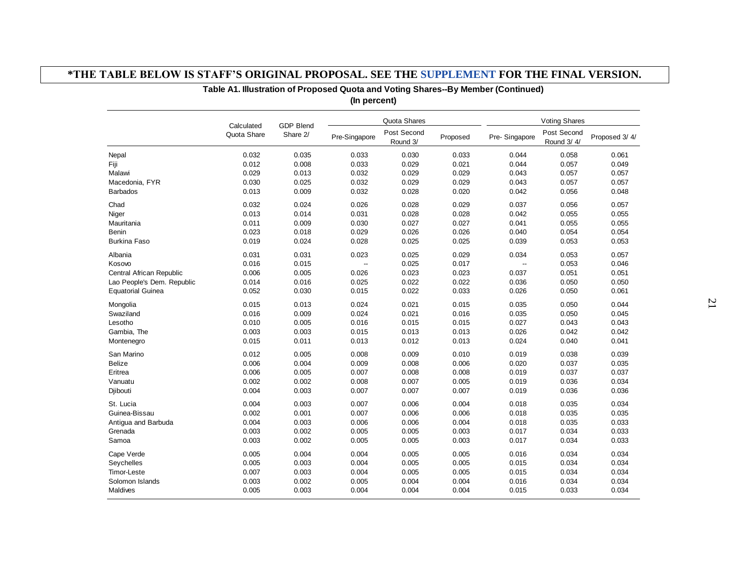**\*THE TABLE BELOW IS STAFF'S ORIGINAL PROPOSAL. SEE THE SUPPLEMENT FOR THE FINAL VERSION.**

**Table A1. Illustration of Proposed Quota and Voting Shares--By Member (Continued)**
**(In percent)**

| | Calculated Quota Share | GDP Blend Share 2/ | Quota Shares | | | Voting Shares | | |
|---|---|---|---|---|---|---|---|---|
| | | | Pre-Singapore | Post Second Round 3/ | Proposed | Pre- Singapore | Post Second Round 3/ 4/ | Proposed 3/ 4/ |
| Nepal | 0.032 | 0.035 | 0.033 | 0.030 | 0.033 | 0.044 | 0.058 | 0.061 |
| Fiji | 0.012 | 0.008 | 0.033 | 0.029 | 0.021 | 0.044 | 0.057 | 0.049 |
| Malawi | 0.029 | 0.013 | 0.032 | 0.029 | 0.029 | 0.043 | 0.057 | 0.057 |
| Macedonia, FYR | 0.030 | 0.025 | 0.032 | 0.029 | 0.029 | 0.043 | 0.057 | 0.057 |
| Barbados | 0.013 | 0.009 | 0.032 | 0.028 | 0.020 | 0.042 | 0.056 | 0.048 |
| Chad | 0.032 | 0.024 | 0.026 | 0.028 | 0.029 | 0.037 | 0.056 | 0.057 |
| Niger | 0.013 | 0.014 | 0.031 | 0.028 | 0.028 | 0.042 | 0.055 | 0.055 |
| Mauritania | 0.011 | 0.009 | 0.030 | 0.027 | 0.027 | 0.041 | 0.055 | 0.055 |
| Benin | 0.023 | 0.018 | 0.029 | 0.026 | 0.026 | 0.040 | 0.054 | 0.054 |
| Burkina Faso | 0.019 | 0.024 | 0.028 | 0.025 | 0.025 | 0.039 | 0.053 | 0.053 |
| Albania | 0.031 | 0.031 | 0.023 | 0.025 | 0.029 | 0.034 | 0.053 | 0.057 |
| Kosovo | 0.016 | 0.015 | -- | 0.025 | 0.017 | -- | 0.053 | 0.046 |
| Central African Republic | 0.006 | 0.005 | 0.026 | 0.023 | 0.023 | 0.037 | 0.051 | 0.051 |
| Lao People's Dem. Republic | 0.014 | 0.016 | 0.025 | 0.022 | 0.022 | 0.036 | 0.050 | 0.050 |
| Equatorial Guinea | 0.052 | 0.030 | 0.015 | 0.022 | 0.033 | 0.026 | 0.050 | 0.061 |
| Mongolia | 0.015 | 0.013 | 0.024 | 0.021 | 0.015 | 0.035 | 0.050 | 0.044 |
| Swaziland | 0.016 | 0.009 | 0.024 | 0.021 | 0.016 | 0.035 | 0.050 | 0.045 |
| Lesotho | 0.010 | 0.005 | 0.016 | 0.015 | 0.015 | 0.027 | 0.043 | 0.043 |
| Gambia, The | 0.003 | 0.003 | 0.015 | 0.013 | 0.013 | 0.026 | 0.042 | 0.042 |
| Montenegro | 0.015 | 0.011 | 0.013 | 0.012 | 0.013 | 0.024 | 0.040 | 0.041 |
| San Marino | 0.012 | 0.005 | 0.008 | 0.009 | 0.010 | 0.019 | 0.038 | 0.039 |
| Belize | 0.006 | 0.004 | 0.009 | 0.008 | 0.006 | 0.020 | 0.037 | 0.035 |
| Eritrea | 0.006 | 0.005 | 0.007 | 0.008 | 0.008 | 0.019 | 0.037 | 0.037 |
| Vanuatu | 0.002 | 0.002 | 0.008 | 0.007 | 0.005 | 0.019 | 0.036 | 0.034 |
| Djibouti | 0.004 | 0.003 | 0.007 | 0.007 | 0.007 | 0.019 | 0.036 | 0.036 |
| St. Lucia | 0.004 | 0.003 | 0.007 | 0.006 | 0.004 | 0.018 | 0.035 | 0.034 |
| Guinea-Bissau | 0.002 | 0.001 | 0.007 | 0.006 | 0.006 | 0.018 | 0.035 | 0.035 |
| Antigua and Barbuda | 0.004 | 0.003 | 0.006 | 0.006 | 0.004 | 0.018 | 0.035 | 0.033 |
| Grenada | 0.003 | 0.002 | 0.005 | 0.005 | 0.003 | 0.017 | 0.034 | 0.033 |
| Samoa | 0.003 | 0.002 | 0.005 | 0.005 | 0.003 | 0.017 | 0.034 | 0.033 |
| Cape Verde | 0.005 | 0.004 | 0.004 | 0.005 | 0.005 | 0.016 | 0.034 | 0.034 |
| Seychelles | 0.005 | 0.003 | 0.004 | 0.005 | 0.005 | 0.015 | 0.034 | 0.034 |
| Timor-Leste | 0.007 | 0.003 | 0.004 | 0.005 | 0.005 | 0.015 | 0.034 | 0.034 |
| Solomon Islands | 0.003 | 0.002 | 0.005 | 0.004 | 0.004 | 0.016 | 0.034 | 0.034 |
| Maldives | 0.005 | 0.003 | 0.004 | 0.004 | 0.004 | 0.015 | 0.033 | 0.034 |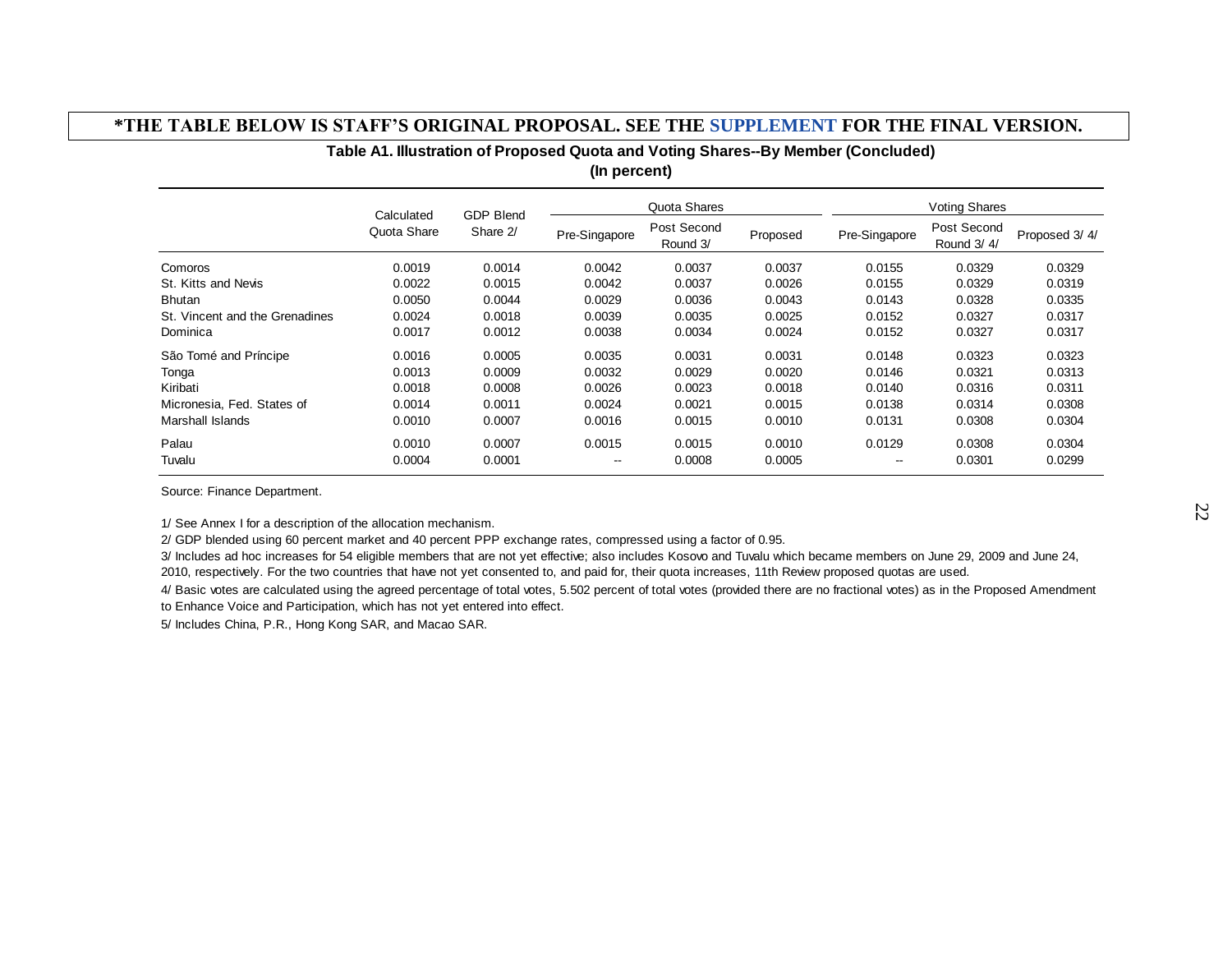**\*THE TABLE BELOW IS STAFF'S ORIGINAL PROPOSAL. SEE THE SUPPLEMENT FOR THE FINAL VERSION.**

**Table A1. Illustration of Proposed Quota and Voting Shares--By Member (Concluded)**

**(In percent)**

| | Calculated Quota Share | GDP Blend Share 2/ | Quota Shares | | | Voting Shares | | |
|---|---|---|---|---|---|---|---|---|
| | | | Pre-Singapore | Post Second Round 3/ | Proposed | Pre-Singapore | Post Second Round 3/ 4/ | Proposed 3/ 4/ |
| Comoros | 0.0019 | 0.0014 | 0.0042 | 0.0037 | 0.0037 | 0.0155 | 0.0329 | 0.0329 |
| St. Kitts and Nevis | 0.0022 | 0.0015 | 0.0042 | 0.0037 | 0.0026 | 0.0155 | 0.0329 | 0.0319 |
| Bhutan | 0.0050 | 0.0044 | 0.0029 | 0.0036 | 0.0043 | 0.0143 | 0.0328 | 0.0335 |
| St. Vincent and the Grenadines | 0.0024 | 0.0018 | 0.0039 | 0.0035 | 0.0025 | 0.0152 | 0.0327 | 0.0317 |
| Dominica | 0.0017 | 0.0012 | 0.0038 | 0.0034 | 0.0024 | 0.0152 | 0.0327 | 0.0317 |
| São Tomé and Príncipe | 0.0016 | 0.0005 | 0.0035 | 0.0031 | 0.0031 | 0.0148 | 0.0323 | 0.0323 |
| Tonga | 0.0013 | 0.0009 | 0.0032 | 0.0029 | 0.0020 | 0.0146 | 0.0321 | 0.0313 |
| Kiribati | 0.0018 | 0.0008 | 0.0026 | 0.0023 | 0.0018 | 0.0140 | 0.0316 | 0.0311 |
| Micronesia, Fed. States of | 0.0014 | 0.0011 | 0.0024 | 0.0021 | 0.0015 | 0.0138 | 0.0314 | 0.0308 |
| Marshall Islands | 0.0010 | 0.0007 | 0.0016 | 0.0015 | 0.0010 | 0.0131 | 0.0308 | 0.0304 |
| Palau | 0.0010 | 0.0007 | 0.0015 | 0.0015 | 0.0010 | 0.0129 | 0.0308 | 0.0304 |
| Tuvalu | 0.0004 | 0.0001 | -- | 0.0008 | 0.0005 | -- | 0.0301 | 0.0299 |

Source: Finance Department.

1/ See Annex I for a description of the allocation mechanism.

2/ GDP blended using 60 percent market and 40 percent PPP exchange rates, compressed using a factor of 0.95.

3/ Includes ad hoc increases for 54 eligible members that are not yet effective; also includes Kosovo and Tuvalu which became members on June 29, 2009 and June 24, 2010, respectively. For the two countries that have not yet consented to, and paid for, their quota increases, 11th Review proposed quotas are used.

4/ Basic votes are calculated using the agreed percentage of total votes, 5.502 percent of total votes (provided there are no fractional votes) as in the Proposed Amendment to Enhance Voice and Participation, which has not yet entered into effect.

5/ Includes China, P.R., Hong Kong SAR, and Macao SAR.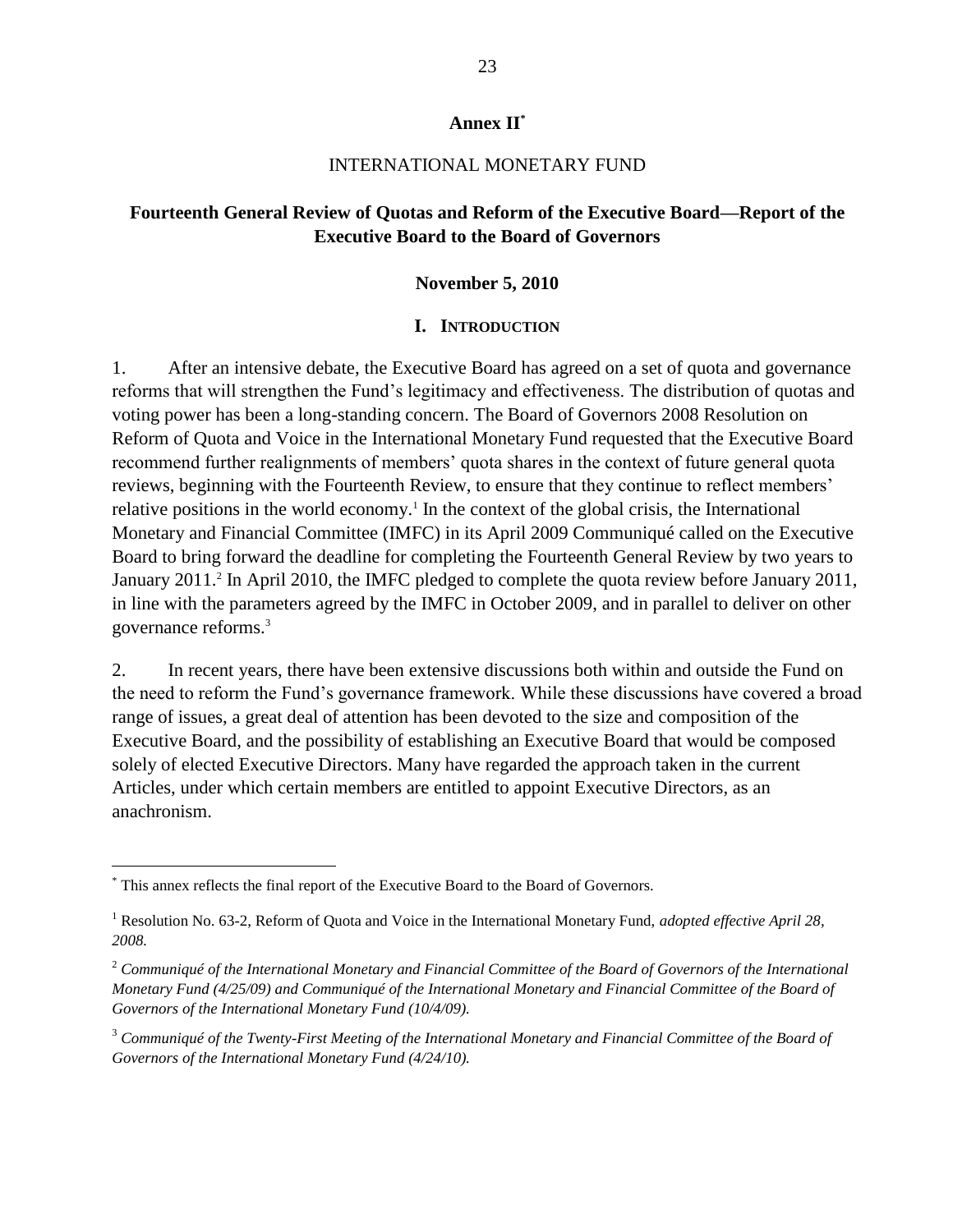# Annex II[*]

INTERNATIONAL MONETARY FUND

## Fourteenth General Review of Quotas and Reform of the Executive Board—Report of the Executive Board to the Board of Governors

**November 5, 2010**

### I. Introduction

1. After an intensive debate, the Executive Board has agreed on a set of quota and governance reforms that will strengthen the Fund's legitimacy and effectiveness. The distribution of quotas and voting power has been a long-standing concern. The Board of Governors 2008 Resolution on Reform of Quota and Voice in the International Monetary Fund requested that the Executive Board recommend further realignments of members' quota shares in the context of future general quota reviews, beginning with the Fourteenth Review, to ensure that they continue to reflect members' relative positions in the world economy.[1] In the context of the global crisis, the International Monetary and Financial Committee (IMFC) in its April 2009 Communiqué called on the Executive Board to bring forward the deadline for completing the Fourteenth General Review by two years to January 2011.[2] In April 2010, the IMFC pledged to complete the quota review before January 2011, in line with the parameters agreed by the IMFC in October 2009, and in parallel to deliver on other governance reforms.[3]

2. In recent years, there have been extensive discussions both within and outside the Fund on the need to reform the Fund's governance framework. While these discussions have covered a broad range of issues, a great deal of attention has been devoted to the size and composition of the Executive Board, and the possibility of establishing an Executive Board that would be composed solely of elected Executive Directors. Many have regarded the approach taken in the current Articles, under which certain members are entitled to appoint Executive Directors, as an anachronism.

---

[*] This annex reflects the final report of the Executive Board to the Board of Governors.

[1] Resolution No. 63-2, Reform of Quota and Voice in the International Monetary Fund, *adopted effective April 28, 2008.*

[2] *Communiqué of the International Monetary and Financial Committee of the Board of Governors of the International Monetary Fund (4/25/09) and Communiqué of the International Monetary and Financial Committee of the Board of Governors of the International Monetary Fund (10/4/09).*

[3] *Communiqué of the Twenty-First Meeting of the International Monetary and Financial Committee of the Board of Governors of the International Monetary Fund (4/24/10).*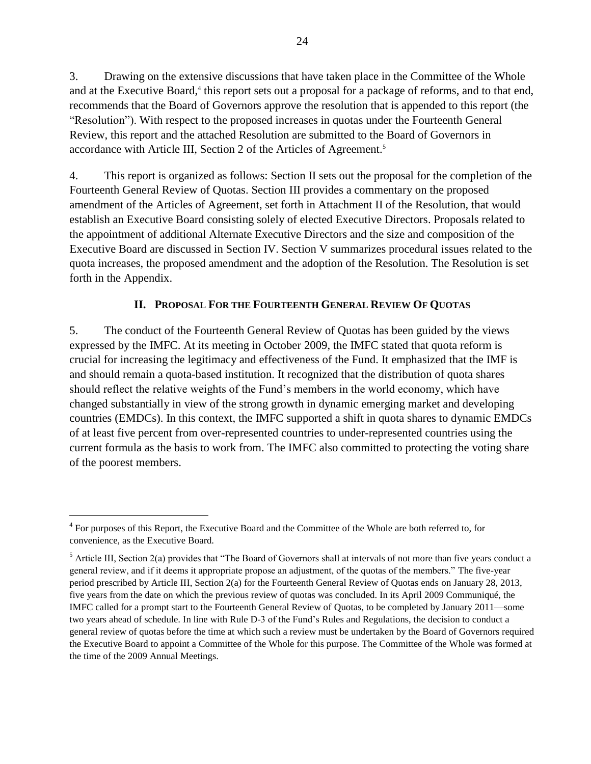3. Drawing on the extensive discussions that have taken place in the Committee of the Whole and at the Executive Board,[4] this report sets out a proposal for a package of reforms, and to that end, recommends that the Board of Governors approve the resolution that is appended to this report (the "Resolution"). With respect to the proposed increases in quotas under the Fourteenth General Review, this report and the attached Resolution are submitted to the Board of Governors in accordance with Article III, Section 2 of the Articles of Agreement.[5]

4. This report is organized as follows: Section II sets out the proposal for the completion of the Fourteenth General Review of Quotas. Section III provides a commentary on the proposed amendment of the Articles of Agreement, set forth in Attachment II of the Resolution, that would establish an Executive Board consisting solely of elected Executive Directors. Proposals related to the appointment of additional Alternate Executive Directors and the size and composition of the Executive Board are discussed in Section IV. Section V summarizes procedural issues related to the quota increases, the proposed amendment and the adoption of the Resolution. The Resolution is set forth in the Appendix.

## II. Proposal For the Fourteenth General Review Of Quotas

5. The conduct of the Fourteenth General Review of Quotas has been guided by the views expressed by the IMFC. At its meeting in October 2009, the IMFC stated that quota reform is crucial for increasing the legitimacy and effectiveness of the Fund. It emphasized that the IMF is and should remain a quota-based institution. It recognized that the distribution of quota shares should reflect the relative weights of the Fund's members in the world economy, which have changed substantially in view of the strong growth in dynamic emerging market and developing countries (EMDCs). In this context, the IMFC supported a shift in quota shares to dynamic EMDCs of at least five percent from over-represented countries to under-represented countries using the current formula as the basis to work from. The IMFC also committed to protecting the voting share of the poorest members.

---

[4] For purposes of this Report, the Executive Board and the Committee of the Whole are both referred to, for convenience, as the Executive Board.

[5] Article III, Section 2(a) provides that "The Board of Governors shall at intervals of not more than five years conduct a general review, and if it deems it appropriate propose an adjustment, of the quotas of the members." The five-year period prescribed by Article III, Section 2(a) for the Fourteenth General Review of Quotas ends on January 28, 2013, five years from the date on which the previous review of quotas was concluded. In its April 2009 Communiqué, the IMFC called for a prompt start to the Fourteenth General Review of Quotas, to be completed by January 2011—some two years ahead of schedule. In line with Rule D-3 of the Fund's Rules and Regulations, the decision to conduct a general review of quotas before the time at which such a review must be undertaken by the Board of Governors required the Executive Board to appoint a Committee of the Whole for this purpose. The Committee of the Whole was formed at the time of the 2009 Annual Meetings.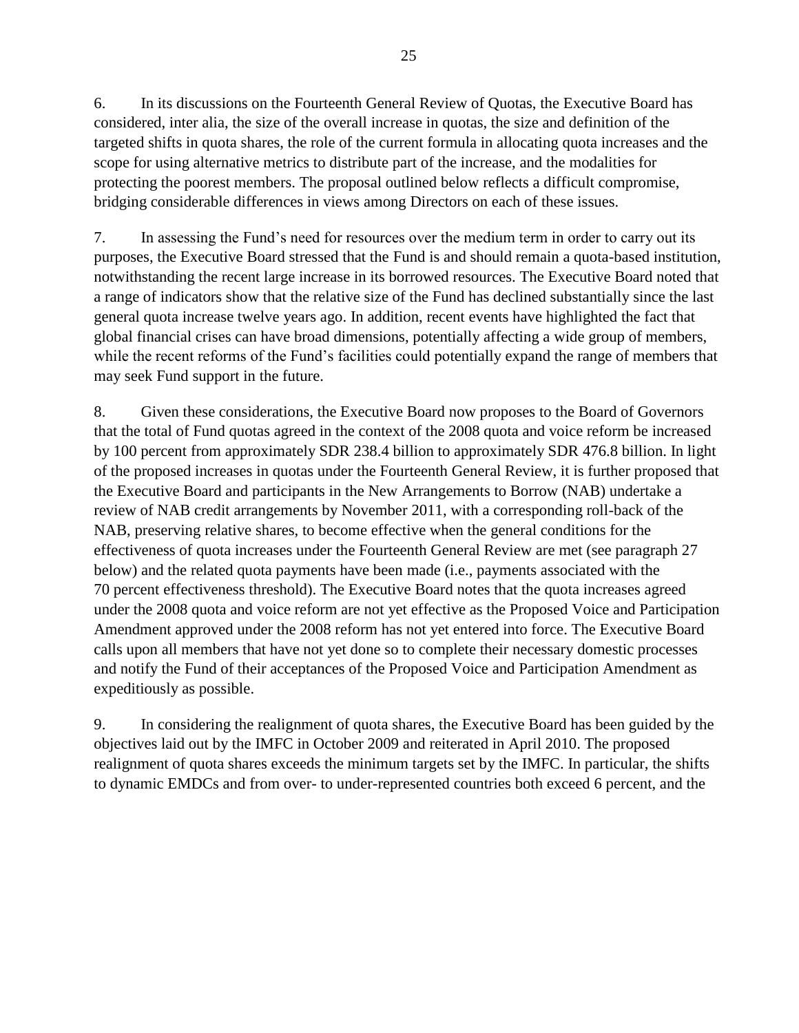6. In its discussions on the Fourteenth General Review of Quotas, the Executive Board has considered, inter alia, the size of the overall increase in quotas, the size and definition of the targeted shifts in quota shares, the role of the current formula in allocating quota increases and the scope for using alternative metrics to distribute part of the increase, and the modalities for protecting the poorest members. The proposal outlined below reflects a difficult compromise, bridging considerable differences in views among Directors on each of these issues.

7. In assessing the Fund's need for resources over the medium term in order to carry out its purposes, the Executive Board stressed that the Fund is and should remain a quota-based institution, notwithstanding the recent large increase in its borrowed resources. The Executive Board noted that a range of indicators show that the relative size of the Fund has declined substantially since the last general quota increase twelve years ago. In addition, recent events have highlighted the fact that global financial crises can have broad dimensions, potentially affecting a wide group of members, while the recent reforms of the Fund's facilities could potentially expand the range of members that may seek Fund support in the future.

8. Given these considerations, the Executive Board now proposes to the Board of Governors that the total of Fund quotas agreed in the context of the 2008 quota and voice reform be increased by 100 percent from approximately SDR 238.4 billion to approximately SDR 476.8 billion. In light of the proposed increases in quotas under the Fourteenth General Review, it is further proposed that the Executive Board and participants in the New Arrangements to Borrow (NAB) undertake a review of NAB credit arrangements by November 2011, with a corresponding roll-back of the NAB, preserving relative shares, to become effective when the general conditions for the effectiveness of quota increases under the Fourteenth General Review are met (see paragraph 27 below) and the related quota payments have been made (i.e., payments associated with the 70 percent effectiveness threshold). The Executive Board notes that the quota increases agreed under the 2008 quota and voice reform are not yet effective as the Proposed Voice and Participation Amendment approved under the 2008 reform has not yet entered into force. The Executive Board calls upon all members that have not yet done so to complete their necessary domestic processes and notify the Fund of their acceptances of the Proposed Voice and Participation Amendment as expeditiously as possible.

9. In considering the realignment of quota shares, the Executive Board has been guided by the objectives laid out by the IMFC in October 2009 and reiterated in April 2010. The proposed realignment of quota shares exceeds the minimum targets set by the IMFC. In particular, the shifts to dynamic EMDCs and from over- to under-represented countries both exceed 6 percent, and the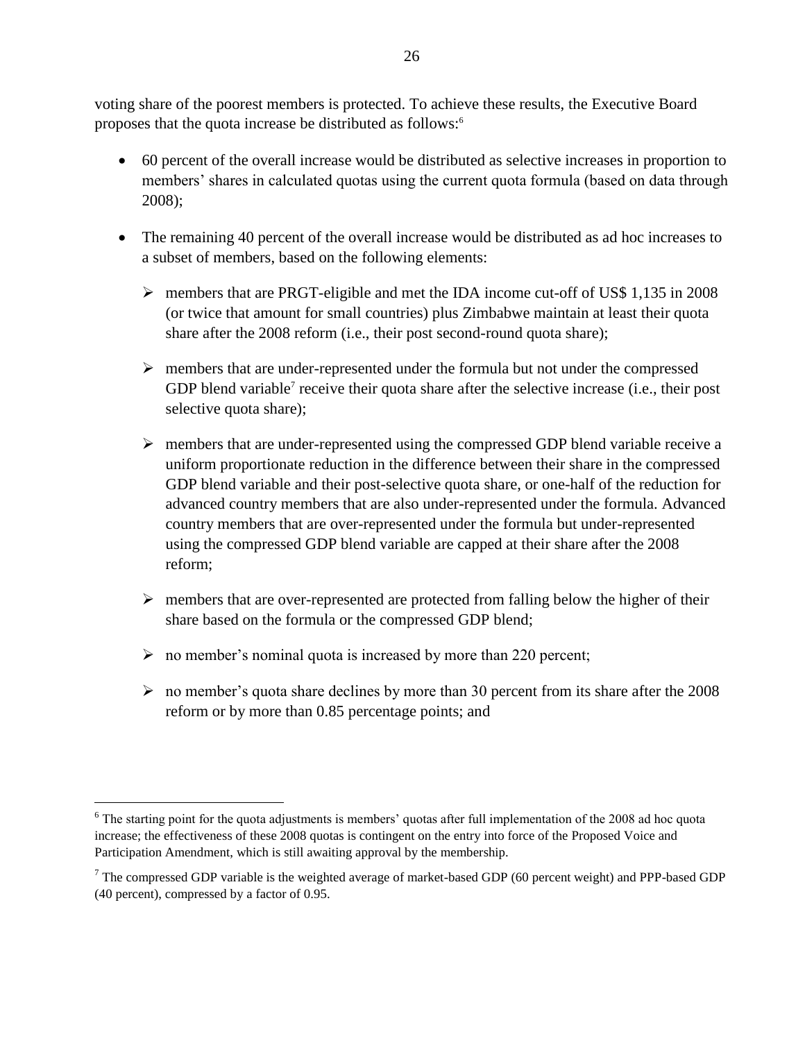voting share of the poorest members is protected. To achieve these results, the Executive Board proposes that the quota increase be distributed as follows:[6]

- 60 percent of the overall increase would be distributed as selective increases in proportion to members' shares in calculated quotas using the current quota formula (based on data through 2008);

- The remaining 40 percent of the overall increase would be distributed as ad hoc increases to a subset of members, based on the following elements:

  - members that are PRGT-eligible and met the IDA income cut-off of US$ 1,135 in 2008 (or twice that amount for small countries) plus Zimbabwe maintain at least their quota share after the 2008 reform (i.e., their post second-round quota share);

  - members that are under-represented under the formula but not under the compressed GDP blend variable[7] receive their quota share after the selective increase (i.e., their post selective quota share);

  - members that are under-represented using the compressed GDP blend variable receive a uniform proportionate reduction in the difference between their share in the compressed GDP blend variable and their post-selective quota share, or one-half of the reduction for advanced country members that are also under-represented under the formula. Advanced country members that are over-represented under the formula but under-represented using the compressed GDP blend variable are capped at their share after the 2008 reform;

  - members that are over-represented are protected from falling below the higher of their share based on the formula or the compressed GDP blend;

  - no member's nominal quota is increased by more than 220 percent;

  - no member's quota share declines by more than 30 percent from its share after the 2008 reform or by more than 0.85 percentage points; and

---

[6] The starting point for the quota adjustments is members' quotas after full implementation of the 2008 ad hoc quota increase; the effectiveness of these 2008 quotas is contingent on the entry into force of the Proposed Voice and Participation Amendment, which is still awaiting approval by the membership.

[7] The compressed GDP variable is the weighted average of market-based GDP (60 percent weight) and PPP-based GDP (40 percent), compressed by a factor of 0.95.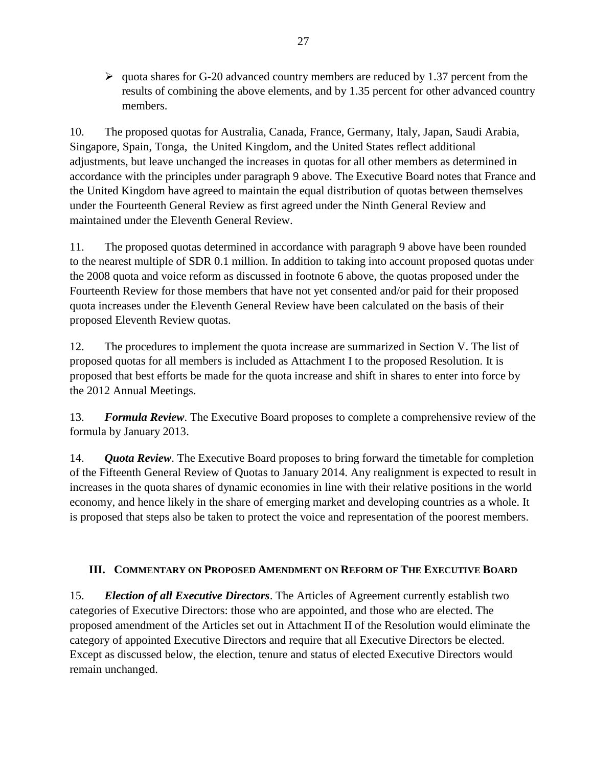- quota shares for G-20 advanced country members are reduced by 1.37 percent from the results of combining the above elements, and by 1.35 percent for other advanced country members.

10. The proposed quotas for Australia, Canada, France, Germany, Italy, Japan, Saudi Arabia, Singapore, Spain, Tonga, the United Kingdom, and the United States reflect additional adjustments, but leave unchanged the increases in quotas for all other members as determined in accordance with the principles under paragraph 9 above. The Executive Board notes that France and the United Kingdom have agreed to maintain the equal distribution of quotas between themselves under the Fourteenth General Review as first agreed under the Ninth General Review and maintained under the Eleventh General Review.

11. The proposed quotas determined in accordance with paragraph 9 above have been rounded to the nearest multiple of SDR 0.1 million. In addition to taking into account proposed quotas under the 2008 quota and voice reform as discussed in footnote 6 above, the quotas proposed under the Fourteenth Review for those members that have not yet consented and/or paid for their proposed quota increases under the Eleventh General Review have been calculated on the basis of their proposed Eleventh Review quotas.

12. The procedures to implement the quota increase are summarized in Section V. The list of proposed quotas for all members is included as Attachment I to the proposed Resolution. It is proposed that best efforts be made for the quota increase and shift in shares to enter into force by the 2012 Annual Meetings.

13. ***Formula Review***. The Executive Board proposes to complete a comprehensive review of the formula by January 2013.

14. ***Quota Review***. The Executive Board proposes to bring forward the timetable for completion of the Fifteenth General Review of Quotas to January 2014. Any realignment is expected to result in increases in the quota shares of dynamic economies in line with their relative positions in the world economy, and hence likely in the share of emerging market and developing countries as a whole. It is proposed that steps also be taken to protect the voice and representation of the poorest members.

## III. Commentary on Proposed Amendment on Reform of The Executive Board

15. ***Election of all Executive Directors***. The Articles of Agreement currently establish two categories of Executive Directors: those who are appointed, and those who are elected. The proposed amendment of the Articles set out in Attachment II of the Resolution would eliminate the category of appointed Executive Directors and require that all Executive Directors be elected. Except as discussed below, the election, tenure and status of elected Executive Directors would remain unchanged.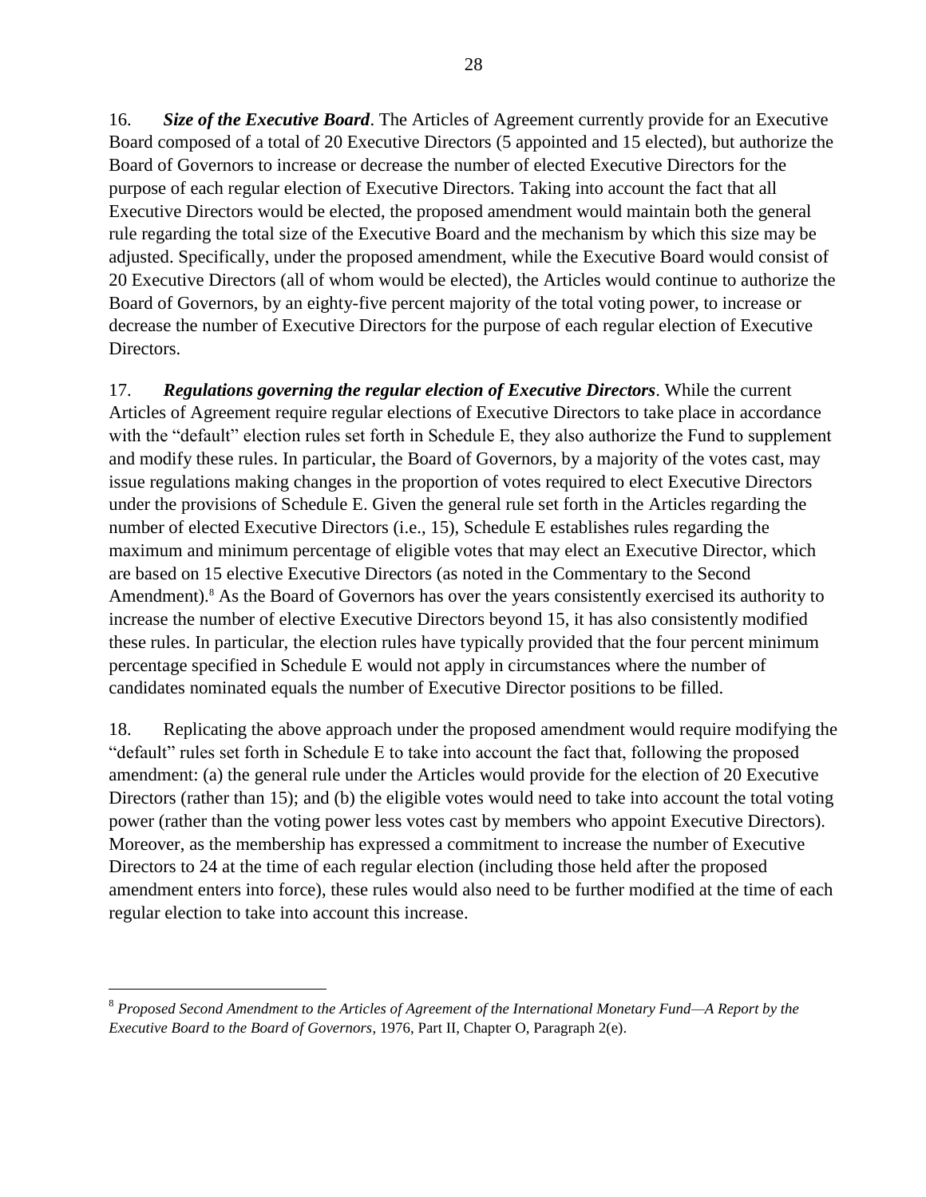16. ***Size of the Executive Board***. The Articles of Agreement currently provide for an Executive Board composed of a total of 20 Executive Directors (5 appointed and 15 elected), but authorize the Board of Governors to increase or decrease the number of elected Executive Directors for the purpose of each regular election of Executive Directors. Taking into account the fact that all Executive Directors would be elected, the proposed amendment would maintain both the general rule regarding the total size of the Executive Board and the mechanism by which this size may be adjusted. Specifically, under the proposed amendment, while the Executive Board would consist of 20 Executive Directors (all of whom would be elected), the Articles would continue to authorize the Board of Governors, by an eighty-five percent majority of the total voting power, to increase or decrease the number of Executive Directors for the purpose of each regular election of Executive Directors.

17. ***Regulations governing the regular election of Executive Directors***. While the current Articles of Agreement require regular elections of Executive Directors to take place in accordance with the "default" election rules set forth in Schedule E, they also authorize the Fund to supplement and modify these rules. In particular, the Board of Governors, by a majority of the votes cast, may issue regulations making changes in the proportion of votes required to elect Executive Directors under the provisions of Schedule E. Given the general rule set forth in the Articles regarding the number of elected Executive Directors (i.e., 15), Schedule E establishes rules regarding the maximum and minimum percentage of eligible votes that may elect an Executive Director, which are based on 15 elective Executive Directors (as noted in the Commentary to the Second Amendment).[8] As the Board of Governors has over the years consistently exercised its authority to increase the number of elective Executive Directors beyond 15, it has also consistently modified these rules. In particular, the election rules have typically provided that the four percent minimum percentage specified in Schedule E would not apply in circumstances where the number of candidates nominated equals the number of Executive Director positions to be filled.

18. Replicating the above approach under the proposed amendment would require modifying the "default" rules set forth in Schedule E to take into account the fact that, following the proposed amendment: (a) the general rule under the Articles would provide for the election of 20 Executive Directors (rather than 15); and (b) the eligible votes would need to take into account the total voting power (rather than the voting power less votes cast by members who appoint Executive Directors). Moreover, as the membership has expressed a commitment to increase the number of Executive Directors to 24 at the time of each regular election (including those held after the proposed amendment enters into force), these rules would also need to be further modified at the time of each regular election to take into account this increase.

---

[8] *Proposed Second Amendment to the Articles of Agreement of the International Monetary Fund—A Report by the Executive Board to the Board of Governors*, 1976, Part II, Chapter O, Paragraph 2(e).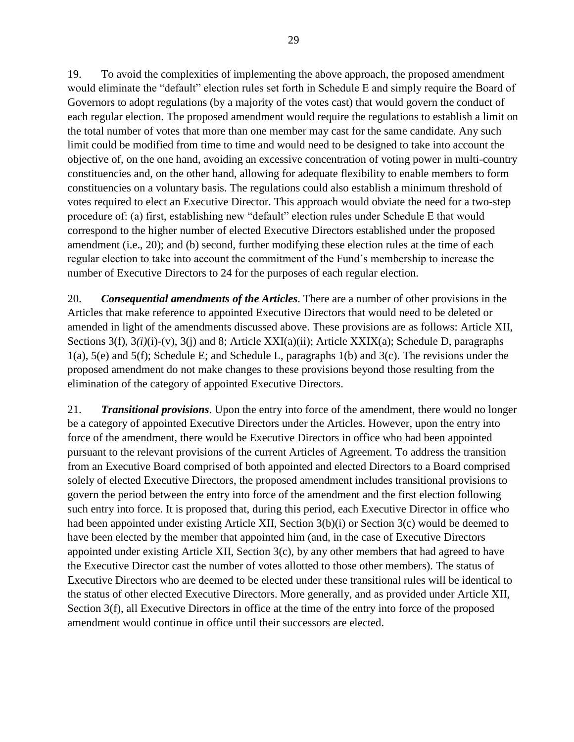19. To avoid the complexities of implementing the above approach, the proposed amendment would eliminate the "default" election rules set forth in Schedule E and simply require the Board of Governors to adopt regulations (by a majority of the votes cast) that would govern the conduct of each regular election. The proposed amendment would require the regulations to establish a limit on the total number of votes that more than one member may cast for the same candidate. Any such limit could be modified from time to time and would need to be designed to take into account the objective of, on the one hand, avoiding an excessive concentration of voting power in multi-country constituencies and, on the other hand, allowing for adequate flexibility to enable members to form constituencies on a voluntary basis. The regulations could also establish a minimum threshold of votes required to elect an Executive Director. This approach would obviate the need for a two-step procedure of: (a) first, establishing new "default" election rules under Schedule E that would correspond to the higher number of elected Executive Directors established under the proposed amendment (i.e., 20); and (b) second, further modifying these election rules at the time of each regular election to take into account the commitment of the Fund's membership to increase the number of Executive Directors to 24 for the purposes of each regular election.

20. ***Consequential amendments of the Articles***. There are a number of other provisions in the Articles that make reference to appointed Executive Directors that would need to be deleted or amended in light of the amendments discussed above. These provisions are as follows: Article XII, Sections 3(f), 3*(i)*(i)-(v), 3(j) and 8; Article XXI(a)(ii); Article XXIX(a); Schedule D, paragraphs 1(a), 5(e) and 5(f); Schedule E; and Schedule L, paragraphs 1(b) and 3(c). The revisions under the proposed amendment do not make changes to these provisions beyond those resulting from the elimination of the category of appointed Executive Directors.

21. ***Transitional provisions***. Upon the entry into force of the amendment, there would no longer be a category of appointed Executive Directors under the Articles. However, upon the entry into force of the amendment, there would be Executive Directors in office who had been appointed pursuant to the relevant provisions of the current Articles of Agreement. To address the transition from an Executive Board comprised of both appointed and elected Directors to a Board comprised solely of elected Executive Directors, the proposed amendment includes transitional provisions to govern the period between the entry into force of the amendment and the first election following such entry into force. It is proposed that, during this period, each Executive Director in office who had been appointed under existing Article XII, Section 3(b)(i) or Section 3(c) would be deemed to have been elected by the member that appointed him (and, in the case of Executive Directors appointed under existing Article XII, Section 3(c), by any other members that had agreed to have the Executive Director cast the number of votes allotted to those other members). The status of Executive Directors who are deemed to be elected under these transitional rules will be identical to the status of other elected Executive Directors. More generally, and as provided under Article XII, Section 3(f), all Executive Directors in office at the time of the entry into force of the proposed amendment would continue in office until their successors are elected.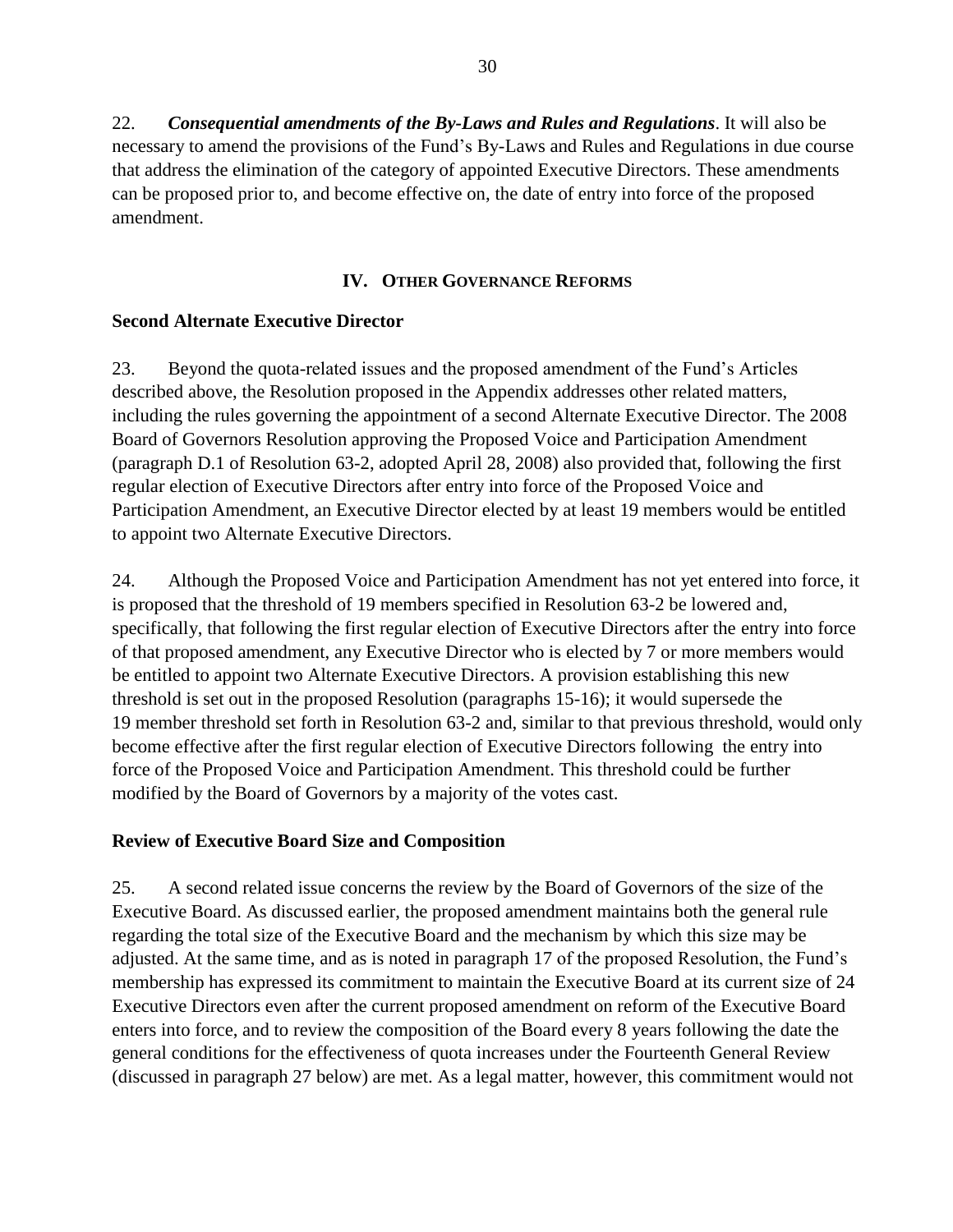22. ***Consequential amendments of the By-Laws and Rules and Regulations***. It will also be necessary to amend the provisions of the Fund's By-Laws and Rules and Regulations in due course that address the elimination of the category of appointed Executive Directors. These amendments can be proposed prior to, and become effective on, the date of entry into force of the proposed amendment.

## IV. Other Governance Reforms

### Second Alternate Executive Director

23. Beyond the quota-related issues and the proposed amendment of the Fund's Articles described above, the Resolution proposed in the Appendix addresses other related matters, including the rules governing the appointment of a second Alternate Executive Director. The 2008 Board of Governors Resolution approving the Proposed Voice and Participation Amendment (paragraph D.1 of Resolution 63-2, adopted April 28, 2008) also provided that, following the first regular election of Executive Directors after entry into force of the Proposed Voice and Participation Amendment, an Executive Director elected by at least 19 members would be entitled to appoint two Alternate Executive Directors.

24. Although the Proposed Voice and Participation Amendment has not yet entered into force, it is proposed that the threshold of 19 members specified in Resolution 63-2 be lowered and, specifically, that following the first regular election of Executive Directors after the entry into force of that proposed amendment, any Executive Director who is elected by 7 or more members would be entitled to appoint two Alternate Executive Directors. A provision establishing this new threshold is set out in the proposed Resolution (paragraphs 15-16); it would supersede the 19 member threshold set forth in Resolution 63-2 and, similar to that previous threshold, would only become effective after the first regular election of Executive Directors following the entry into force of the Proposed Voice and Participation Amendment. This threshold could be further modified by the Board of Governors by a majority of the votes cast.

### Review of Executive Board Size and Composition

25. A second related issue concerns the review by the Board of Governors of the size of the Executive Board. As discussed earlier, the proposed amendment maintains both the general rule regarding the total size of the Executive Board and the mechanism by which this size may be adjusted. At the same time, and as is noted in paragraph 17 of the proposed Resolution, the Fund's membership has expressed its commitment to maintain the Executive Board at its current size of 24 Executive Directors even after the current proposed amendment on reform of the Executive Board enters into force, and to review the composition of the Board every 8 years following the date the general conditions for the effectiveness of quota increases under the Fourteenth General Review (discussed in paragraph 27 below) are met. As a legal matter, however, this commitment would not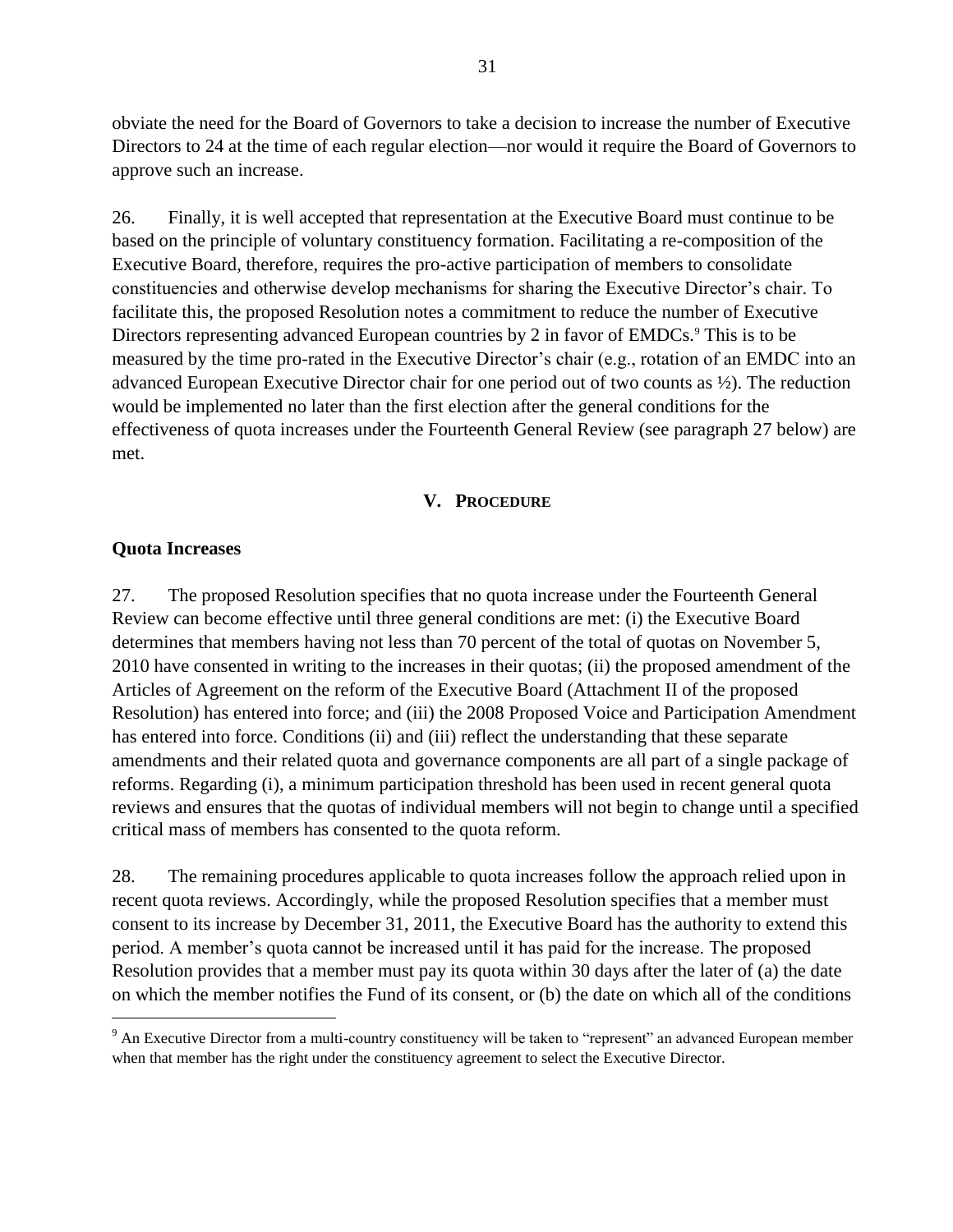obviate the need for the Board of Governors to take a decision to increase the number of Executive Directors to 24 at the time of each regular election—nor would it require the Board of Governors to approve such an increase.

26. Finally, it is well accepted that representation at the Executive Board must continue to be based on the principle of voluntary constituency formation. Facilitating a re-composition of the Executive Board, therefore, requires the pro-active participation of members to consolidate constituencies and otherwise develop mechanisms for sharing the Executive Director's chair. To facilitate this, the proposed Resolution notes a commitment to reduce the number of Executive Directors representing advanced European countries by 2 in favor of EMDCs.[9] This is to be measured by the time pro-rated in the Executive Director's chair (e.g., rotation of an EMDC into an advanced European Executive Director chair for one period out of two counts as ½). The reduction would be implemented no later than the first election after the general conditions for the effectiveness of quota increases under the Fourteenth General Review (see paragraph 27 below) are met.

## V. Procedure

### Quota Increases

27. The proposed Resolution specifies that no quota increase under the Fourteenth General Review can become effective until three general conditions are met: (i) the Executive Board determines that members having not less than 70 percent of the total of quotas on November 5, 2010 have consented in writing to the increases in their quotas; (ii) the proposed amendment of the Articles of Agreement on the reform of the Executive Board (Attachment II of the proposed Resolution) has entered into force; and (iii) the 2008 Proposed Voice and Participation Amendment has entered into force. Conditions (ii) and (iii) reflect the understanding that these separate amendments and their related quota and governance components are all part of a single package of reforms. Regarding (i), a minimum participation threshold has been used in recent general quota reviews and ensures that the quotas of individual members will not begin to change until a specified critical mass of members has consented to the quota reform.

28. The remaining procedures applicable to quota increases follow the approach relied upon in recent quota reviews. Accordingly, while the proposed Resolution specifies that a member must consent to its increase by December 31, 2011, the Executive Board has the authority to extend this period. A member's quota cannot be increased until it has paid for the increase. The proposed Resolution provides that a member must pay its quota within 30 days after the later of (a) the date on which the member notifies the Fund of its consent, or (b) the date on which all of the conditions

[9] An Executive Director from a multi-country constituency will be taken to "represent" an advanced European member when that member has the right under the constituency agreement to select the Executive Director.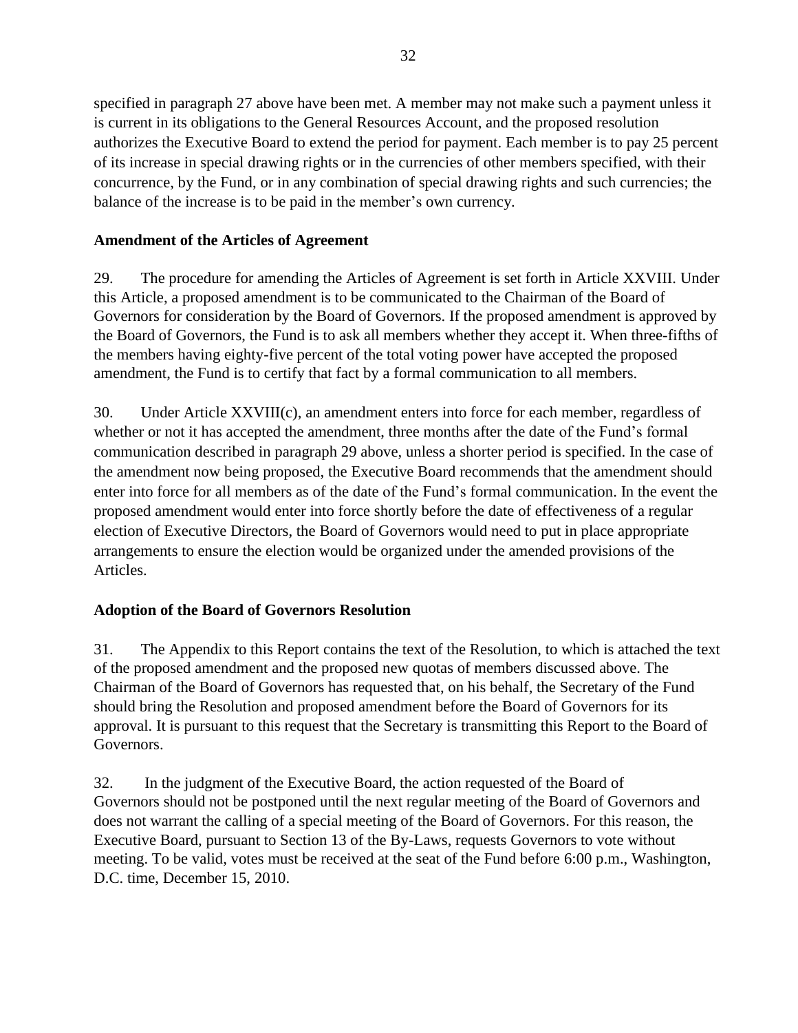specified in paragraph 27 above have been met. A member may not make such a payment unless it is current in its obligations to the General Resources Account, and the proposed resolution authorizes the Executive Board to extend the period for payment. Each member is to pay 25 percent of its increase in special drawing rights or in the currencies of other members specified, with their concurrence, by the Fund, or in any combination of special drawing rights and such currencies; the balance of the increase is to be paid in the member's own currency.

**Amendment of the Articles of Agreement**

29. The procedure for amending the Articles of Agreement is set forth in Article XXVIII. Under this Article, a proposed amendment is to be communicated to the Chairman of the Board of Governors for consideration by the Board of Governors. If the proposed amendment is approved by the Board of Governors, the Fund is to ask all members whether they accept it. When three-fifths of the members having eighty-five percent of the total voting power have accepted the proposed amendment, the Fund is to certify that fact by a formal communication to all members.

30. Under Article XXVIII(c), an amendment enters into force for each member, regardless of whether or not it has accepted the amendment, three months after the date of the Fund's formal communication described in paragraph 29 above, unless a shorter period is specified. In the case of the amendment now being proposed, the Executive Board recommends that the amendment should enter into force for all members as of the date of the Fund's formal communication. In the event the proposed amendment would enter into force shortly before the date of effectiveness of a regular election of Executive Directors, the Board of Governors would need to put in place appropriate arrangements to ensure the election would be organized under the amended provisions of the Articles.

**Adoption of the Board of Governors Resolution**

31. The Appendix to this Report contains the text of the Resolution, to which is attached the text of the proposed amendment and the proposed new quotas of members discussed above. The Chairman of the Board of Governors has requested that, on his behalf, the Secretary of the Fund should bring the Resolution and proposed amendment before the Board of Governors for its approval. It is pursuant to this request that the Secretary is transmitting this Report to the Board of Governors.

32. In the judgment of the Executive Board, the action requested of the Board of Governors should not be postponed until the next regular meeting of the Board of Governors and does not warrant the calling of a special meeting of the Board of Governors. For this reason, the Executive Board, pursuant to Section 13 of the By-Laws, requests Governors to vote without meeting. To be valid, votes must be received at the seat of the Fund before 6:00 p.m., Washington, D.C. time, December 15, 2010.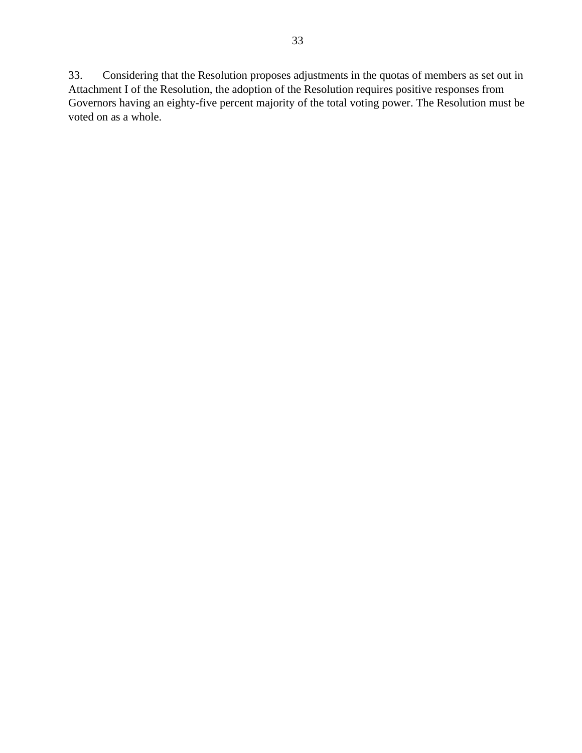33. Considering that the Resolution proposes adjustments in the quotas of members as set out in Attachment I of the Resolution, the adoption of the Resolution requires positive responses from Governors having an eighty-five percent majority of the total voting power. The Resolution must be voted on as a whole.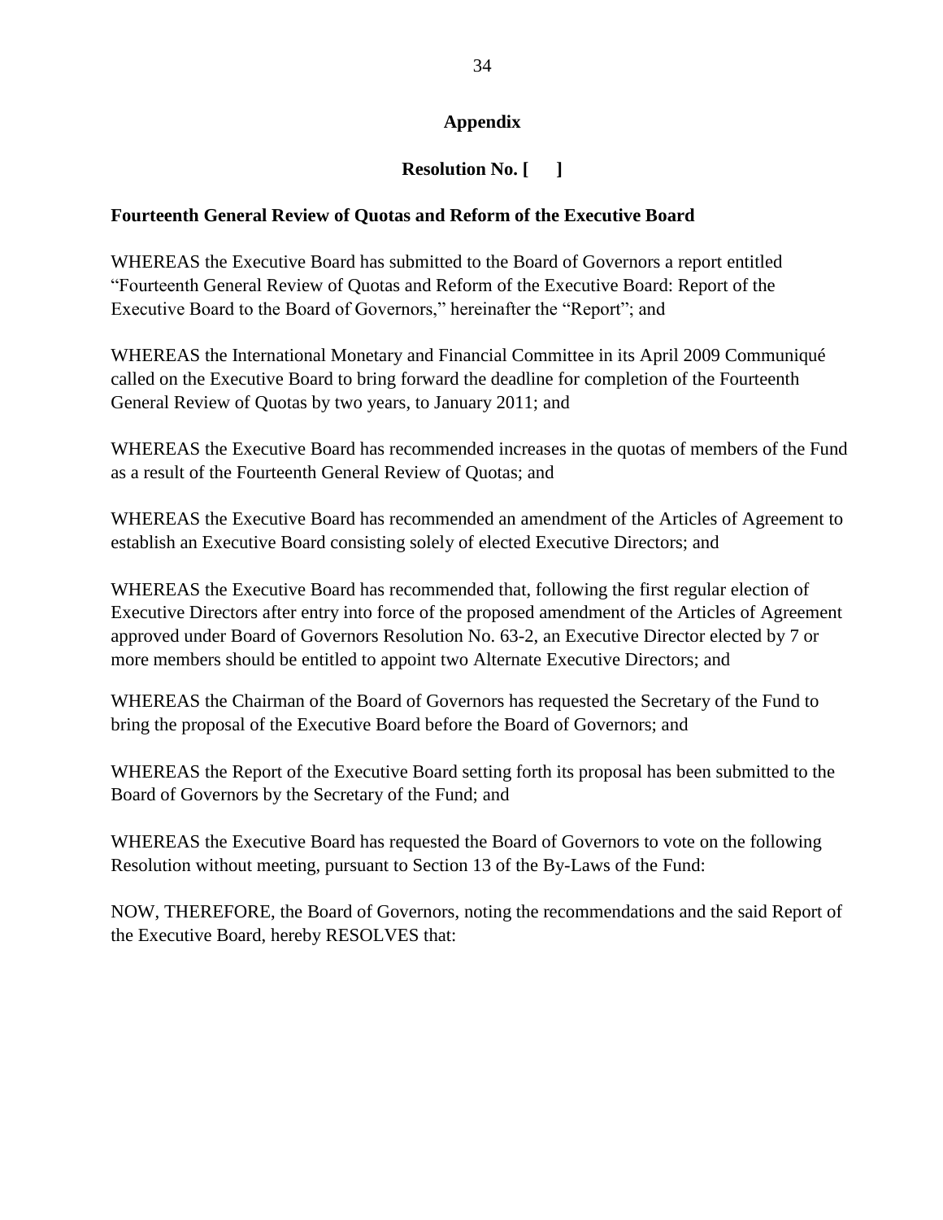## Appendix

### Resolution No. [ ]

**Fourteenth General Review of Quotas and Reform of the Executive Board**

WHEREAS the Executive Board has submitted to the Board of Governors a report entitled "Fourteenth General Review of Quotas and Reform of the Executive Board: Report of the Executive Board to the Board of Governors," hereinafter the "Report"; and

WHEREAS the International Monetary and Financial Committee in its April 2009 Communiqué called on the Executive Board to bring forward the deadline for completion of the Fourteenth General Review of Quotas by two years, to January 2011; and

WHEREAS the Executive Board has recommended increases in the quotas of members of the Fund as a result of the Fourteenth General Review of Quotas; and

WHEREAS the Executive Board has recommended an amendment of the Articles of Agreement to establish an Executive Board consisting solely of elected Executive Directors; and

WHEREAS the Executive Board has recommended that, following the first regular election of Executive Directors after entry into force of the proposed amendment of the Articles of Agreement approved under Board of Governors Resolution No. 63-2, an Executive Director elected by 7 or more members should be entitled to appoint two Alternate Executive Directors; and

WHEREAS the Chairman of the Board of Governors has requested the Secretary of the Fund to bring the proposal of the Executive Board before the Board of Governors; and

WHEREAS the Report of the Executive Board setting forth its proposal has been submitted to the Board of Governors by the Secretary of the Fund; and

WHEREAS the Executive Board has requested the Board of Governors to vote on the following Resolution without meeting, pursuant to Section 13 of the By-Laws of the Fund:

NOW, THEREFORE, the Board of Governors, noting the recommendations and the said Report of the Executive Board, hereby RESOLVES that: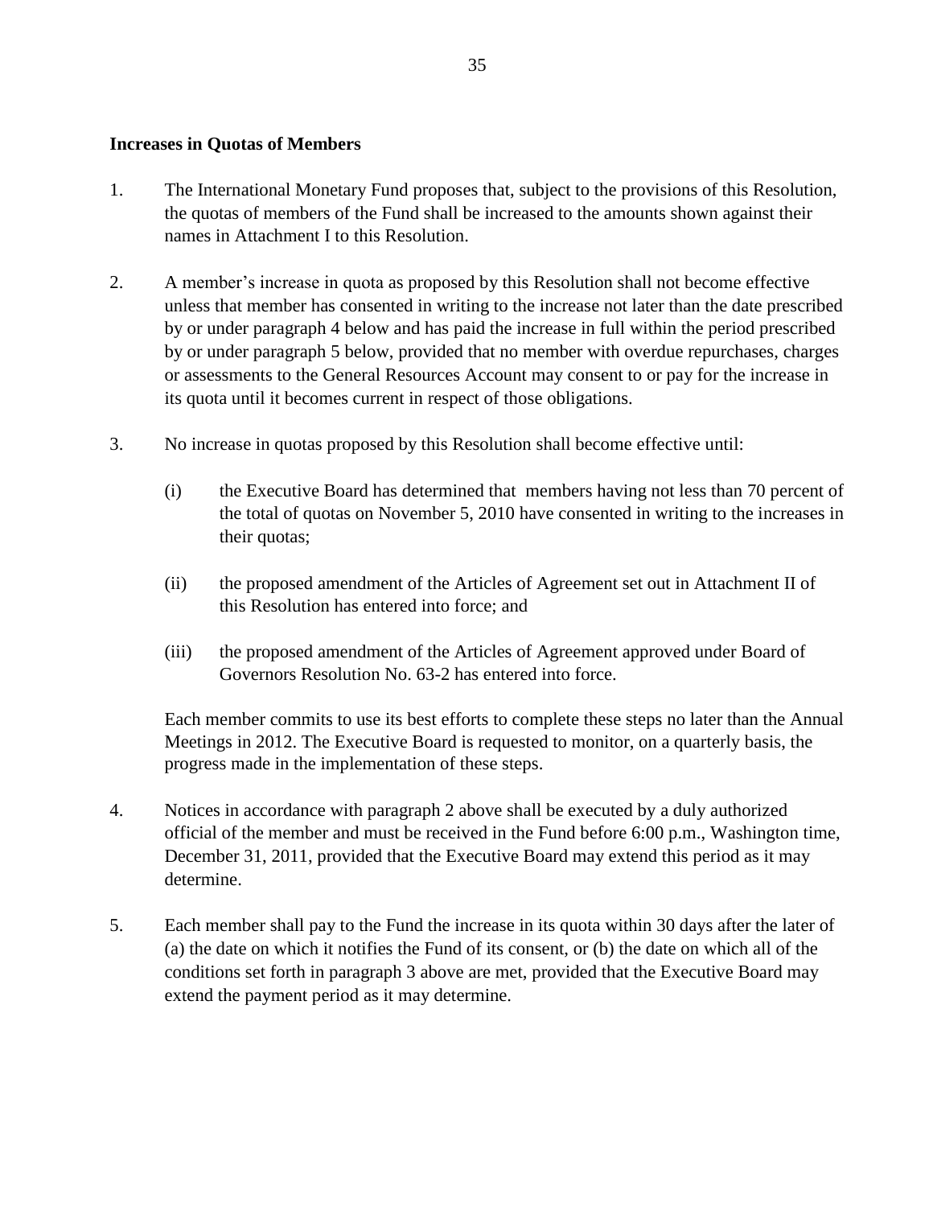**Increases in Quotas of Members**

1. The International Monetary Fund proposes that, subject to the provisions of this Resolution, the quotas of members of the Fund shall be increased to the amounts shown against their names in Attachment I to this Resolution.

2. A member's increase in quota as proposed by this Resolution shall not become effective unless that member has consented in writing to the increase not later than the date prescribed by or under paragraph 4 below and has paid the increase in full within the period prescribed by or under paragraph 5 below, provided that no member with overdue repurchases, charges or assessments to the General Resources Account may consent to or pay for the increase in its quota until it becomes current in respect of those obligations.

3. No increase in quotas proposed by this Resolution shall become effective until:

    (i) the Executive Board has determined that members having not less than 70 percent of the total of quotas on November 5, 2010 have consented in writing to the increases in their quotas;

    (ii) the proposed amendment of the Articles of Agreement set out in Attachment II of this Resolution has entered into force; and

    (iii) the proposed amendment of the Articles of Agreement approved under Board of Governors Resolution No. 63-2 has entered into force.

    Each member commits to use its best efforts to complete these steps no later than the Annual Meetings in 2012. The Executive Board is requested to monitor, on a quarterly basis, the progress made in the implementation of these steps.

4. Notices in accordance with paragraph 2 above shall be executed by a duly authorized official of the member and must be received in the Fund before 6:00 p.m., Washington time, December 31, 2011, provided that the Executive Board may extend this period as it may determine.

5. Each member shall pay to the Fund the increase in its quota within 30 days after the later of (a) the date on which it notifies the Fund of its consent, or (b) the date on which all of the conditions set forth in paragraph 3 above are met, provided that the Executive Board may extend the payment period as it may determine.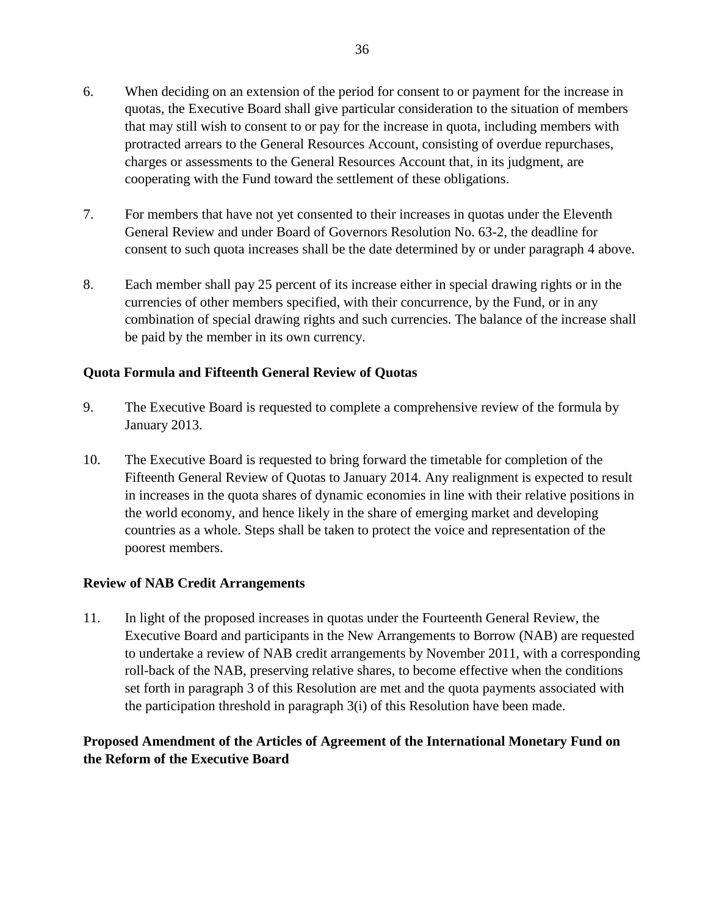6. When deciding on an extension of the period for consent to or payment for the increase in quotas, the Executive Board shall give particular consideration to the situation of members that may still wish to consent to or pay for the increase in quota, including members with protracted arrears to the General Resources Account, consisting of overdue repurchases, charges or assessments to the General Resources Account that, in its judgment, are cooperating with the Fund toward the settlement of these obligations.

7. For members that have not yet consented to their increases in quotas under the Eleventh General Review and under Board of Governors Resolution No. 63-2, the deadline for consent to such quota increases shall be the date determined by or under paragraph 4 above.

8. Each member shall pay 25 percent of its increase either in special drawing rights or in the currencies of other members specified, with their concurrence, by the Fund, or in any combination of special drawing rights and such currencies. The balance of the increase shall be paid by the member in its own currency.

**Quota Formula and Fifteenth General Review of Quotas**

9. The Executive Board is requested to complete a comprehensive review of the formula by January 2013.

10. The Executive Board is requested to bring forward the timetable for completion of the Fifteenth General Review of Quotas to January 2014. Any realignment is expected to result in increases in the quota shares of dynamic economies in line with their relative positions in the world economy, and hence likely in the share of emerging market and developing countries as a whole. Steps shall be taken to protect the voice and representation of the poorest members.

**Review of NAB Credit Arrangements**

11. In light of the proposed increases in quotas under the Fourteenth General Review, the Executive Board and participants in the New Arrangements to Borrow (NAB) are requested to undertake a review of NAB credit arrangements by November 2011, with a corresponding roll-back of the NAB, preserving relative shares, to become effective when the conditions set forth in paragraph 3 of this Resolution are met and the quota payments associated with the participation threshold in paragraph 3(i) of this Resolution have been made.

**Proposed Amendment of the Articles of Agreement of the International Monetary Fund on the Reform of the Executive Board**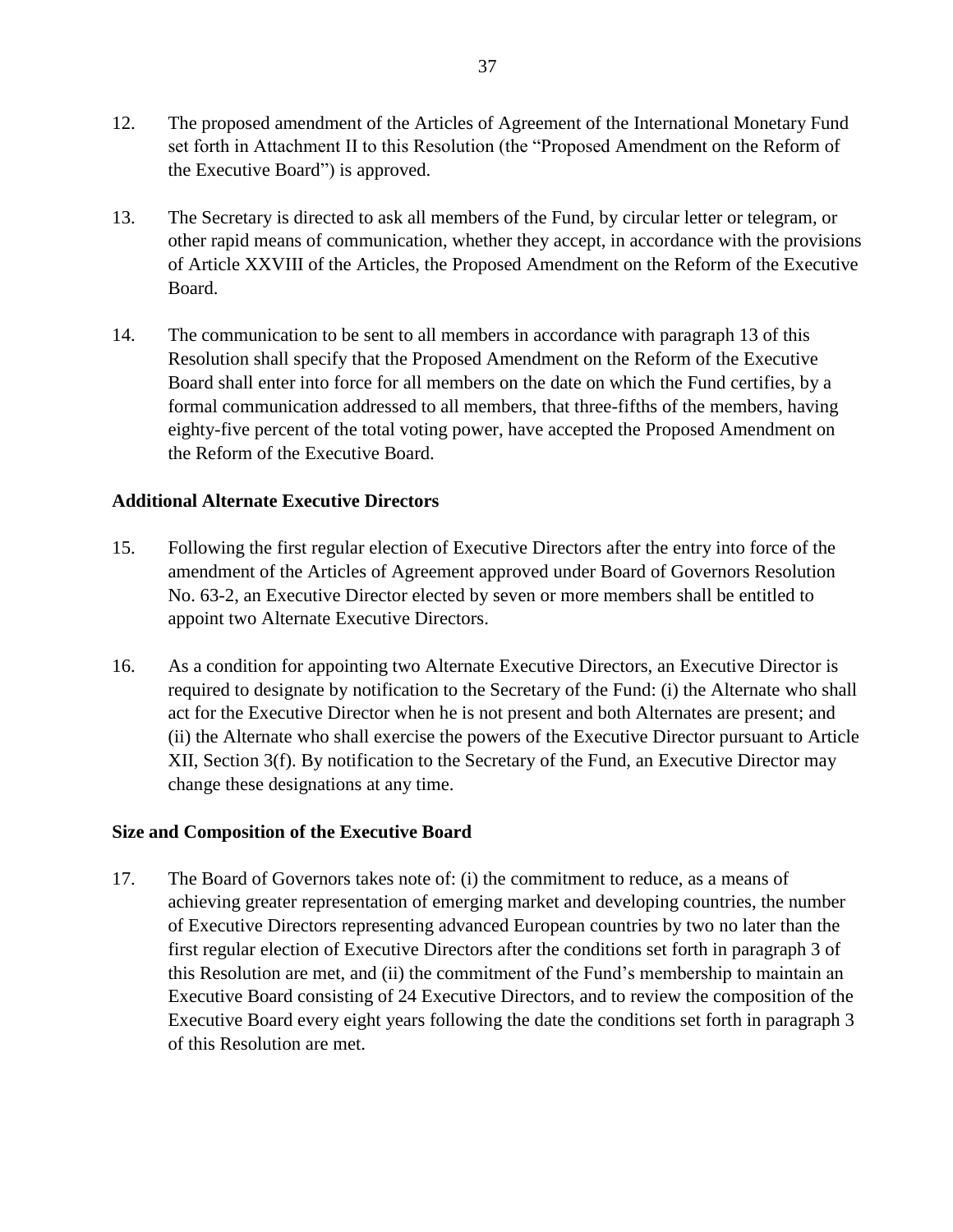12. The proposed amendment of the Articles of Agreement of the International Monetary Fund set forth in Attachment II to this Resolution (the "Proposed Amendment on the Reform of the Executive Board") is approved.

13. The Secretary is directed to ask all members of the Fund, by circular letter or telegram, or other rapid means of communication, whether they accept, in accordance with the provisions of Article XXVIII of the Articles, the Proposed Amendment on the Reform of the Executive Board.

14. The communication to be sent to all members in accordance with paragraph 13 of this Resolution shall specify that the Proposed Amendment on the Reform of the Executive Board shall enter into force for all members on the date on which the Fund certifies, by a formal communication addressed to all members, that three-fifths of the members, having eighty-five percent of the total voting power, have accepted the Proposed Amendment on the Reform of the Executive Board.

**Additional Alternate Executive Directors**

15. Following the first regular election of Executive Directors after the entry into force of the amendment of the Articles of Agreement approved under Board of Governors Resolution No. 63-2, an Executive Director elected by seven or more members shall be entitled to appoint two Alternate Executive Directors.

16. As a condition for appointing two Alternate Executive Directors, an Executive Director is required to designate by notification to the Secretary of the Fund: (i) the Alternate who shall act for the Executive Director when he is not present and both Alternates are present; and (ii) the Alternate who shall exercise the powers of the Executive Director pursuant to Article XII, Section 3(f). By notification to the Secretary of the Fund, an Executive Director may change these designations at any time.

**Size and Composition of the Executive Board**

17. The Board of Governors takes note of: (i) the commitment to reduce, as a means of achieving greater representation of emerging market and developing countries, the number of Executive Directors representing advanced European countries by two no later than the first regular election of Executive Directors after the conditions set forth in paragraph 3 of this Resolution are met, and (ii) the commitment of the Fund's membership to maintain an Executive Board consisting of 24 Executive Directors, and to review the composition of the Executive Board every eight years following the date the conditions set forth in paragraph 3 of this Resolution are met.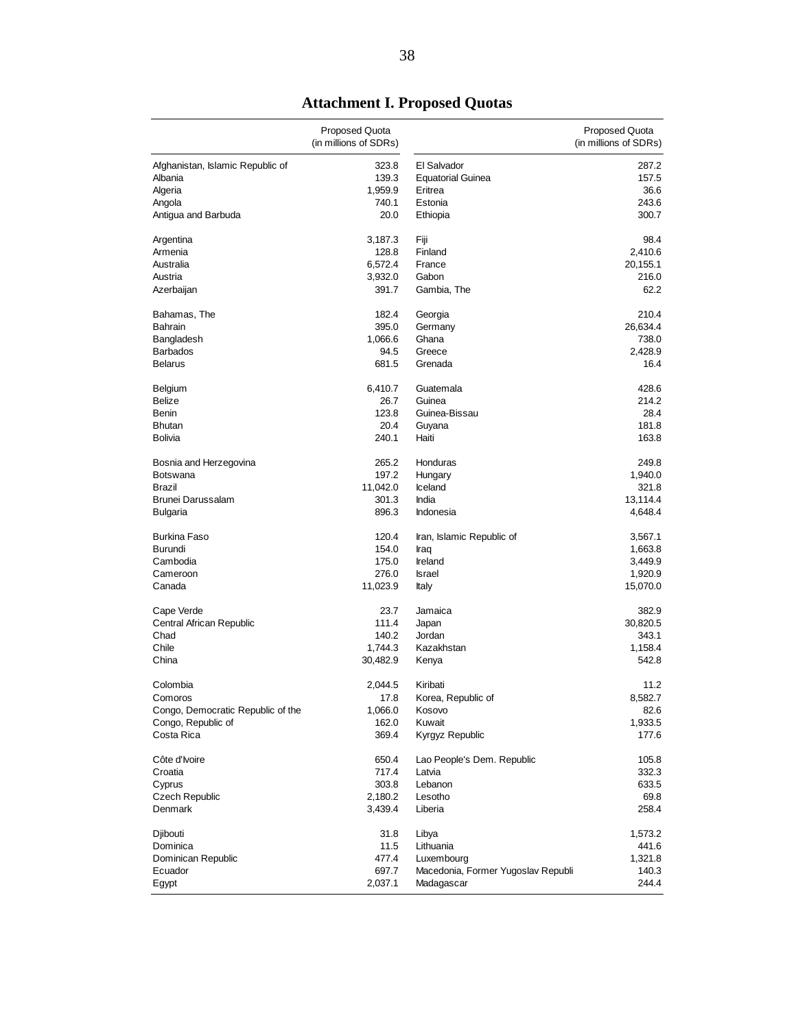# Attachment I. Proposed Quotas

| | Proposed Quota (in millions of SDRs) | | Proposed Quota (in millions of SDRs) |
|---|---|---|---|
| Afghanistan, Islamic Republic of | 323.8 | El Salvador | 287.2 |
| Albania | 139.3 | Equatorial Guinea | 157.5 |
| Algeria | 1,959.9 | Eritrea | 36.6 |
| Angola | 740.1 | Estonia | 243.6 |
| Antigua and Barbuda | 20.0 | Ethiopia | 300.7 |
| Argentina | 3,187.3 | Fiji | 98.4 |
| Armenia | 128.8 | Finland | 2,410.6 |
| Australia | 6,572.4 | France | 20,155.1 |
| Austria | 3,932.0 | Gabon | 216.0 |
| Azerbaijan | 391.7 | Gambia, The | 62.2 |
| Bahamas, The | 182.4 | Georgia | 210.4 |
| Bahrain | 395.0 | Germany | 26,634.4 |
| Bangladesh | 1,066.6 | Ghana | 738.0 |
| Barbados | 94.5 | Greece | 2,428.9 |
| Belarus | 681.5 | Grenada | 16.4 |
| Belgium | 6,410.7 | Guatemala | 428.6 |
| Belize | 26.7 | Guinea | 214.2 |
| Benin | 123.8 | Guinea-Bissau | 28.4 |
| Bhutan | 20.4 | Guyana | 181.8 |
| Bolivia | 240.1 | Haiti | 163.8 |
| Bosnia and Herzegovina | 265.2 | Honduras | 249.8 |
| Botswana | 197.2 | Hungary | 1,940.0 |
| Brazil | 11,042.0 | Iceland | 321.8 |
| Brunei Darussalam | 301.3 | India | 13,114.4 |
| Bulgaria | 896.3 | Indonesia | 4,648.4 |
| Burkina Faso | 120.4 | Iran, Islamic Republic of | 3,567.1 |
| Burundi | 154.0 | Iraq | 1,663.8 |
| Cambodia | 175.0 | Ireland | 3,449.9 |
| Cameroon | 276.0 | Israel | 1,920.9 |
| Canada | 11,023.9 | Italy | 15,070.0 |
| Cape Verde | 23.7 | Jamaica | 382.9 |
| Central African Republic | 111.4 | Japan | 30,820.5 |
| Chad | 140.2 | Jordan | 343.1 |
| Chile | 1,744.3 | Kazakhstan | 1,158.4 |
| China | 30,482.9 | Kenya | 542.8 |
| Colombia | 2,044.5 | Kiribati | 11.2 |
| Comoros | 17.8 | Korea, Republic of | 8,582.7 |
| Congo, Democratic Republic of the | 1,066.0 | Kosovo | 82.6 |
| Congo, Republic of | 162.0 | Kuwait | 1,933.5 |
| Costa Rica | 369.4 | Kyrgyz Republic | 177.6 |
| Côte d'Ivoire | 650.4 | Lao People's Dem. Republic | 105.8 |
| Croatia | 717.4 | Latvia | 332.3 |
| Cyprus | 303.8 | Lebanon | 633.5 |
| Czech Republic | 2,180.2 | Lesotho | 69.8 |
| Denmark | 3,439.4 | Liberia | 258.4 |
| Djibouti | 31.8 | Libya | 1,573.2 |
| Dominica | 11.5 | Lithuania | 441.6 |
| Dominican Republic | 477.4 | Luxembourg | 1,321.8 |
| Ecuador | 697.7 | Macedonia, Former Yugoslav Republi | 140.3 |
| Egypt | 2,037.1 | Madagascar | 244.4 |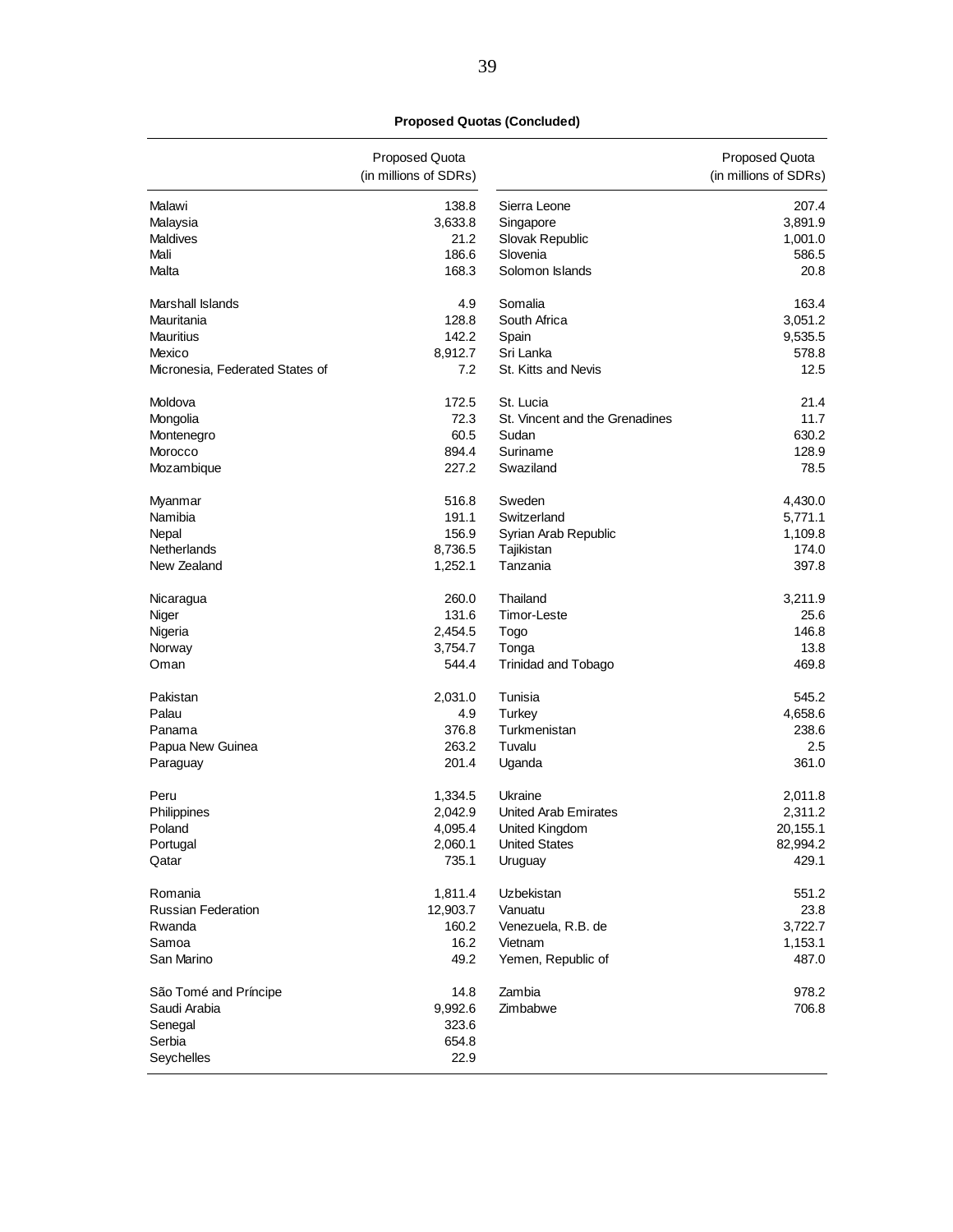**Proposed Quotas (Concluded)**

| | Proposed Quota (in millions of SDRs) | | Proposed Quota (in millions of SDRs) |
|---|---|---|---|
| Malawi | 138.8 | Sierra Leone | 207.4 |
| Malaysia | 3,633.8 | Singapore | 3,891.9 |
| Maldives | 21.2 | Slovak Republic | 1,001.0 |
| Mali | 186.6 | Slovenia | 586.5 |
| Malta | 168.3 | Solomon Islands | 20.8 |
| Marshall Islands | 4.9 | Somalia | 163.4 |
| Mauritania | 128.8 | South Africa | 3,051.2 |
| Mauritius | 142.2 | Spain | 9,535.5 |
| Mexico | 8,912.7 | Sri Lanka | 578.8 |
| Micronesia, Federated States of | 7.2 | St. Kitts and Nevis | 12.5 |
| Moldova | 172.5 | St. Lucia | 21.4 |
| Mongolia | 72.3 | St. Vincent and the Grenadines | 11.7 |
| Montenegro | 60.5 | Sudan | 630.2 |
| Morocco | 894.4 | Suriname | 128.9 |
| Mozambique | 227.2 | Swaziland | 78.5 |
| Myanmar | 516.8 | Sweden | 4,430.0 |
| Namibia | 191.1 | Switzerland | 5,771.1 |
| Nepal | 156.9 | Syrian Arab Republic | 1,109.8 |
| Netherlands | 8,736.5 | Tajikistan | 174.0 |
| New Zealand | 1,252.1 | Tanzania | 397.8 |
| Nicaragua | 260.0 | Thailand | 3,211.9 |
| Niger | 131.6 | Timor-Leste | 25.6 |
| Nigeria | 2,454.5 | Togo | 146.8 |
| Norway | 3,754.7 | Tonga | 13.8 |
| Oman | 544.4 | Trinidad and Tobago | 469.8 |
| Pakistan | 2,031.0 | Tunisia | 545.2 |
| Palau | 4.9 | Turkey | 4,658.6 |
| Panama | 376.8 | Turkmenistan | 238.6 |
| Papua New Guinea | 263.2 | Tuvalu | 2.5 |
| Paraguay | 201.4 | Uganda | 361.0 |
| Peru | 1,334.5 | Ukraine | 2,011.8 |
| Philippines | 2,042.9 | United Arab Emirates | 2,311.2 |
| Poland | 4,095.4 | United Kingdom | 20,155.1 |
| Portugal | 2,060.1 | United States | 82,994.2 |
| Qatar | 735.1 | Uruguay | 429.1 |
| Romania | 1,811.4 | Uzbekistan | 551.2 |
| Russian Federation | 12,903.7 | Vanuatu | 23.8 |
| Rwanda | 160.2 | Venezuela, R.B. de | 3,722.7 |
| Samoa | 16.2 | Vietnam | 1,153.1 |
| San Marino | 49.2 | Yemen, Republic of | 487.0 |
| São Tomé and Príncipe | 14.8 | Zambia | 978.2 |
| Saudi Arabia | 9,992.6 | Zimbabwe | 706.8 |
| Senegal | 323.6 | | |
| Serbia | 654.8 | | |
| Seychelles | 22.9 | | |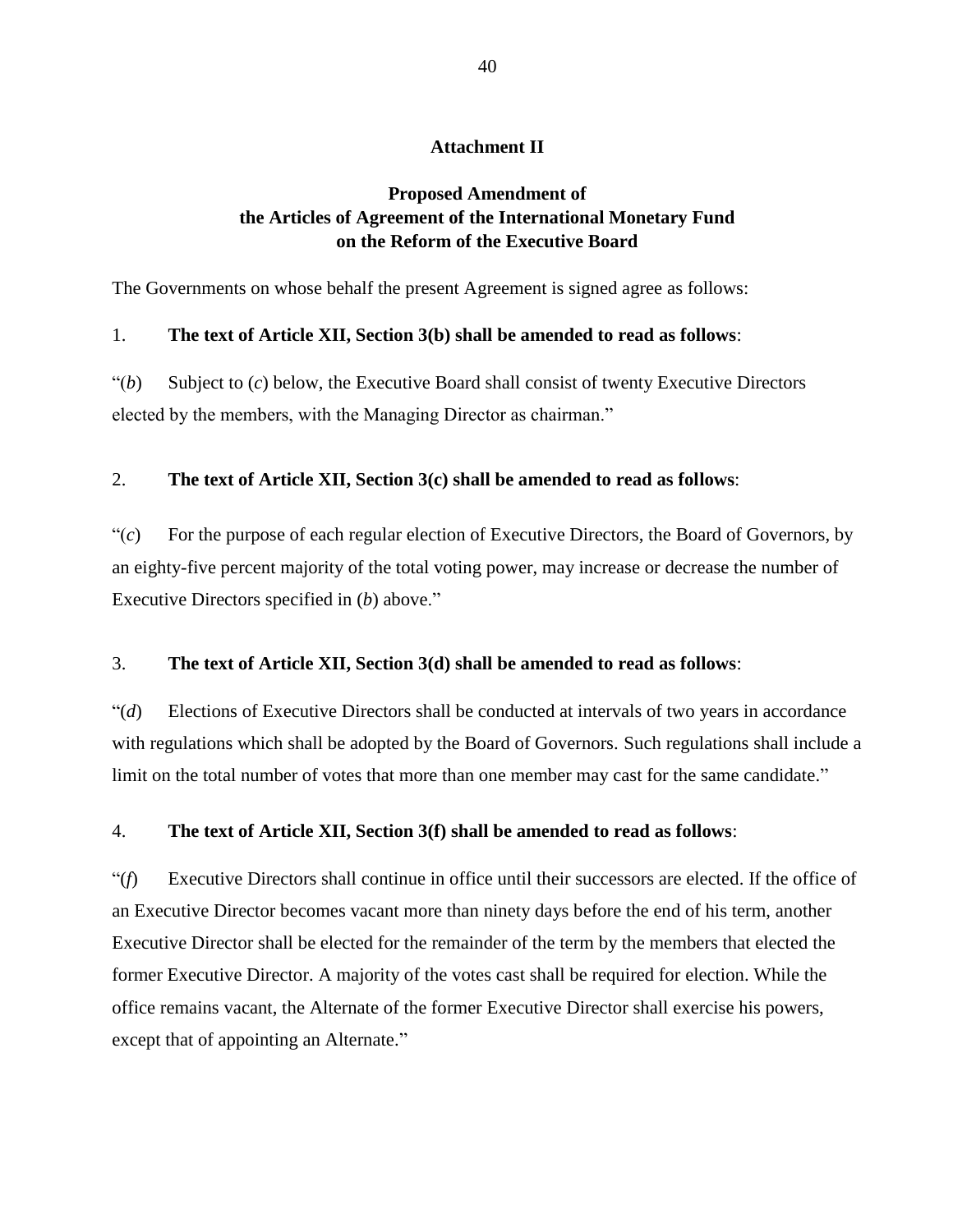**Attachment II**

**Proposed Amendment of**
**the Articles of Agreement of the International Monetary Fund**
**on the Reform of the Executive Board**

The Governments on whose behalf the present Agreement is signed agree as follows:

1. **The text of Article XII, Section 3(b) shall be amended to read as follows**:

"(*b*) Subject to (*c*) below, the Executive Board shall consist of twenty Executive Directors elected by the members, with the Managing Director as chairman."

2. **The text of Article XII, Section 3(c) shall be amended to read as follows**:

"(*c*) For the purpose of each regular election of Executive Directors, the Board of Governors, by an eighty-five percent majority of the total voting power, may increase or decrease the number of Executive Directors specified in (*b*) above."

3. **The text of Article XII, Section 3(d) shall be amended to read as follows**:

"(*d*) Elections of Executive Directors shall be conducted at intervals of two years in accordance with regulations which shall be adopted by the Board of Governors. Such regulations shall include a limit on the total number of votes that more than one member may cast for the same candidate."

4. **The text of Article XII, Section 3(f) shall be amended to read as follows**:

"(*f*) Executive Directors shall continue in office until their successors are elected. If the office of an Executive Director becomes vacant more than ninety days before the end of his term, another Executive Director shall be elected for the remainder of the term by the members that elected the former Executive Director. A majority of the votes cast shall be required for election. While the office remains vacant, the Alternate of the former Executive Director shall exercise his powers, except that of appointing an Alternate."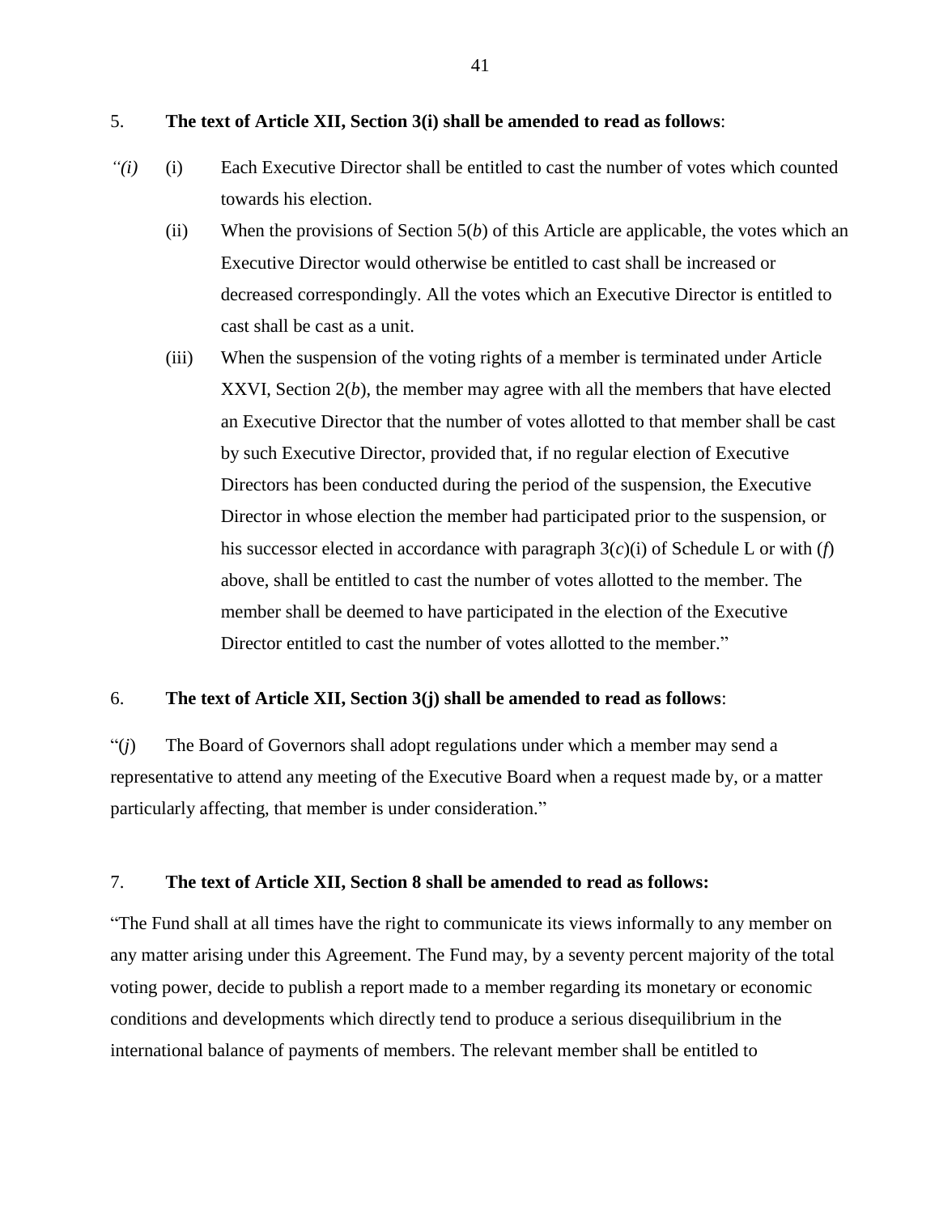5. **The text of Article XII, Section 3(i) shall be amended to read as follows**:

*"(i)* (i) Each Executive Director shall be entitled to cast the number of votes which counted towards his election.

(ii) When the provisions of Section 5(*b*) of this Article are applicable, the votes which an Executive Director would otherwise be entitled to cast shall be increased or decreased correspondingly. All the votes which an Executive Director is entitled to cast shall be cast as a unit.

(iii) When the suspension of the voting rights of a member is terminated under Article XXVI, Section 2(*b*), the member may agree with all the members that have elected an Executive Director that the number of votes allotted to that member shall be cast by such Executive Director, provided that, if no regular election of Executive Directors has been conducted during the period of the suspension, the Executive Director in whose election the member had participated prior to the suspension, or his successor elected in accordance with paragraph 3(*c*)(i) of Schedule L or with (*f*) above, shall be entitled to cast the number of votes allotted to the member. The member shall be deemed to have participated in the election of the Executive Director entitled to cast the number of votes allotted to the member."

6. **The text of Article XII, Section 3(j) shall be amended to read as follows**:

"(*j*) The Board of Governors shall adopt regulations under which a member may send a representative to attend any meeting of the Executive Board when a request made by, or a matter particularly affecting, that member is under consideration."

7. **The text of Article XII, Section 8 shall be amended to read as follows:**

"The Fund shall at all times have the right to communicate its views informally to any member on any matter arising under this Agreement. The Fund may, by a seventy percent majority of the total voting power, decide to publish a report made to a member regarding its monetary or economic conditions and developments which directly tend to produce a serious disequilibrium in the international balance of payments of members. The relevant member shall be entitled to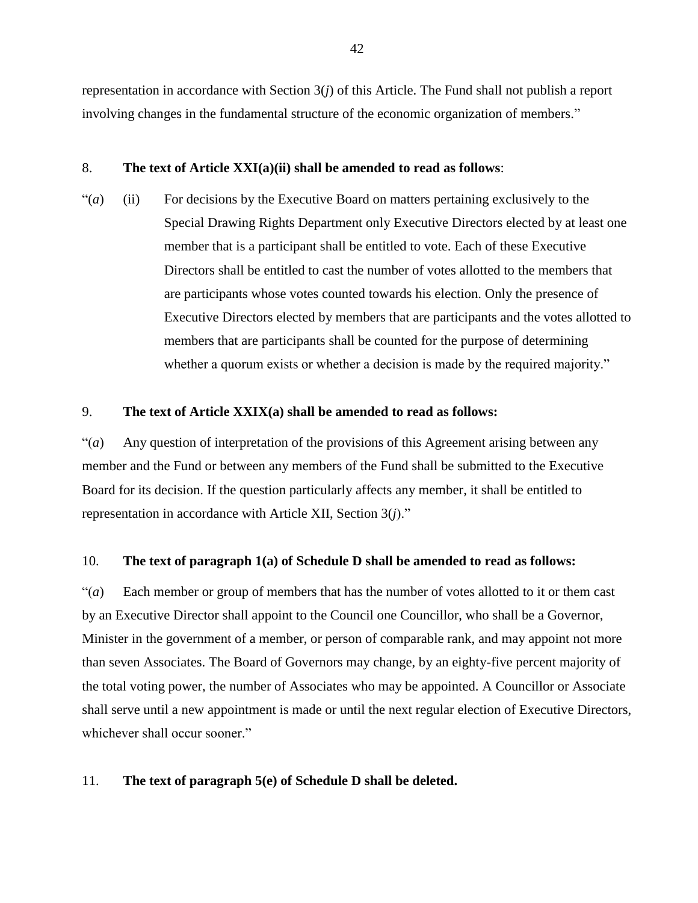representation in accordance with Section 3(*j*) of this Article. The Fund shall not publish a report involving changes in the fundamental structure of the economic organization of members."

8. **The text of Article XXI(a)(ii) shall be amended to read as follows**:

"(*a*) (ii) For decisions by the Executive Board on matters pertaining exclusively to the Special Drawing Rights Department only Executive Directors elected by at least one member that is a participant shall be entitled to vote. Each of these Executive Directors shall be entitled to cast the number of votes allotted to the members that are participants whose votes counted towards his election. Only the presence of Executive Directors elected by members that are participants and the votes allotted to members that are participants shall be counted for the purpose of determining whether a quorum exists or whether a decision is made by the required majority."

9. **The text of Article XXIX(a) shall be amended to read as follows:**

"(*a*) Any question of interpretation of the provisions of this Agreement arising between any member and the Fund or between any members of the Fund shall be submitted to the Executive Board for its decision. If the question particularly affects any member, it shall be entitled to representation in accordance with Article XII, Section 3(*j*)."

10. **The text of paragraph 1(a) of Schedule D shall be amended to read as follows:**

"(*a*) Each member or group of members that has the number of votes allotted to it or them cast by an Executive Director shall appoint to the Council one Councillor, who shall be a Governor, Minister in the government of a member, or person of comparable rank, and may appoint not more than seven Associates. The Board of Governors may change, by an eighty-five percent majority of the total voting power, the number of Associates who may be appointed. A Councillor or Associate shall serve until a new appointment is made or until the next regular election of Executive Directors, whichever shall occur sooner."

11. **The text of paragraph 5(e) of Schedule D shall be deleted.**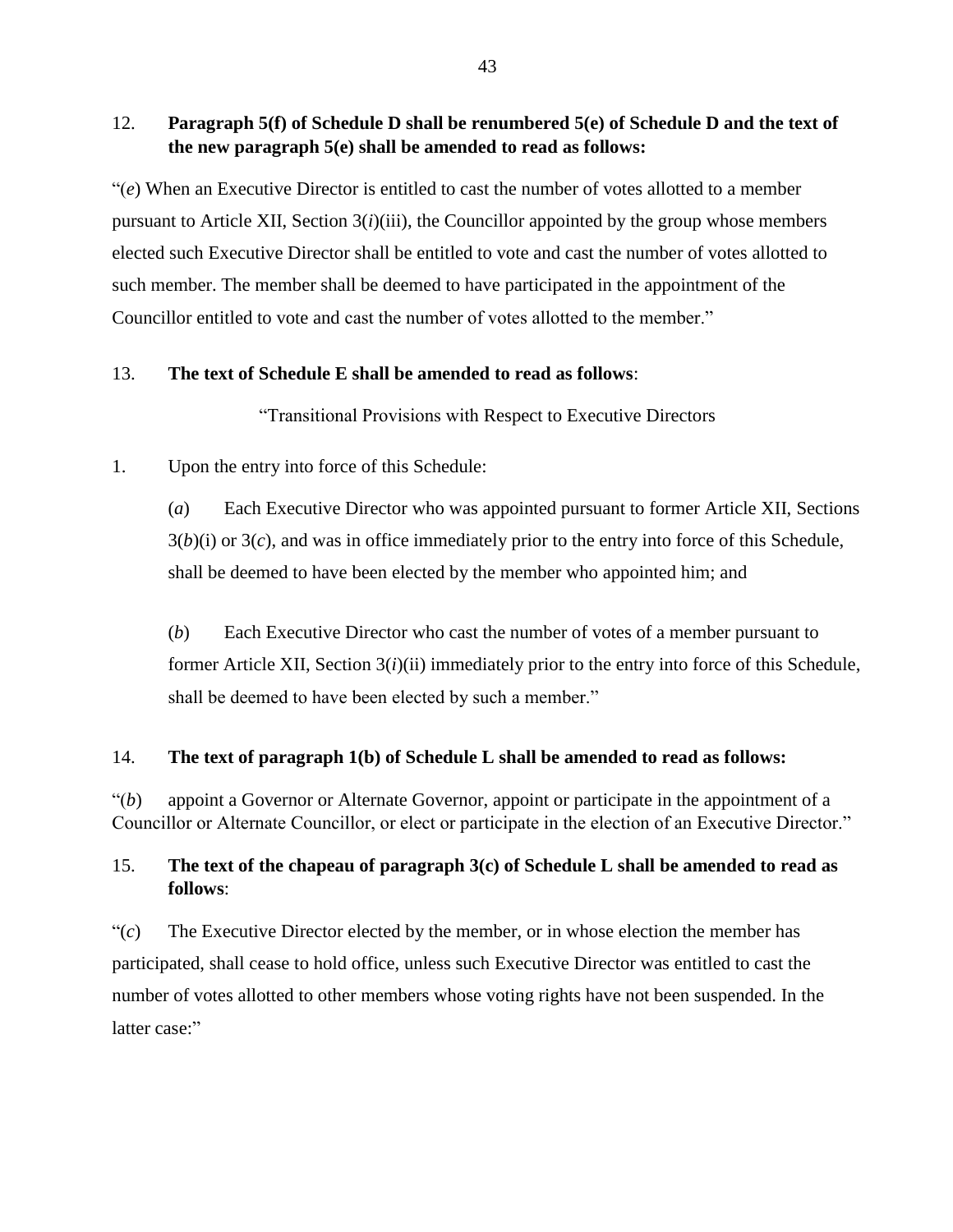12. **Paragraph 5(f) of Schedule D shall be renumbered 5(e) of Schedule D and the text of the new paragraph 5(e) shall be amended to read as follows:**

"(*e*) When an Executive Director is entitled to cast the number of votes allotted to a member pursuant to Article XII, Section 3(*i*)(iii), the Councillor appointed by the group whose members elected such Executive Director shall be entitled to vote and cast the number of votes allotted to such member. The member shall be deemed to have participated in the appointment of the Councillor entitled to vote and cast the number of votes allotted to the member."

13. **The text of Schedule E shall be amended to read as follows**:

"Transitional Provisions with Respect to Executive Directors

1. Upon the entry into force of this Schedule:

   (*a*) Each Executive Director who was appointed pursuant to former Article XII, Sections 3(*b*)(i) or 3(*c*), and was in office immediately prior to the entry into force of this Schedule, shall be deemed to have been elected by the member who appointed him; and

   (*b*) Each Executive Director who cast the number of votes of a member pursuant to former Article XII, Section 3(*i*)(ii) immediately prior to the entry into force of this Schedule, shall be deemed to have been elected by such a member."

14. **The text of paragraph 1(b) of Schedule L shall be amended to read as follows:**

"(*b*) appoint a Governor or Alternate Governor, appoint or participate in the appointment of a Councillor or Alternate Councillor, or elect or participate in the election of an Executive Director."

15. **The text of the chapeau of paragraph 3(c) of Schedule L shall be amended to read as follows**:

"(*c*) The Executive Director elected by the member, or in whose election the member has participated, shall cease to hold office, unless such Executive Director was entitled to cast the number of votes allotted to other members whose voting rights have not been suspended. In the latter case:"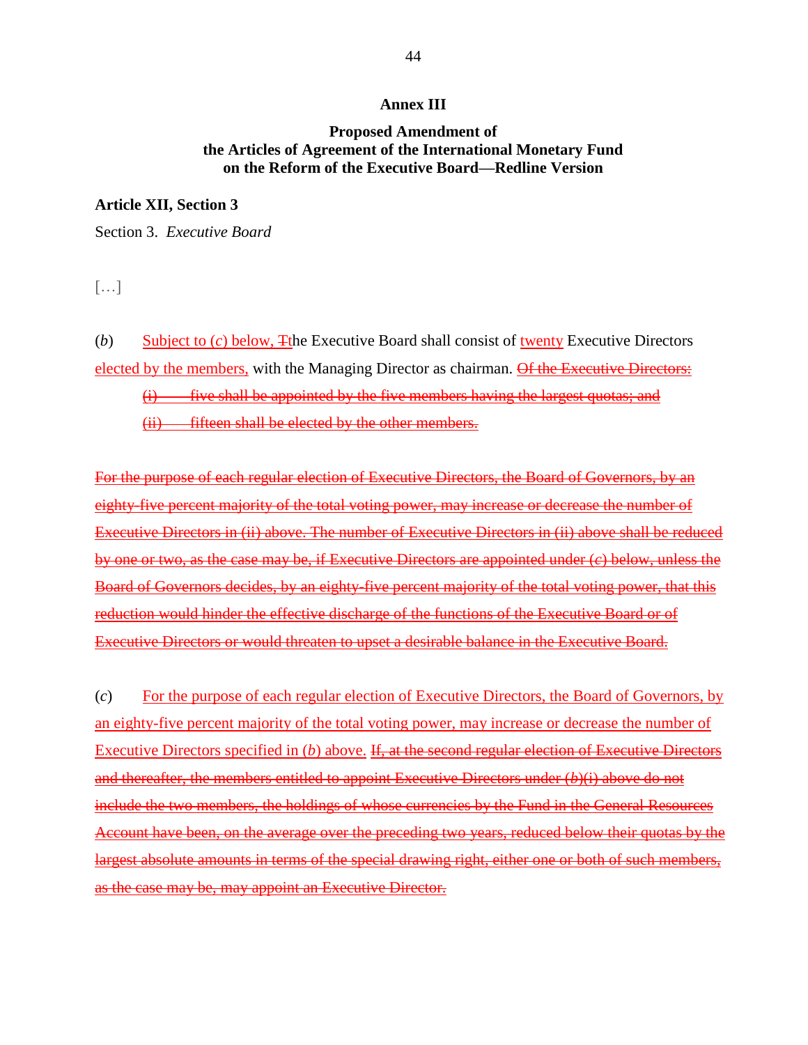**Annex III**

**Proposed Amendment of**
**the Articles of Agreement of the International Monetary Fund**
**on the Reform of the Executive Board—Redline Version**

**Article XII, Section 3**

Section 3. *Executive Board*

[…]

(*b*) <ins>Subject to (*c*) below, </ins>~~T~~the Executive Board shall consist of <ins>twenty</ins> Executive Directors <ins>elected by the members,</ins> with the Managing Director as chairman. ~~Of the Executive Directors:~~

~~(i) five shall be appointed by the five members having the largest quotas; and~~

~~(ii) fifteen shall be elected by the other members.~~

~~For the purpose of each regular election of Executive Directors, the Board of Governors, by an eighty-five percent majority of the total voting power, may increase or decrease the number of Executive Directors in (ii) above. The number of Executive Directors in (ii) above shall be reduced by one or two, as the case may be, if Executive Directors are appointed under (*c*) below, unless the Board of Governors decides, by an eighty-five percent majority of the total voting power, that this reduction would hinder the effective discharge of the functions of the Executive Board or of Executive Directors or would threaten to upset a desirable balance in the Executive Board.~~

(*c*) <ins>For the purpose of each regular election of Executive Directors, the Board of Governors, by an eighty-five percent majority of the total voting power, may increase or decrease the number of Executive Directors specified in (*b*) above.</ins> ~~If, at the second regular election of Executive Directors and thereafter, the members entitled to appoint Executive Directors under (*b*)(i) above do not include the two members, the holdings of whose currencies by the Fund in the General Resources Account have been, on the average over the preceding two years, reduced below their quotas by the largest absolute amounts in terms of the special drawing right, either one or both of such members, as the case may be, may appoint an Executive Director.~~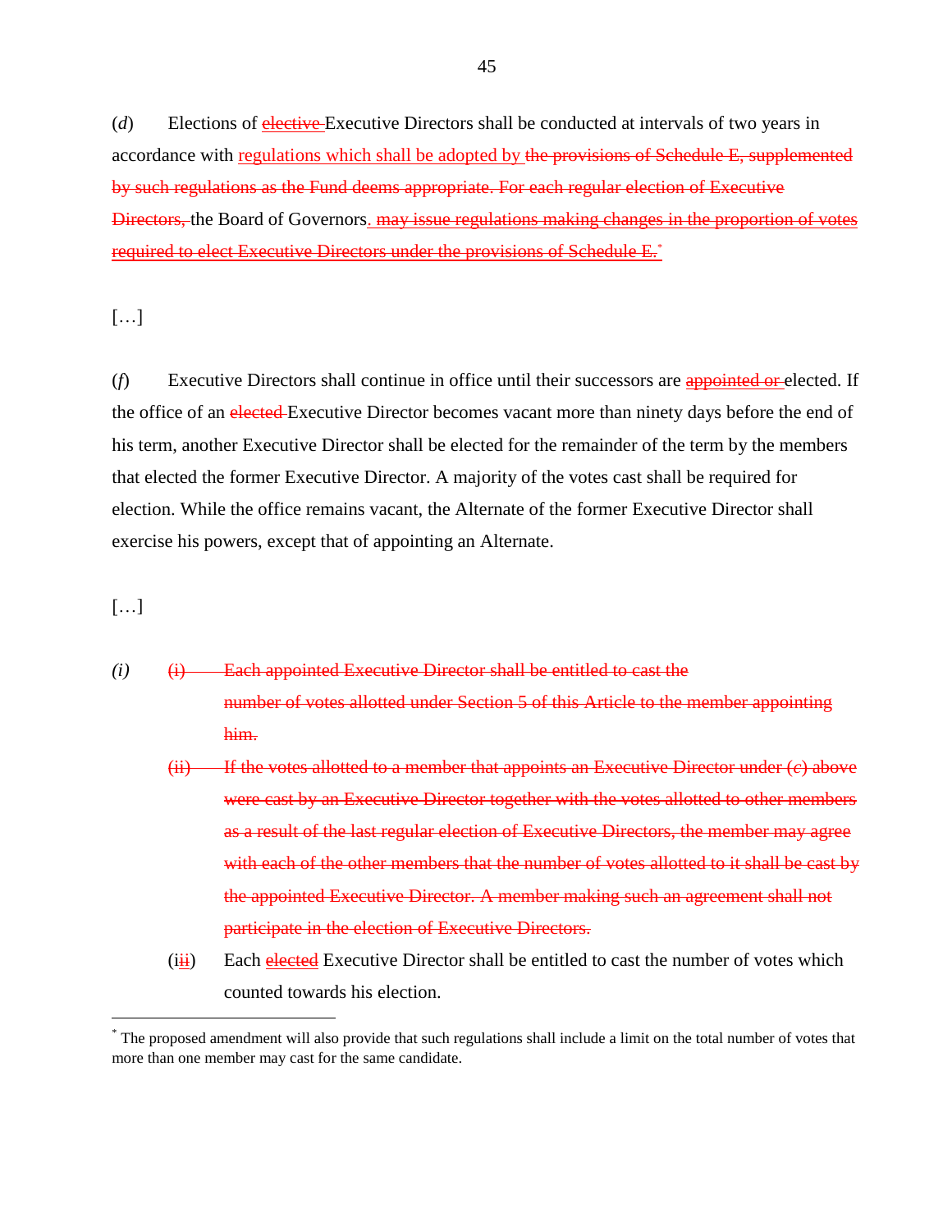(*d*) Elections of ~~elective~~ Executive Directors shall be conducted at intervals of two years in accordance with <u>regulations which shall be adopted by</u> ~~the provisions of Schedule E, supplemented by such regulations as the Fund deems appropriate. For each regular election of Executive Directors,~~ the Board of Governors<u>.</u> ~~may issue regulations making changes in the proportion of votes required to elect Executive Directors under the provisions of Schedule E.~~[*]

[…]

(*f*) Executive Directors shall continue in office until their successors are ~~appointed or~~ elected. If the office of an ~~elected~~ Executive Director becomes vacant more than ninety days before the end of his term, another Executive Director shall be elected for the remainder of the term by the members that elected the former Executive Director. A majority of the votes cast shall be required for election. While the office remains vacant, the Alternate of the former Executive Director shall exercise his powers, except that of appointing an Alternate.

[…]

*(i)* ~~(i) Each appointed Executive Director shall be entitled to cast the number of votes allotted under Section 5 of this Article to the member appointing him.~~

~~(ii) If the votes allotted to a member that appoints an Executive Director under (*c*) above were cast by an Executive Director together with the votes allotted to other members as a result of the last regular election of Executive Directors, the member may agree with each of the other members that the number of votes allotted to it shall be cast by the appointed Executive Director. A member making such an agreement shall not participate in the election of Executive Directors.~~

(i~~ii~~) Each ~~elected~~ Executive Director shall be entitled to cast the number of votes which counted towards his election.

---

[*] The proposed amendment will also provide that such regulations shall include a limit on the total number of votes that more than one member may cast for the same candidate.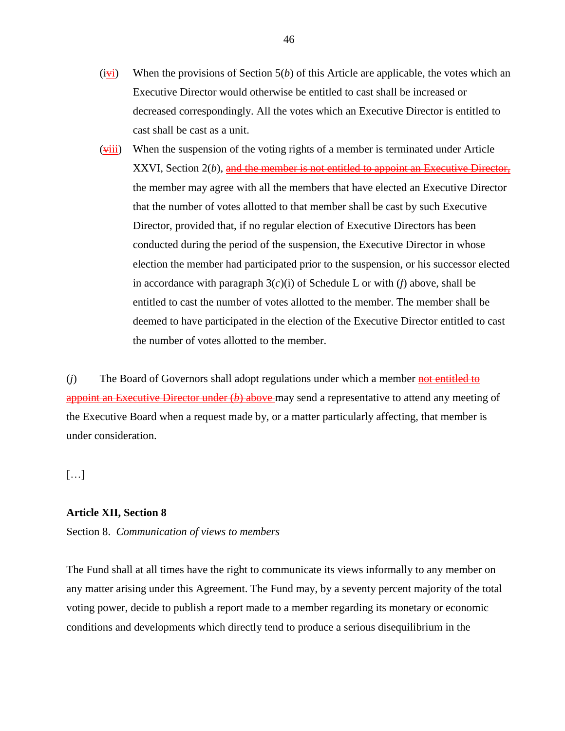(i~~v~~i) When the provisions of Section 5(*b*) of this Article are applicable, the votes which an Executive Director would otherwise be entitled to cast shall be increased or decreased correspondingly. All the votes which an Executive Director is entitled to cast shall be cast as a unit.

(~~v~~iii) When the suspension of the voting rights of a member is terminated under Article XXVI, Section 2(*b*), ~~and the member is not entitled to appoint an Executive Director,~~ the member may agree with all the members that have elected an Executive Director that the number of votes allotted to that member shall be cast by such Executive Director, provided that, if no regular election of Executive Directors has been conducted during the period of the suspension, the Executive Director in whose election the member had participated prior to the suspension, or his successor elected in accordance with paragraph 3(*c*)(i) of Schedule L or with (*f*) above, shall be entitled to cast the number of votes allotted to the member. The member shall be deemed to have participated in the election of the Executive Director entitled to cast the number of votes allotted to the member.

(*j*) The Board of Governors shall adopt regulations under which a member ~~not entitled to appoint an Executive Director under (*b*) above~~ may send a representative to attend any meeting of the Executive Board when a request made by, or a matter particularly affecting, that member is under consideration.

[…]

**Article XII, Section 8**

Section 8. *Communication of views to members*

The Fund shall at all times have the right to communicate its views informally to any member on any matter arising under this Agreement. The Fund may, by a seventy percent majority of the total voting power, decide to publish a report made to a member regarding its monetary or economic conditions and developments which directly tend to produce a serious disequilibrium in the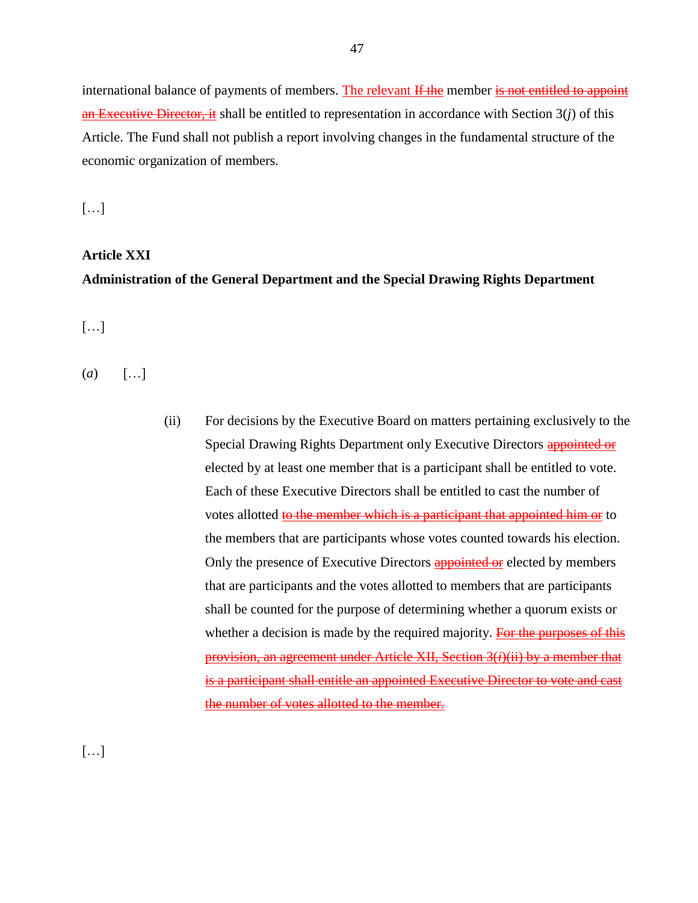international balance of payments of members. The relevant ~~If the~~ member ~~is not entitled to appoint an Executive Director, it~~ shall be entitled to representation in accordance with Section 3(*j*) of this Article. The Fund shall not publish a report involving changes in the fundamental structure of the economic organization of members.

[…]

**Article XXI**

**Administration of the General Department and the Special Drawing Rights Department**

[…]

(*a*) […]

(ii) For decisions by the Executive Board on matters pertaining exclusively to the Special Drawing Rights Department only Executive Directors ~~appointed or~~ elected by at least one member that is a participant shall be entitled to vote. Each of these Executive Directors shall be entitled to cast the number of votes allotted ~~to the member which is a participant that appointed him or~~ to the members that are participants whose votes counted towards his election. Only the presence of Executive Directors ~~appointed or~~ elected by members that are participants and the votes allotted to members that are participants shall be counted for the purpose of determining whether a quorum exists or whether a decision is made by the required majority. ~~For the purposes of this provision, an agreement under Article XII, Section 3(*i*)(ii) by a member that is a participant shall entitle an appointed Executive Director to vote and cast the number of votes allotted to the member.~~

[…]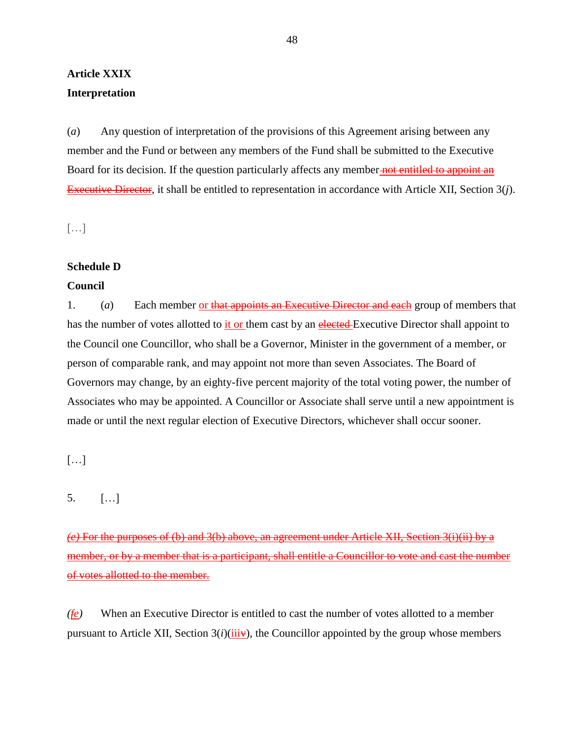**Article XXIX**

**Interpretation**

(*a*) Any question of interpretation of the provisions of this Agreement arising between any member and the Fund or between any members of the Fund shall be submitted to the Executive Board for its decision. If the question particularly affects any member ~~not entitled to appoint an Executive Director~~, it shall be entitled to representation in accordance with Article XII, Section 3(*j*).

[…]

**Schedule D**

**Council**

1. (*a*) Each member or ~~that appoints an Executive Director and each~~ group of members that has the number of votes allotted to it or them cast by an ~~elected~~ Executive Director shall appoint to the Council one Councillor, who shall be a Governor, Minister in the government of a member, or person of comparable rank, and may appoint not more than seven Associates. The Board of Governors may change, by an eighty-five percent majority of the total voting power, the number of Associates who may be appointed. A Councillor or Associate shall serve until a new appointment is made or until the next regular election of Executive Directors, whichever shall occur sooner.

[…]

5. […]

~~*(e)* For the purposes of (b) and 3(b) above, an agreement under Article XII, Section 3(i)(ii) by a member, or by a member that is a participant, shall entitle a Councillor to vote and cast the number of votes allotted to the member.~~

*(f~~e~~)* When an Executive Director is entitled to cast the number of votes allotted to a member pursuant to Article XII, Section 3(*i*)(iii~~v~~), the Councillor appointed by the group whose members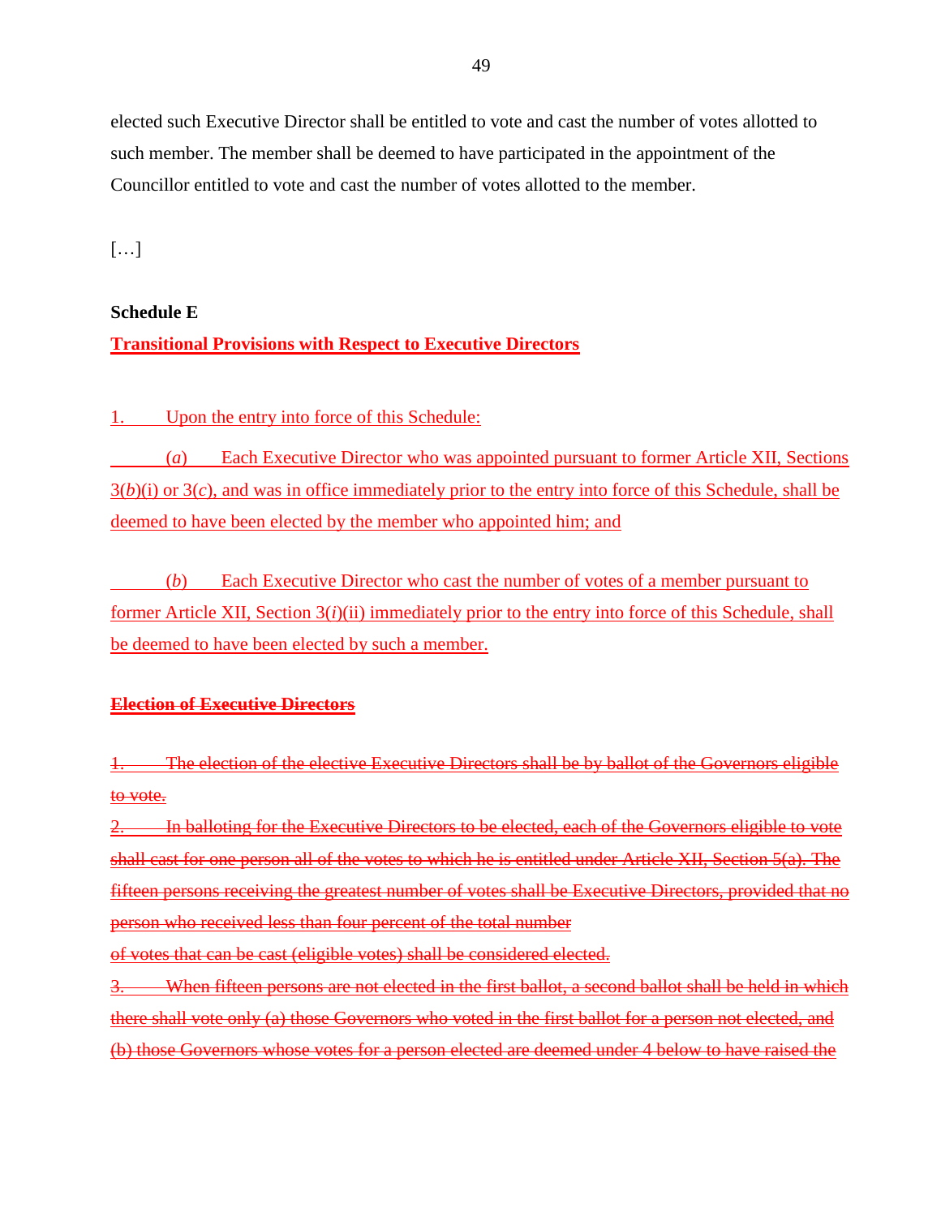elected such Executive Director shall be entitled to vote and cast the number of votes allotted to such member. The member shall be deemed to have participated in the appointment of the Councillor entitled to vote and cast the number of votes allotted to the member.

[…]

**Schedule E**

**Transitional Provisions with Respect to Executive Directors**

1. Upon the entry into force of this Schedule:

(*a*) Each Executive Director who was appointed pursuant to former Article XII, Sections 3(*b*)(i) or 3(*c*), and was in office immediately prior to the entry into force of this Schedule, shall be deemed to have been elected by the member who appointed him; and

(*b*) Each Executive Director who cast the number of votes of a member pursuant to former Article XII, Section 3(*i*)(ii) immediately prior to the entry into force of this Schedule, shall be deemed to have been elected by such a member.

~~**Election of Executive Directors**~~

~~1. The election of the elective Executive Directors shall be by ballot of the Governors eligible to vote.~~

~~2. In balloting for the Executive Directors to be elected, each of the Governors eligible to vote shall cast for one person all of the votes to which he is entitled under Article XII, Section 5(a). The fifteen persons receiving the greatest number of votes shall be Executive Directors, provided that no person who received less than four percent of the total number of votes that can be cast (eligible votes) shall be considered elected.~~

~~3. When fifteen persons are not elected in the first ballot, a second ballot shall be held in which there shall vote only (a) those Governors who voted in the first ballot for a person not elected, and (b) those Governors whose votes for a person elected are deemed under 4 below to have raised the~~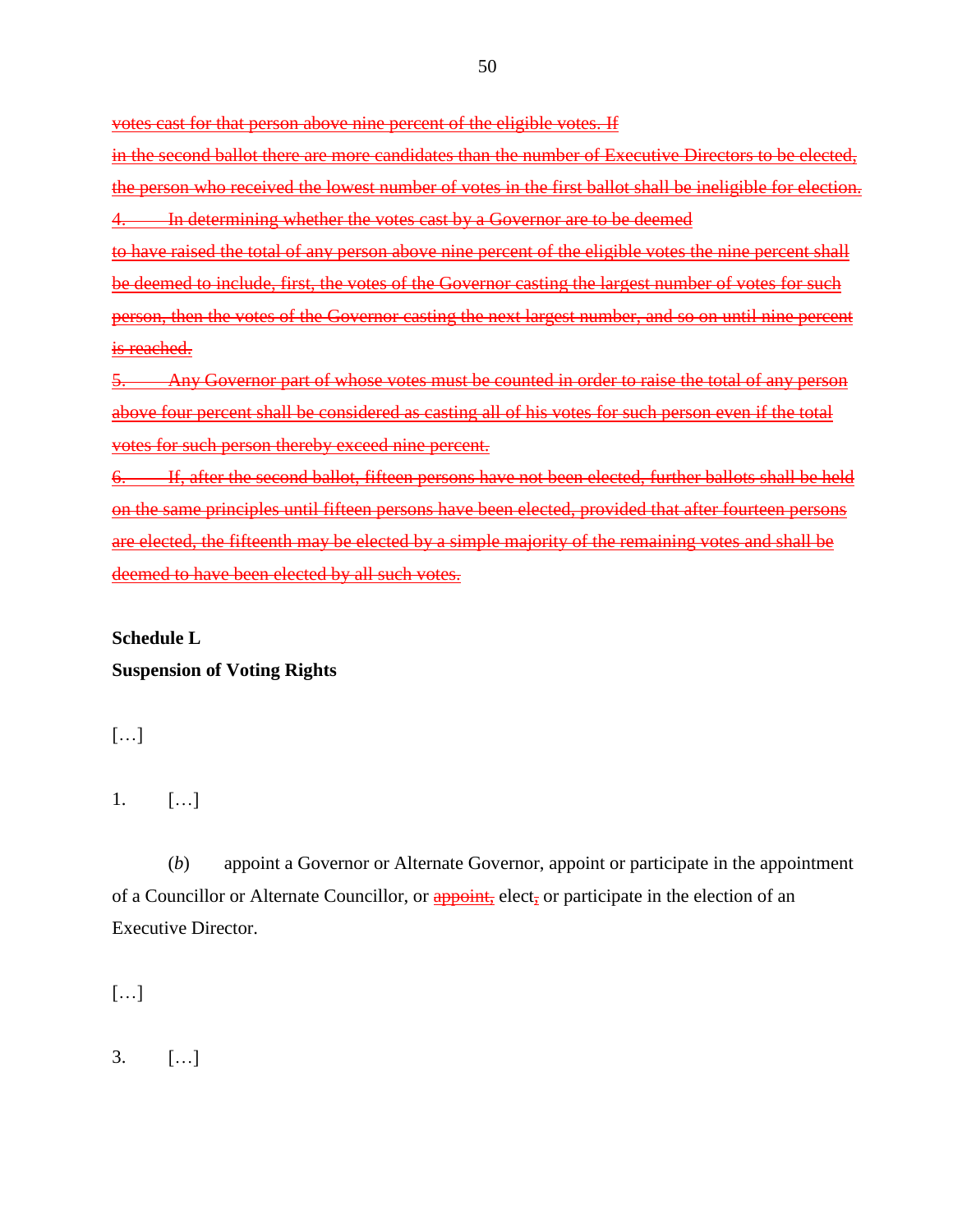~~votes cast for that person above nine percent of the eligible votes. If in the second ballot there are more candidates than the number of Executive Directors to be elected, the person who received the lowest number of votes in the first ballot shall be ineligible for election.~~

~~4. In determining whether the votes cast by a Governor are to be deemed to have raised the total of any person above nine percent of the eligible votes the nine percent shall be deemed to include, first, the votes of the Governor casting the largest number of votes for such person, then the votes of the Governor casting the next largest number, and so on until nine percent is reached.~~

~~5. Any Governor part of whose votes must be counted in order to raise the total of any person above four percent shall be considered as casting all of his votes for such person even if the total votes for such person thereby exceed nine percent.~~

~~6. If, after the second ballot, fifteen persons have not been elected, further ballots shall be held on the same principles until fifteen persons have been elected, provided that after fourteen persons are elected, the fifteenth may be elected by a simple majority of the remaining votes and shall be deemed to have been elected by all such votes.~~

**Schedule L**

**Suspension of Voting Rights**

[…]

1. […]

(*b*) appoint a Governor or Alternate Governor, appoint or participate in the appointment of a Councillor or Alternate Councillor, or ~~appoint,~~ elect~~,~~ or participate in the election of an Executive Director.

[…]

3. […]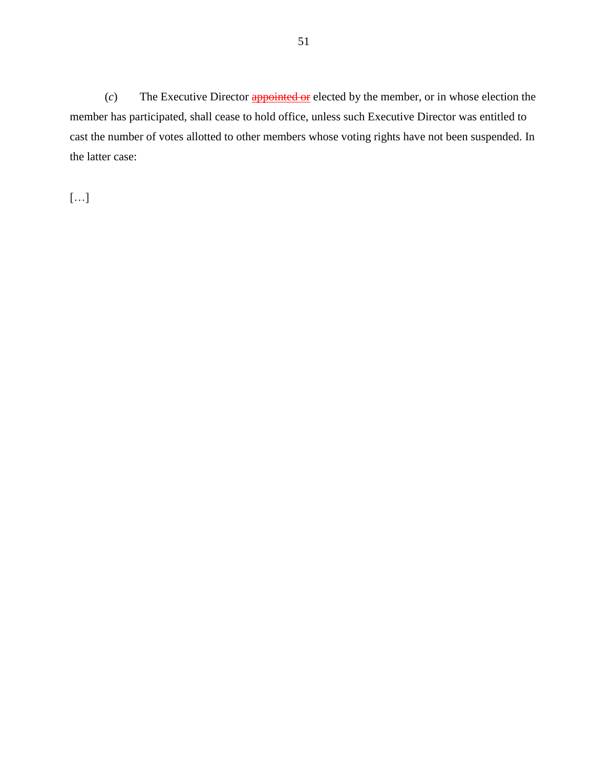(*c*) The Executive Director ~~appointed or~~ elected by the member, or in whose election the member has participated, shall cease to hold office, unless such Executive Director was entitled to cast the number of votes allotted to other members whose voting rights have not been suspended. In the latter case:

[…]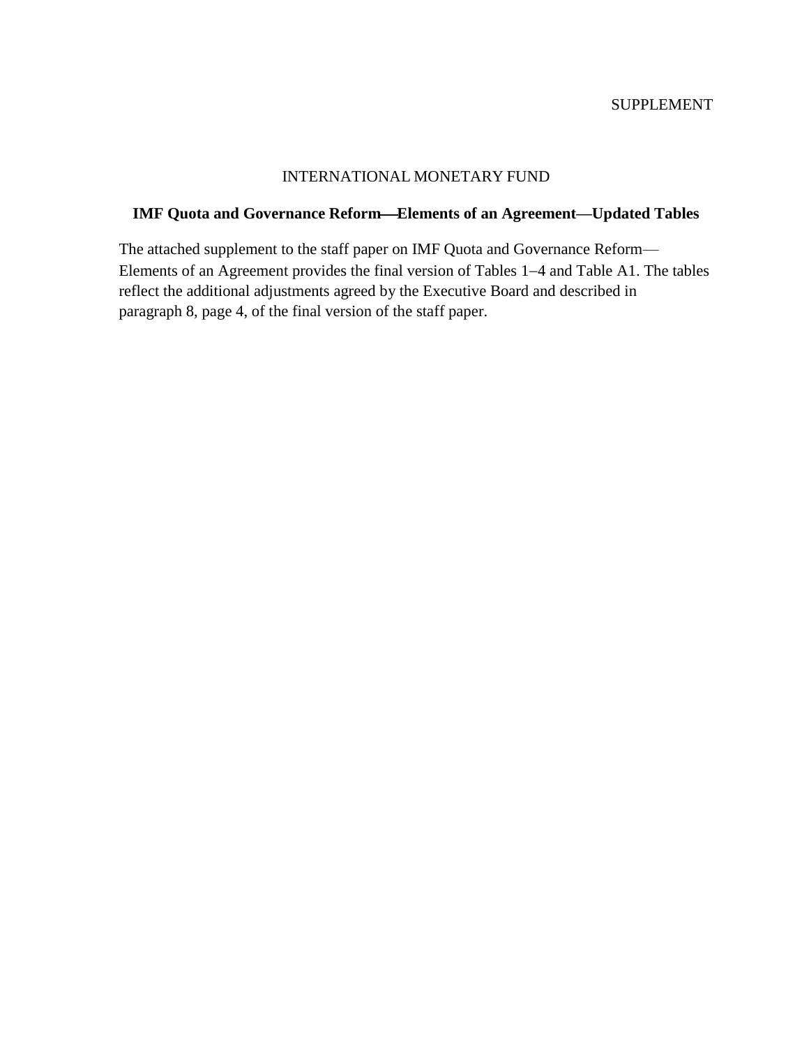SUPPLEMENT

INTERNATIONAL MONETARY FUND

**IMF Quota and Governance Reform—Elements of an Agreement—Updated Tables**

The attached supplement to the staff paper on IMF Quota and Governance Reform—Elements of an Agreement provides the final version of Tables 1–4 and Table A1. The tables reflect the additional adjustments agreed by the Executive Board and described in paragraph 8, page 4, of the final version of the staff paper.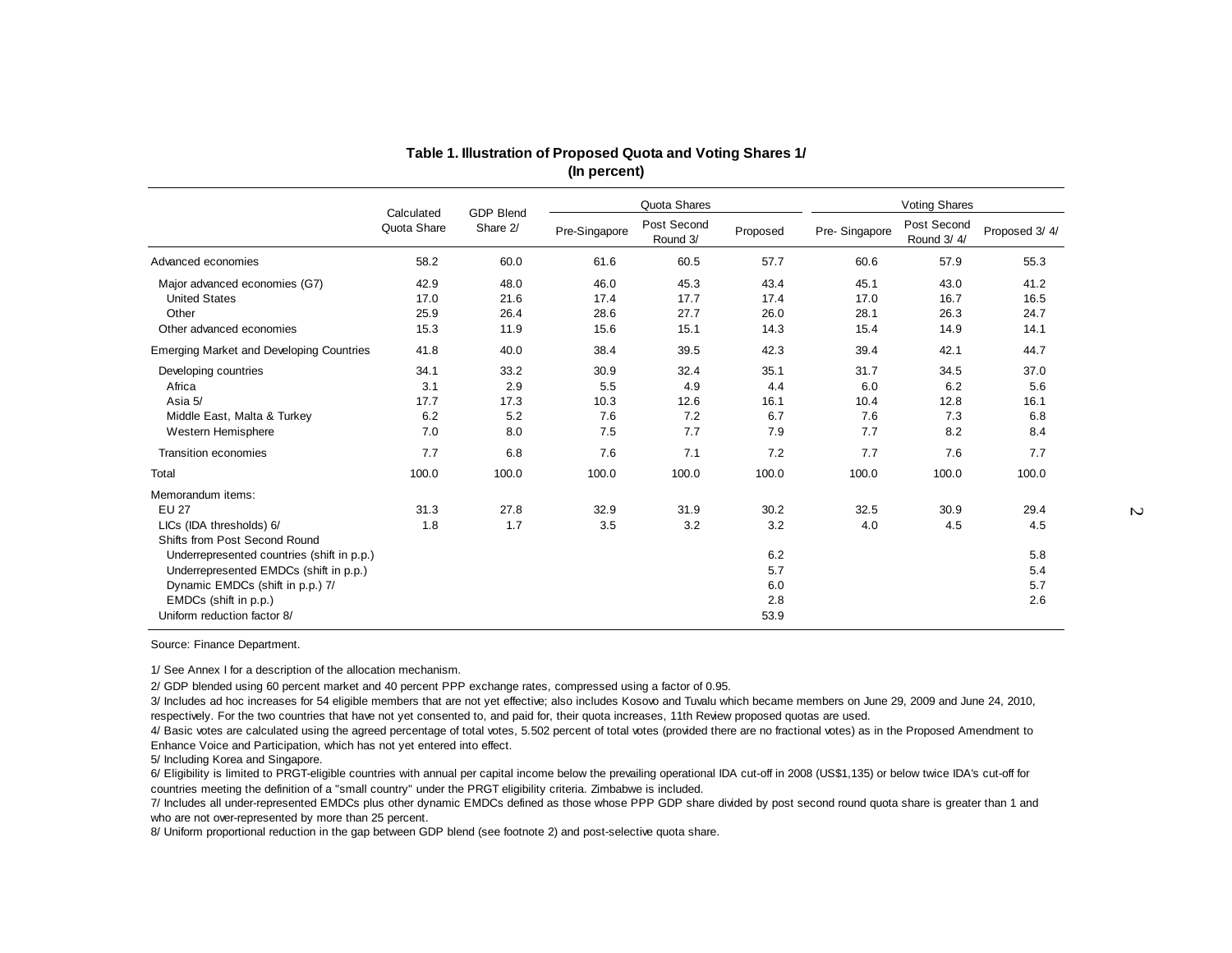**Table 1. Illustration of Proposed Quota and Voting Shares 1/**
**(In percent)**

| | Calculated Quota Share | GDP Blend Share 2/ | Quota Shares | | | Voting Shares | | |
|---|---|---|---|---|---|---|---|---|
| | | | Pre-Singapore | Post Second Round 3/ | Proposed | Pre- Singapore | Post Second Round 3/ 4/ | Proposed 3/ 4/ |
| Advanced economies | 58.2 | 60.0 | 61.6 | 60.5 | 57.7 | 60.6 | 57.9 | 55.3 |
| Major advanced economies (G7) | 42.9 | 48.0 | 46.0 | 45.3 | 43.4 | 45.1 | 43.0 | 41.2 |
| United States | 17.0 | 21.6 | 17.4 | 17.7 | 17.4 | 17.0 | 16.7 | 16.5 |
| Other | 25.9 | 26.4 | 28.6 | 27.7 | 26.0 | 28.1 | 26.3 | 24.7 |
| Other advanced economies | 15.3 | 11.9 | 15.6 | 15.1 | 14.3 | 15.4 | 14.9 | 14.1 |
| Emerging Market and Developing Countries | 41.8 | 40.0 | 38.4 | 39.5 | 42.3 | 39.4 | 42.1 | 44.7 |
| Developing countries | 34.1 | 33.2 | 30.9 | 32.4 | 35.1 | 31.7 | 34.5 | 37.0 |
| Africa | 3.1 | 2.9 | 5.5 | 4.9 | 4.4 | 6.0 | 6.2 | 5.6 |
| Asia 5/ | 17.7 | 17.3 | 10.3 | 12.6 | 16.1 | 10.4 | 12.8 | 16.1 |
| Middle East, Malta & Turkey | 6.2 | 5.2 | 7.6 | 7.2 | 6.7 | 7.6 | 7.3 | 6.8 |
| Western Hemisphere | 7.0 | 8.0 | 7.5 | 7.7 | 7.9 | 7.7 | 8.2 | 8.4 |
| Transition economies | 7.7 | 6.8 | 7.6 | 7.1 | 7.2 | 7.7 | 7.6 | 7.7 |
| Total | 100.0 | 100.0 | 100.0 | 100.0 | 100.0 | 100.0 | 100.0 | 100.0 |
| Memorandum items: | | | | | | | | |
| EU 27 | 31.3 | 27.8 | 32.9 | 31.9 | 30.2 | 32.5 | 30.9 | 29.4 |
| LICs (IDA thresholds) 6/ | 1.8 | 1.7 | 3.5 | 3.2 | 3.2 | 4.0 | 4.5 | 4.5 |
| Shifts from Post Second Round | | | | | | | | |
| Underrepresented countries (shift in p.p.) | | | | | 6.2 | | | 5.8 |
| Underrepresented EMDCs (shift in p.p.) | | | | | 5.7 | | | 5.4 |
| Dynamic EMDCs (shift in p.p.) 7/ | | | | | 6.0 | | | 5.7 |
| EMDCs (shift in p.p.) | | | | | 2.8 | | | 2.6 |
| Uniform reduction factor 8/ | | | | | 53.9 | | | |

Source: Finance Department.

1/ See Annex I for a description of the allocation mechanism.

2/ GDP blended using 60 percent market and 40 percent PPP exchange rates, compressed using a factor of 0.95.

3/ Includes ad hoc increases for 54 eligible members that are not yet effective; also includes Kosovo and Tuvalu which became members on June 29, 2009 and June 24, 2010, respectively. For the two countries that have not yet consented to, and paid for, their quota increases, 11th Review proposed quotas are used.

4/ Basic votes are calculated using the agreed percentage of total votes, 5.502 percent of total votes (provided there are no fractional votes) as in the Proposed Amendment to Enhance Voice and Participation, which has not yet entered into effect.

5/ Including Korea and Singapore.

6/ Eligibility is limited to PRGT-eligible countries with annual per capital income below the prevailing operational IDA cut-off in 2008 (US$1,135) or below twice IDA's cut-off for countries meeting the definition of a "small country" under the PRGT eligibility criteria. Zimbabwe is included.

7/ Includes all under-represented EMDCs plus other dynamic EMDCs defined as those whose PPP GDP share divided by post second round quota share is greater than 1 and who are not over-represented by more than 25 percent.

8/ Uniform proportional reduction in the gap between GDP blend (see footnote 2) and post-selective quota share.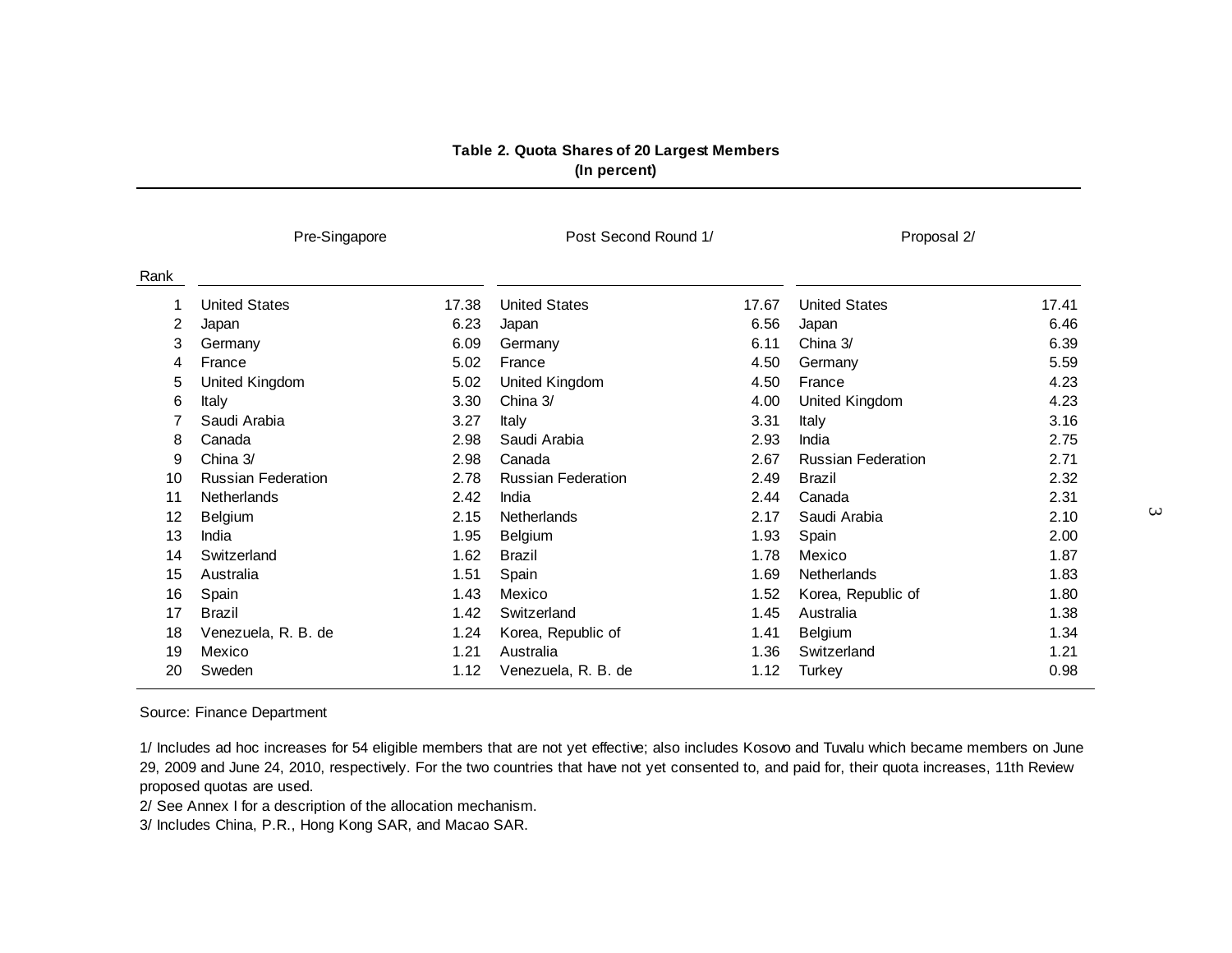**Table 2. Quota Shares of 20 Largest Members**
**(In percent)**

| Rank | Pre-Singapore | | Post Second Round 1/ | | Proposal 2/ | |
|---|---|---|---|---|---|---|
| 1 | United States | 17.38 | United States | 17.67 | United States | 17.41 |
| 2 | Japan | 6.23 | Japan | 6.56 | Japan | 6.46 |
| 3 | Germany | 6.09 | Germany | 6.11 | China 3/ | 6.39 |
| 4 | France | 5.02 | France | 4.50 | Germany | 5.59 |
| 5 | United Kingdom | 5.02 | United Kingdom | 4.50 | France | 4.23 |
| 6 | Italy | 3.30 | China 3/ | 4.00 | United Kingdom | 4.23 |
| 7 | Saudi Arabia | 3.27 | Italy | 3.31 | Italy | 3.16 |
| 8 | Canada | 2.98 | Saudi Arabia | 2.93 | India | 2.75 |
| 9 | China 3/ | 2.98 | Canada | 2.67 | Russian Federation | 2.71 |
| 10 | Russian Federation | 2.78 | Russian Federation | 2.49 | Brazil | 2.32 |
| 11 | Netherlands | 2.42 | India | 2.44 | Canada | 2.31 |
| 12 | Belgium | 2.15 | Netherlands | 2.17 | Saudi Arabia | 2.10 |
| 13 | India | 1.95 | Belgium | 1.93 | Spain | 2.00 |
| 14 | Switzerland | 1.62 | Brazil | 1.78 | Mexico | 1.87 |
| 15 | Australia | 1.51 | Spain | 1.69 | Netherlands | 1.83 |
| 16 | Spain | 1.43 | Mexico | 1.52 | Korea, Republic of | 1.80 |
| 17 | Brazil | 1.42 | Switzerland | 1.45 | Australia | 1.38 |
| 18 | Venezuela, R. B. de | 1.24 | Korea, Republic of | 1.41 | Belgium | 1.34 |
| 19 | Mexico | 1.21 | Australia | 1.36 | Switzerland | 1.21 |
| 20 | Sweden | 1.12 | Venezuela, R. B. de | 1.12 | Turkey | 0.98 |

Source: Finance Department

1/ Includes ad hoc increases for 54 eligible members that are not yet effective; also includes Kosovo and Tuvalu which became members on June 29, 2009 and June 24, 2010, respectively. For the two countries that have not yet consented to, and paid for, their quota increases, 11th Review proposed quotas are used.
2/ See Annex I for a description of the allocation mechanism.
3/ Includes China, P.R., Hong Kong SAR, and Macao SAR.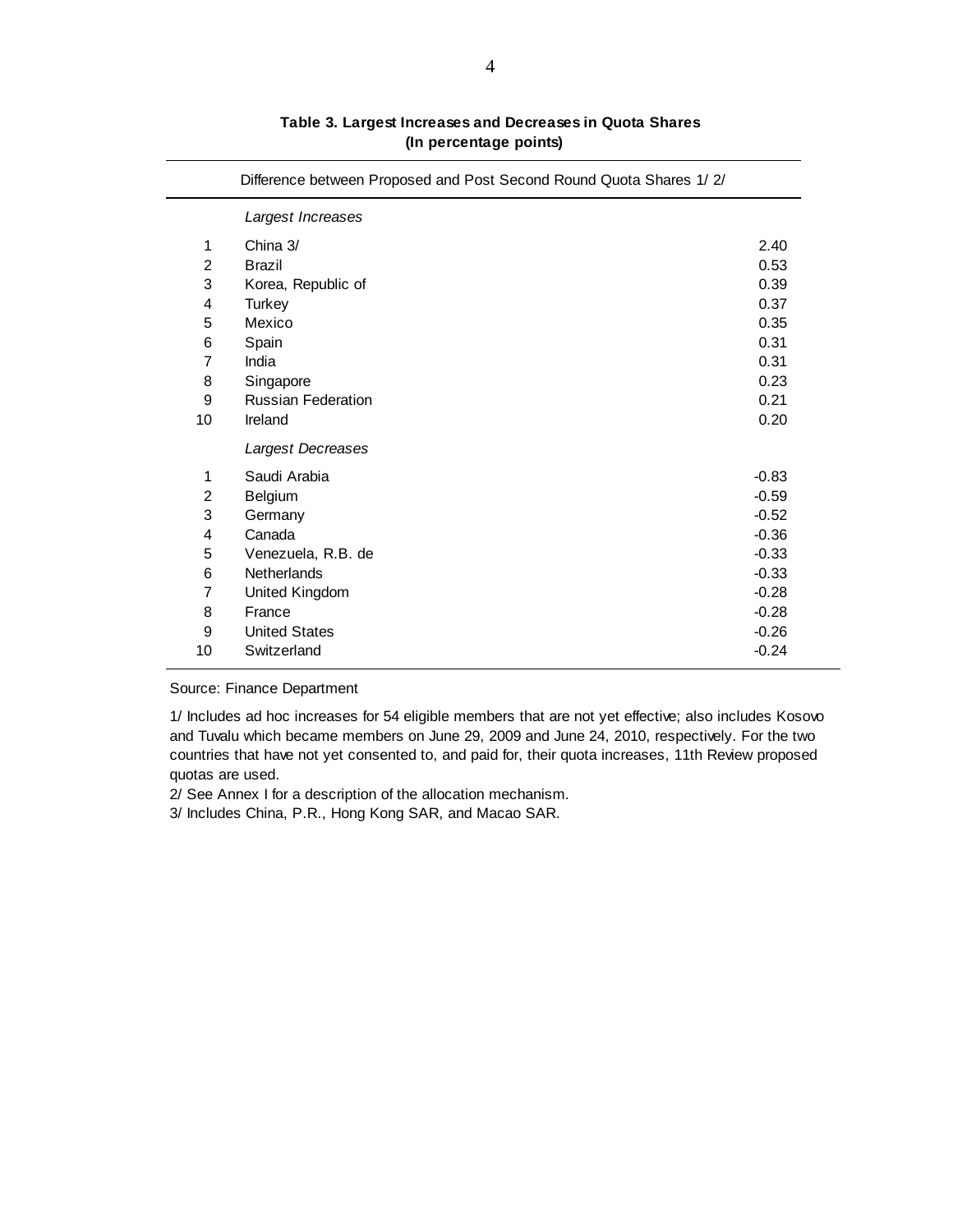**Table 3. Largest Increases and Decreases in Quota Shares**
**(In percentage points)**

| | Difference between Proposed and Post Second Round Quota Shares 1/ 2/ | |
|---|---|---|
| | *Largest Increases* | |
| 1 | China 3/ | 2.40 |
| 2 | Brazil | 0.53 |
| 3 | Korea, Republic of | 0.39 |
| 4 | Turkey | 0.37 |
| 5 | Mexico | 0.35 |
| 6 | Spain | 0.31 |
| 7 | India | 0.31 |
| 8 | Singapore | 0.23 |
| 9 | Russian Federation | 0.21 |
| 10 | Ireland | 0.20 |
| | *Largest Decreases* | |
| 1 | Saudi Arabia | -0.83 |
| 2 | Belgium | -0.59 |
| 3 | Germany | -0.52 |
| 4 | Canada | -0.36 |
| 5 | Venezuela, R.B. de | -0.33 |
| 6 | Netherlands | -0.33 |
| 7 | United Kingdom | -0.28 |
| 8 | France | -0.28 |
| 9 | United States | -0.26 |
| 10 | Switzerland | -0.24 |

Source: Finance Department

1/ Includes ad hoc increases for 54 eligible members that are not yet effective; also includes Kosovo and Tuvalu which became members on June 29, 2009 and June 24, 2010, respectively. For the two countries that have not yet consented to, and paid for, their quota increases, 11th Review proposed quotas are used.

2/ See Annex I for a description of the allocation mechanism.

3/ Includes China, P.R., Hong Kong SAR, and Macao SAR.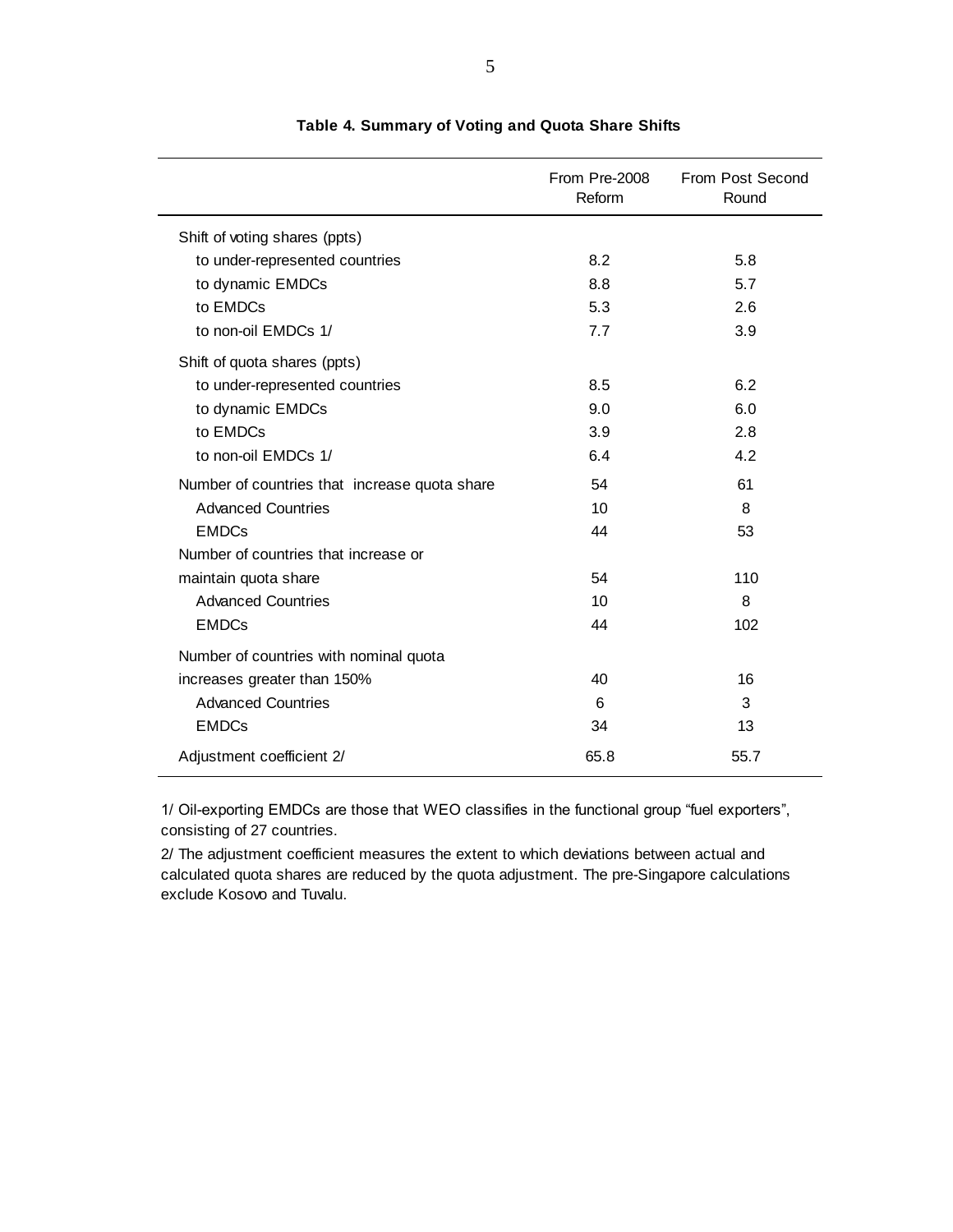**Table 4. Summary of Voting and Quota Share Shifts**

| | From Pre-2008 Reform | From Post Second Round |
|---|---|---|
| Shift of voting shares (ppts) | | |
| to under-represented countries | 8.2 | 5.8 |
| to dynamic EMDCs | 8.8 | 5.7 |
| to EMDCs | 5.3 | 2.6 |
| to non-oil EMDCs 1/ | 7.7 | 3.9 |
| Shift of quota shares (ppts) | | |
| to under-represented countries | 8.5 | 6.2 |
| to dynamic EMDCs | 9.0 | 6.0 |
| to EMDCs | 3.9 | 2.8 |
| to non-oil EMDCs 1/ | 6.4 | 4.2 |
| Number of countries that increase quota share | 54 | 61 |
| Advanced Countries | 10 | 8 |
| EMDCs | 44 | 53 |
| Number of countries that increase or maintain quota share | 54 | 110 |
| Advanced Countries | 10 | 8 |
| EMDCs | 44 | 102 |
| Number of countries with nominal quota increases greater than 150% | 40 | 16 |
| Advanced Countries | 6 | 3 |
| EMDCs | 34 | 13 |
| Adjustment coefficient 2/ | 65.8 | 55.7 |

1/ Oil-exporting EMDCs are those that WEO classifies in the functional group “fuel exporters”, consisting of 27 countries.

2/ The adjustment coefficient measures the extent to which deviations between actual and calculated quota shares are reduced by the quota adjustment. The pre-Singapore calculations exclude Kosovo and Tuvalu.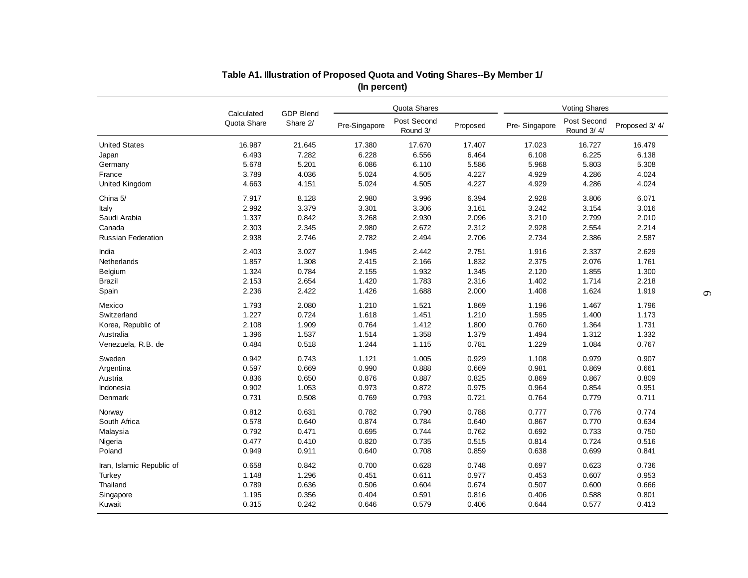**Table A1. Illustration of Proposed Quota and Voting Shares--By Member 1/**
**(In percent)**

| | Calculated Quota Share | GDP Blend Share 2/ | Quota Shares | | | Voting Shares | | |
|---|---|---|---|---|---|---|---|---|
| | | | Pre-Singapore | Post Second Round 3/ | Proposed | Pre- Singapore | Post Second Round 3/ 4/ | Proposed 3/ 4/ |
| United States | 16.987 | 21.645 | 17.380 | 17.670 | 17.407 | 17.023 | 16.727 | 16.479 |
| Japan | 6.493 | 7.282 | 6.228 | 6.556 | 6.464 | 6.108 | 6.225 | 6.138 |
| Germany | 5.678 | 5.201 | 6.086 | 6.110 | 5.586 | 5.968 | 5.803 | 5.308 |
| France | 3.789 | 4.036 | 5.024 | 4.505 | 4.227 | 4.929 | 4.286 | 4.024 |
| United Kingdom | 4.663 | 4.151 | 5.024 | 4.505 | 4.227 | 4.929 | 4.286 | 4.024 |
| China 5/ | 7.917 | 8.128 | 2.980 | 3.996 | 6.394 | 2.928 | 3.806 | 6.071 |
| Italy | 2.992 | 3.379 | 3.301 | 3.306 | 3.161 | 3.242 | 3.154 | 3.016 |
| Saudi Arabia | 1.337 | 0.842 | 3.268 | 2.930 | 2.096 | 3.210 | 2.799 | 2.010 |
| Canada | 2.303 | 2.345 | 2.980 | 2.672 | 2.312 | 2.928 | 2.554 | 2.214 |
| Russian Federation | 2.938 | 2.746 | 2.782 | 2.494 | 2.706 | 2.734 | 2.386 | 2.587 |
| India | 2.403 | 3.027 | 1.945 | 2.442 | 2.751 | 1.916 | 2.337 | 2.629 |
| Netherlands | 1.857 | 1.308 | 2.415 | 2.166 | 1.832 | 2.375 | 2.076 | 1.761 |
| Belgium | 1.324 | 0.784 | 2.155 | 1.932 | 1.345 | 2.120 | 1.855 | 1.300 |
| Brazil | 2.153 | 2.654 | 1.420 | 1.783 | 2.316 | 1.402 | 1.714 | 2.218 |
| Spain | 2.236 | 2.422 | 1.426 | 1.688 | 2.000 | 1.408 | 1.624 | 1.919 |
| Mexico | 1.793 | 2.080 | 1.210 | 1.521 | 1.869 | 1.196 | 1.467 | 1.796 |
| Switzerland | 1.227 | 0.724 | 1.618 | 1.451 | 1.210 | 1.595 | 1.400 | 1.173 |
| Korea, Republic of | 2.108 | 1.909 | 0.764 | 1.412 | 1.800 | 0.760 | 1.364 | 1.731 |
| Australia | 1.396 | 1.537 | 1.514 | 1.358 | 1.379 | 1.494 | 1.312 | 1.332 |
| Venezuela, R.B. de | 0.484 | 0.518 | 1.244 | 1.115 | 0.781 | 1.229 | 1.084 | 0.767 |
| Sweden | 0.942 | 0.743 | 1.121 | 1.005 | 0.929 | 1.108 | 0.979 | 0.907 |
| Argentina | 0.597 | 0.669 | 0.990 | 0.888 | 0.669 | 0.981 | 0.869 | 0.661 |
| Austria | 0.836 | 0.650 | 0.876 | 0.887 | 0.825 | 0.869 | 0.867 | 0.809 |
| Indonesia | 0.902 | 1.053 | 0.973 | 0.872 | 0.975 | 0.964 | 0.854 | 0.951 |
| Denmark | 0.731 | 0.508 | 0.769 | 0.793 | 0.721 | 0.764 | 0.779 | 0.711 |
| Norway | 0.812 | 0.631 | 0.782 | 0.790 | 0.788 | 0.777 | 0.776 | 0.774 |
| South Africa | 0.578 | 0.640 | 0.874 | 0.784 | 0.640 | 0.867 | 0.770 | 0.634 |
| Malaysia | 0.792 | 0.471 | 0.695 | 0.744 | 0.762 | 0.692 | 0.733 | 0.750 |
| Nigeria | 0.477 | 0.410 | 0.820 | 0.735 | 0.515 | 0.814 | 0.724 | 0.516 |
| Poland | 0.949 | 0.911 | 0.640 | 0.708 | 0.859 | 0.638 | 0.699 | 0.841 |
| Iran, Islamic Republic of | 0.658 | 0.842 | 0.700 | 0.628 | 0.748 | 0.697 | 0.623 | 0.736 |
| Turkey | 1.148 | 1.296 | 0.451 | 0.611 | 0.977 | 0.453 | 0.607 | 0.953 |
| Thailand | 0.789 | 0.636 | 0.506 | 0.604 | 0.674 | 0.507 | 0.600 | 0.666 |
| Singapore | 1.195 | 0.356 | 0.404 | 0.591 | 0.816 | 0.406 | 0.588 | 0.801 |
| Kuwait | 0.315 | 0.242 | 0.646 | 0.579 | 0.406 | 0.644 | 0.577 | 0.413 |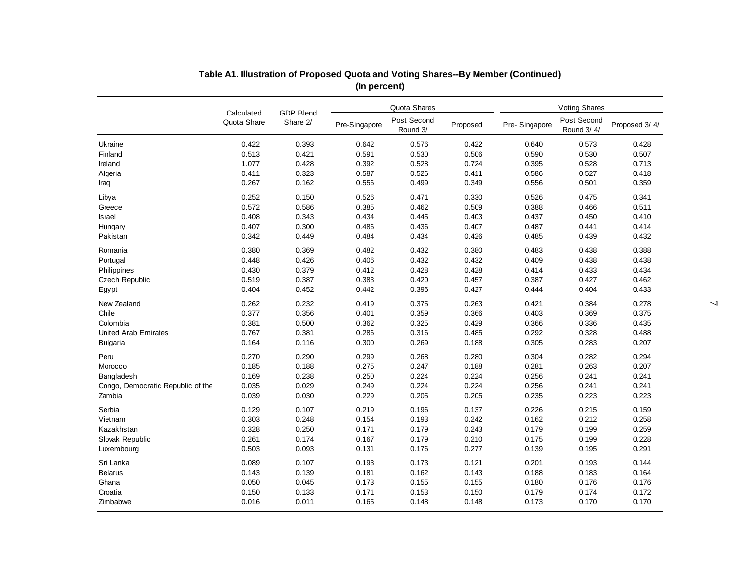**Table A1. Illustration of Proposed Quota and Voting Shares--By Member (Continued)**
**(In percent)**

| | Calculated Quota Share | GDP Blend Share 2/ | Quota Shares | | | Voting Shares | | |
|---|---|---|---|---|---|---|---|---|
| | | | Pre-Singapore | Post Second Round 3/ | Proposed | Pre- Singapore | Post Second Round 3/ 4/ | Proposed 3/ 4/ |
| Ukraine | 0.422 | 0.393 | 0.642 | 0.576 | 0.422 | 0.640 | 0.573 | 0.428 |
| Finland | 0.513 | 0.421 | 0.591 | 0.530 | 0.506 | 0.590 | 0.530 | 0.507 |
| Ireland | 1.077 | 0.428 | 0.392 | 0.528 | 0.724 | 0.395 | 0.528 | 0.713 |
| Algeria | 0.411 | 0.323 | 0.587 | 0.526 | 0.411 | 0.586 | 0.527 | 0.418 |
| Iraq | 0.267 | 0.162 | 0.556 | 0.499 | 0.349 | 0.556 | 0.501 | 0.359 |
| Libya | 0.252 | 0.150 | 0.526 | 0.471 | 0.330 | 0.526 | 0.475 | 0.341 |
| Greece | 0.572 | 0.586 | 0.385 | 0.462 | 0.509 | 0.388 | 0.466 | 0.511 |
| Israel | 0.408 | 0.343 | 0.434 | 0.445 | 0.403 | 0.437 | 0.450 | 0.410 |
| Hungary | 0.407 | 0.300 | 0.486 | 0.436 | 0.407 | 0.487 | 0.441 | 0.414 |
| Pakistan | 0.342 | 0.449 | 0.484 | 0.434 | 0.426 | 0.485 | 0.439 | 0.432 |
| Romania | 0.380 | 0.369 | 0.482 | 0.432 | 0.380 | 0.483 | 0.438 | 0.388 |
| Portugal | 0.448 | 0.426 | 0.406 | 0.432 | 0.432 | 0.409 | 0.438 | 0.438 |
| Philippines | 0.430 | 0.379 | 0.412 | 0.428 | 0.428 | 0.414 | 0.433 | 0.434 |
| Czech Republic | 0.519 | 0.387 | 0.383 | 0.420 | 0.457 | 0.387 | 0.427 | 0.462 |
| Egypt | 0.404 | 0.452 | 0.442 | 0.396 | 0.427 | 0.444 | 0.404 | 0.433 |
| New Zealand | 0.262 | 0.232 | 0.419 | 0.375 | 0.263 | 0.421 | 0.384 | 0.278 |
| Chile | 0.377 | 0.356 | 0.401 | 0.359 | 0.366 | 0.403 | 0.369 | 0.375 |
| Colombia | 0.381 | 0.500 | 0.362 | 0.325 | 0.429 | 0.366 | 0.336 | 0.435 |
| United Arab Emirates | 0.767 | 0.381 | 0.286 | 0.316 | 0.485 | 0.292 | 0.328 | 0.488 |
| Bulgaria | 0.164 | 0.116 | 0.300 | 0.269 | 0.188 | 0.305 | 0.283 | 0.207 |
| Peru | 0.270 | 0.290 | 0.299 | 0.268 | 0.280 | 0.304 | 0.282 | 0.294 |
| Morocco | 0.185 | 0.188 | 0.275 | 0.247 | 0.188 | 0.281 | 0.263 | 0.207 |
| Bangladesh | 0.169 | 0.238 | 0.250 | 0.224 | 0.224 | 0.256 | 0.241 | 0.241 |
| Congo, Democratic Republic of the | 0.035 | 0.029 | 0.249 | 0.224 | 0.224 | 0.256 | 0.241 | 0.241 |
| Zambia | 0.039 | 0.030 | 0.229 | 0.205 | 0.205 | 0.235 | 0.223 | 0.223 |
| Serbia | 0.129 | 0.107 | 0.219 | 0.196 | 0.137 | 0.226 | 0.215 | 0.159 |
| Vietnam | 0.303 | 0.248 | 0.154 | 0.193 | 0.242 | 0.162 | 0.212 | 0.258 |
| Kazakhstan | 0.328 | 0.250 | 0.171 | 0.179 | 0.243 | 0.179 | 0.199 | 0.259 |
| Slovak Republic | 0.261 | 0.174 | 0.167 | 0.179 | 0.210 | 0.175 | 0.199 | 0.228 |
| Luxembourg | 0.503 | 0.093 | 0.131 | 0.176 | 0.277 | 0.139 | 0.195 | 0.291 |
| Sri Lanka | 0.089 | 0.107 | 0.193 | 0.173 | 0.121 | 0.201 | 0.193 | 0.144 |
| Belarus | 0.143 | 0.139 | 0.181 | 0.162 | 0.143 | 0.188 | 0.183 | 0.164 |
| Ghana | 0.050 | 0.045 | 0.173 | 0.155 | 0.155 | 0.180 | 0.176 | 0.176 |
| Croatia | 0.150 | 0.133 | 0.171 | 0.153 | 0.150 | 0.179 | 0.174 | 0.172 |
| Zimbabwe | 0.016 | 0.011 | 0.165 | 0.148 | 0.148 | 0.173 | 0.170 | 0.170 |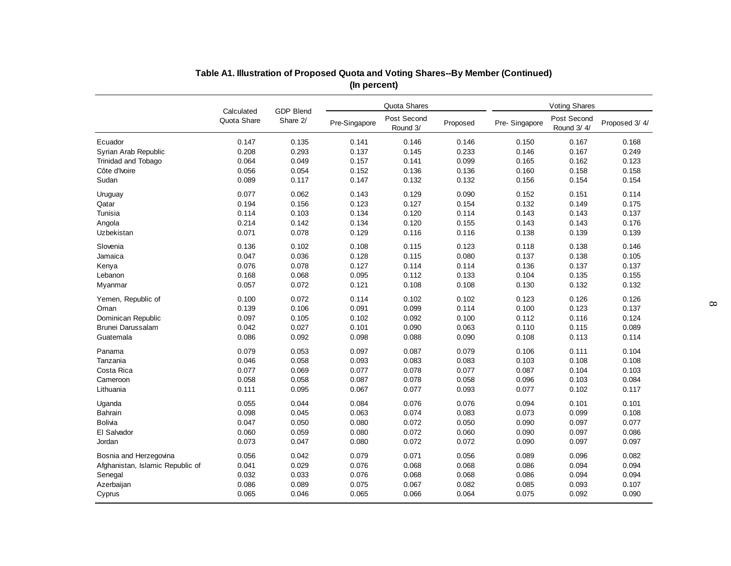**Table A1. Illustration of Proposed Quota and Voting Shares--By Member (Continued)**
**(In percent)**

| | Calculated Quota Share | GDP Blend Share 2/ | Quota Shares | | | Voting Shares | | |
|---|---|---|---|---|---|---|---|---|
| | | | Pre-Singapore | Post Second Round 3/ | Proposed | Pre- Singapore | Post Second Round 3/ 4/ | Proposed 3/ 4/ |
| Ecuador | 0.147 | 0.135 | 0.141 | 0.146 | 0.146 | 0.150 | 0.167 | 0.168 |
| Syrian Arab Republic | 0.208 | 0.293 | 0.137 | 0.145 | 0.233 | 0.146 | 0.167 | 0.249 |
| Trinidad and Tobago | 0.064 | 0.049 | 0.157 | 0.141 | 0.099 | 0.165 | 0.162 | 0.123 |
| Côte d'Ivoire | 0.056 | 0.054 | 0.152 | 0.136 | 0.136 | 0.160 | 0.158 | 0.158 |
| Sudan | 0.089 | 0.117 | 0.147 | 0.132 | 0.132 | 0.156 | 0.154 | 0.154 |
| Uruguay | 0.077 | 0.062 | 0.143 | 0.129 | 0.090 | 0.152 | 0.151 | 0.114 |
| Qatar | 0.194 | 0.156 | 0.123 | 0.127 | 0.154 | 0.132 | 0.149 | 0.175 |
| Tunisia | 0.114 | 0.103 | 0.134 | 0.120 | 0.114 | 0.143 | 0.143 | 0.137 |
| Angola | 0.214 | 0.142 | 0.134 | 0.120 | 0.155 | 0.143 | 0.143 | 0.176 |
| Uzbekistan | 0.071 | 0.078 | 0.129 | 0.116 | 0.116 | 0.138 | 0.139 | 0.139 |
| Slovenia | 0.136 | 0.102 | 0.108 | 0.115 | 0.123 | 0.118 | 0.138 | 0.146 |
| Jamaica | 0.047 | 0.036 | 0.128 | 0.115 | 0.080 | 0.137 | 0.138 | 0.105 |
| Kenya | 0.076 | 0.078 | 0.127 | 0.114 | 0.114 | 0.136 | 0.137 | 0.137 |
| Lebanon | 0.168 | 0.068 | 0.095 | 0.112 | 0.133 | 0.104 | 0.135 | 0.155 |
| Myanmar | 0.057 | 0.072 | 0.121 | 0.108 | 0.108 | 0.130 | 0.132 | 0.132 |
| Yemen, Republic of | 0.100 | 0.072 | 0.114 | 0.102 | 0.102 | 0.123 | 0.126 | 0.126 |
| Oman | 0.139 | 0.106 | 0.091 | 0.099 | 0.114 | 0.100 | 0.123 | 0.137 |
| Dominican Republic | 0.097 | 0.105 | 0.102 | 0.092 | 0.100 | 0.112 | 0.116 | 0.124 |
| Brunei Darussalam | 0.042 | 0.027 | 0.101 | 0.090 | 0.063 | 0.110 | 0.115 | 0.089 |
| Guatemala | 0.086 | 0.092 | 0.098 | 0.088 | 0.090 | 0.108 | 0.113 | 0.114 |
| Panama | 0.079 | 0.053 | 0.097 | 0.087 | 0.079 | 0.106 | 0.111 | 0.104 |
| Tanzania | 0.046 | 0.058 | 0.093 | 0.083 | 0.083 | 0.103 | 0.108 | 0.108 |
| Costa Rica | 0.077 | 0.069 | 0.077 | 0.078 | 0.077 | 0.087 | 0.104 | 0.103 |
| Cameroon | 0.058 | 0.058 | 0.087 | 0.078 | 0.058 | 0.096 | 0.103 | 0.084 |
| Lithuania | 0.111 | 0.095 | 0.067 | 0.077 | 0.093 | 0.077 | 0.102 | 0.117 |
| Uganda | 0.055 | 0.044 | 0.084 | 0.076 | 0.076 | 0.094 | 0.101 | 0.101 |
| Bahrain | 0.098 | 0.045 | 0.063 | 0.074 | 0.083 | 0.073 | 0.099 | 0.108 |
| Bolivia | 0.047 | 0.050 | 0.080 | 0.072 | 0.050 | 0.090 | 0.097 | 0.077 |
| El Salvador | 0.060 | 0.059 | 0.080 | 0.072 | 0.060 | 0.090 | 0.097 | 0.086 |
| Jordan | 0.073 | 0.047 | 0.080 | 0.072 | 0.072 | 0.090 | 0.097 | 0.097 |
| Bosnia and Herzegovina | 0.056 | 0.042 | 0.079 | 0.071 | 0.056 | 0.089 | 0.096 | 0.082 |
| Afghanistan, Islamic Republic of | 0.041 | 0.029 | 0.076 | 0.068 | 0.068 | 0.086 | 0.094 | 0.094 |
| Senegal | 0.032 | 0.033 | 0.076 | 0.068 | 0.068 | 0.086 | 0.094 | 0.094 |
| Azerbaijan | 0.086 | 0.089 | 0.075 | 0.067 | 0.082 | 0.085 | 0.093 | 0.107 |
| Cyprus | 0.065 | 0.046 | 0.065 | 0.066 | 0.064 | 0.075 | 0.092 | 0.090 |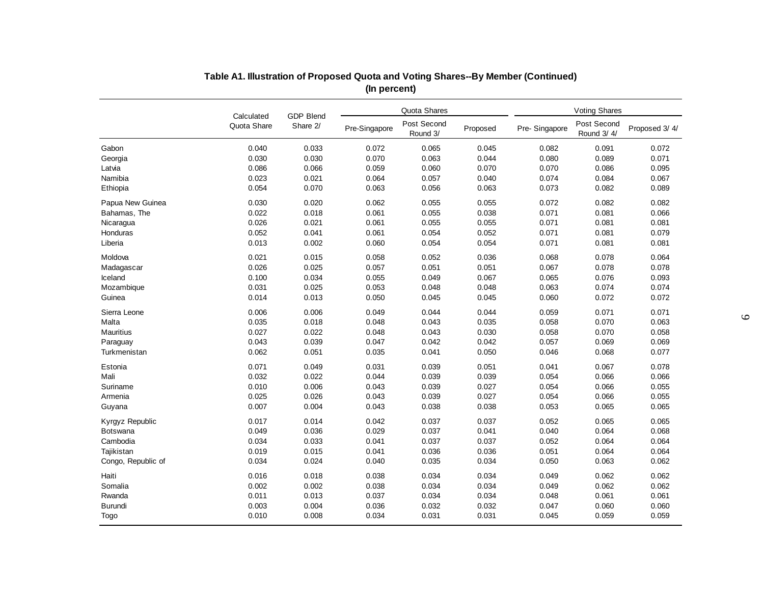**Table A1. Illustration of Proposed Quota and Voting Shares--By Member (Continued)**
**(In percent)**

| | Calculated Quota Share | GDP Blend Share 2/ | Quota Shares | | | Voting Shares | | |
|---|---|---|---|---|---|---|---|---|
| | | | Pre-Singapore | Post Second Round 3/ | Proposed | Pre- Singapore | Post Second Round 3/ 4/ | Proposed 3/ 4/ |
| Gabon | 0.040 | 0.033 | 0.072 | 0.065 | 0.045 | 0.082 | 0.091 | 0.072 |
| Georgia | 0.030 | 0.030 | 0.070 | 0.063 | 0.044 | 0.080 | 0.089 | 0.071 |
| Latvia | 0.086 | 0.066 | 0.059 | 0.060 | 0.070 | 0.070 | 0.086 | 0.095 |
| Namibia | 0.023 | 0.021 | 0.064 | 0.057 | 0.040 | 0.074 | 0.084 | 0.067 |
| Ethiopia | 0.054 | 0.070 | 0.063 | 0.056 | 0.063 | 0.073 | 0.082 | 0.089 |
| Papua New Guinea | 0.030 | 0.020 | 0.062 | 0.055 | 0.055 | 0.072 | 0.082 | 0.082 |
| Bahamas, The | 0.022 | 0.018 | 0.061 | 0.055 | 0.038 | 0.071 | 0.081 | 0.066 |
| Nicaragua | 0.026 | 0.021 | 0.061 | 0.055 | 0.055 | 0.071 | 0.081 | 0.081 |
| Honduras | 0.052 | 0.041 | 0.061 | 0.054 | 0.052 | 0.071 | 0.081 | 0.079 |
| Liberia | 0.013 | 0.002 | 0.060 | 0.054 | 0.054 | 0.071 | 0.081 | 0.081 |
| Moldova | 0.021 | 0.015 | 0.058 | 0.052 | 0.036 | 0.068 | 0.078 | 0.064 |
| Madagascar | 0.026 | 0.025 | 0.057 | 0.051 | 0.051 | 0.067 | 0.078 | 0.078 |
| Iceland | 0.100 | 0.034 | 0.055 | 0.049 | 0.067 | 0.065 | 0.076 | 0.093 |
| Mozambique | 0.031 | 0.025 | 0.053 | 0.048 | 0.048 | 0.063 | 0.074 | 0.074 |
| Guinea | 0.014 | 0.013 | 0.050 | 0.045 | 0.045 | 0.060 | 0.072 | 0.072 |
| Sierra Leone | 0.006 | 0.006 | 0.049 | 0.044 | 0.044 | 0.059 | 0.071 | 0.071 |
| Malta | 0.035 | 0.018 | 0.048 | 0.043 | 0.035 | 0.058 | 0.070 | 0.063 |
| Mauritius | 0.027 | 0.022 | 0.048 | 0.043 | 0.030 | 0.058 | 0.070 | 0.058 |
| Paraguay | 0.043 | 0.039 | 0.047 | 0.042 | 0.042 | 0.057 | 0.069 | 0.069 |
| Turkmenistan | 0.062 | 0.051 | 0.035 | 0.041 | 0.050 | 0.046 | 0.068 | 0.077 |
| Estonia | 0.071 | 0.049 | 0.031 | 0.039 | 0.051 | 0.041 | 0.067 | 0.078 |
| Mali | 0.032 | 0.022 | 0.044 | 0.039 | 0.039 | 0.054 | 0.066 | 0.066 |
| Suriname | 0.010 | 0.006 | 0.043 | 0.039 | 0.027 | 0.054 | 0.066 | 0.055 |
| Armenia | 0.025 | 0.026 | 0.043 | 0.039 | 0.027 | 0.054 | 0.066 | 0.055 |
| Guyana | 0.007 | 0.004 | 0.043 | 0.038 | 0.038 | 0.053 | 0.065 | 0.065 |
| Kyrgyz Republic | 0.017 | 0.014 | 0.042 | 0.037 | 0.037 | 0.052 | 0.065 | 0.065 |
| Botswana | 0.049 | 0.036 | 0.029 | 0.037 | 0.041 | 0.040 | 0.064 | 0.068 |
| Cambodia | 0.034 | 0.033 | 0.041 | 0.037 | 0.037 | 0.052 | 0.064 | 0.064 |
| Tajikistan | 0.019 | 0.015 | 0.041 | 0.036 | 0.036 | 0.051 | 0.064 | 0.064 |
| Congo, Republic of | 0.034 | 0.024 | 0.040 | 0.035 | 0.034 | 0.050 | 0.063 | 0.062 |
| Haiti | 0.016 | 0.018 | 0.038 | 0.034 | 0.034 | 0.049 | 0.062 | 0.062 |
| Somalia | 0.002 | 0.002 | 0.038 | 0.034 | 0.034 | 0.049 | 0.062 | 0.062 |
| Rwanda | 0.011 | 0.013 | 0.037 | 0.034 | 0.034 | 0.048 | 0.061 | 0.061 |
| Burundi | 0.003 | 0.004 | 0.036 | 0.032 | 0.032 | 0.047 | 0.060 | 0.060 |
| Togo | 0.010 | 0.008 | 0.034 | 0.031 | 0.031 | 0.045 | 0.059 | 0.059 |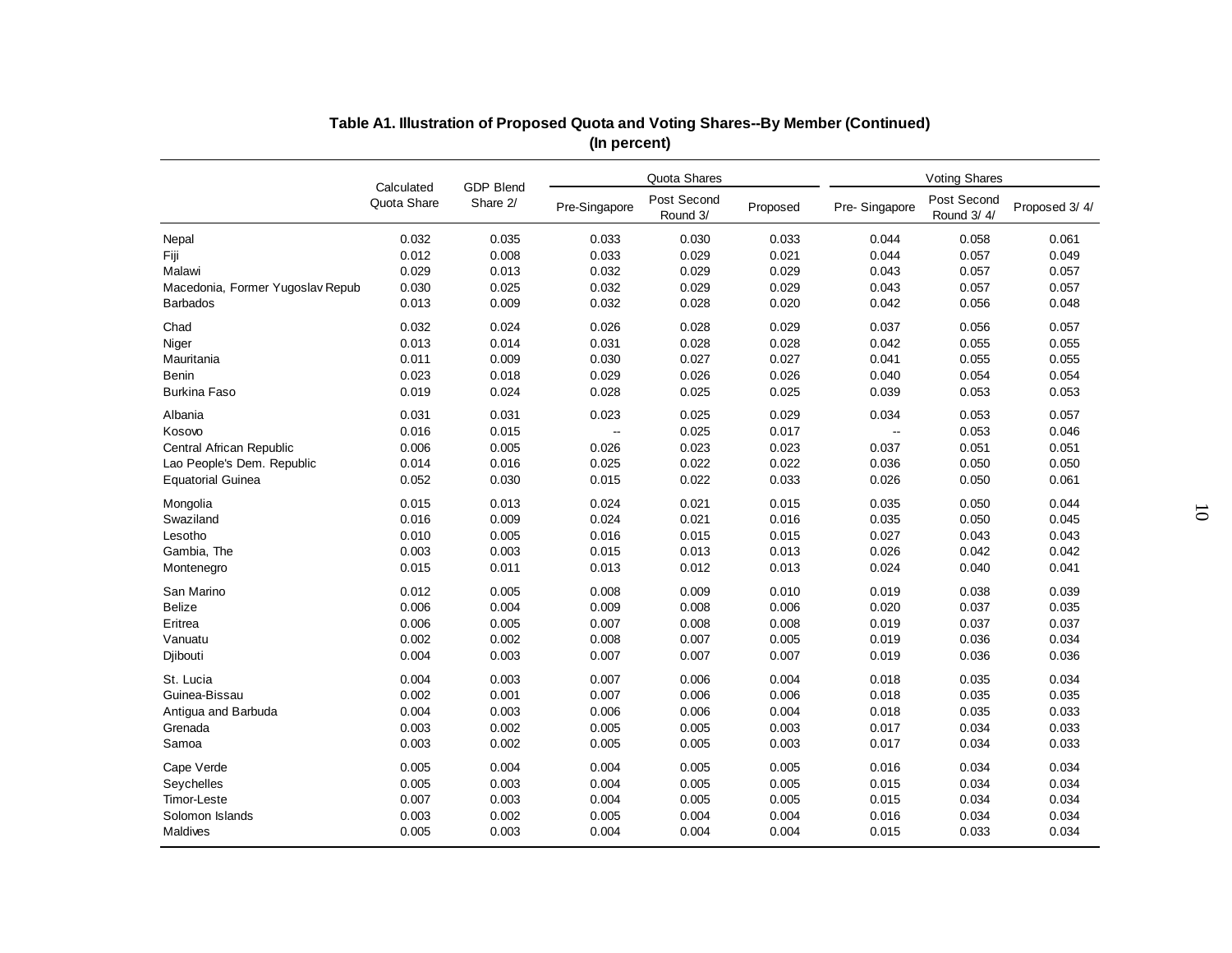**Table A1. Illustration of Proposed Quota and Voting Shares--By Member (Continued)**
**(In percent)**

| | Calculated Quota Share | GDP Blend Share 2/ | Quota Shares | | | Voting Shares | | |
|---|---|---|---|---|---|---|---|---|
| | | | Pre-Singapore | Post Second Round 3/ | Proposed | Pre- Singapore | Post Second Round 3/ 4/ | Proposed 3/ 4/ |
| Nepal | 0.032 | 0.035 | 0.033 | 0.030 | 0.033 | 0.044 | 0.058 | 0.061 |
| Fiji | 0.012 | 0.008 | 0.033 | 0.029 | 0.021 | 0.044 | 0.057 | 0.049 |
| Malawi | 0.029 | 0.013 | 0.032 | 0.029 | 0.029 | 0.043 | 0.057 | 0.057 |
| Macedonia, Former Yugoslav Repub | 0.030 | 0.025 | 0.032 | 0.029 | 0.029 | 0.043 | 0.057 | 0.057 |
| Barbados | 0.013 | 0.009 | 0.032 | 0.028 | 0.020 | 0.042 | 0.056 | 0.048 |
| Chad | 0.032 | 0.024 | 0.026 | 0.028 | 0.029 | 0.037 | 0.056 | 0.057 |
| Niger | 0.013 | 0.014 | 0.031 | 0.028 | 0.028 | 0.042 | 0.055 | 0.055 |
| Mauritania | 0.011 | 0.009 | 0.030 | 0.027 | 0.027 | 0.041 | 0.055 | 0.055 |
| Benin | 0.023 | 0.018 | 0.029 | 0.026 | 0.026 | 0.040 | 0.054 | 0.054 |
| Burkina Faso | 0.019 | 0.024 | 0.028 | 0.025 | 0.025 | 0.039 | 0.053 | 0.053 |
| Albania | 0.031 | 0.031 | 0.023 | 0.025 | 0.029 | 0.034 | 0.053 | 0.057 |
| Kosovo | 0.016 | 0.015 | -- | 0.025 | 0.017 | -- | 0.053 | 0.046 |
| Central African Republic | 0.006 | 0.005 | 0.026 | 0.023 | 0.023 | 0.037 | 0.051 | 0.051 |
| Lao People's Dem. Republic | 0.014 | 0.016 | 0.025 | 0.022 | 0.022 | 0.036 | 0.050 | 0.050 |
| Equatorial Guinea | 0.052 | 0.030 | 0.015 | 0.022 | 0.033 | 0.026 | 0.050 | 0.061 |
| Mongolia | 0.015 | 0.013 | 0.024 | 0.021 | 0.015 | 0.035 | 0.050 | 0.044 |
| Swaziland | 0.016 | 0.009 | 0.024 | 0.021 | 0.016 | 0.035 | 0.050 | 0.045 |
| Lesotho | 0.010 | 0.005 | 0.016 | 0.015 | 0.015 | 0.027 | 0.043 | 0.043 |
| Gambia, The | 0.003 | 0.003 | 0.015 | 0.013 | 0.013 | 0.026 | 0.042 | 0.042 |
| Montenegro | 0.015 | 0.011 | 0.013 | 0.012 | 0.013 | 0.024 | 0.040 | 0.041 |
| San Marino | 0.012 | 0.005 | 0.008 | 0.009 | 0.010 | 0.019 | 0.038 | 0.039 |
| Belize | 0.006 | 0.004 | 0.009 | 0.008 | 0.006 | 0.020 | 0.037 | 0.035 |
| Eritrea | 0.006 | 0.005 | 0.007 | 0.008 | 0.008 | 0.019 | 0.037 | 0.037 |
| Vanuatu | 0.002 | 0.002 | 0.008 | 0.007 | 0.005 | 0.019 | 0.036 | 0.034 |
| Djibouti | 0.004 | 0.003 | 0.007 | 0.007 | 0.007 | 0.019 | 0.036 | 0.036 |
| St. Lucia | 0.004 | 0.003 | 0.007 | 0.006 | 0.004 | 0.018 | 0.035 | 0.034 |
| Guinea-Bissau | 0.002 | 0.001 | 0.007 | 0.006 | 0.006 | 0.018 | 0.035 | 0.035 |
| Antigua and Barbuda | 0.004 | 0.003 | 0.006 | 0.006 | 0.004 | 0.018 | 0.035 | 0.033 |
| Grenada | 0.003 | 0.002 | 0.005 | 0.005 | 0.003 | 0.017 | 0.034 | 0.033 |
| Samoa | 0.003 | 0.002 | 0.005 | 0.005 | 0.003 | 0.017 | 0.034 | 0.033 |
| Cape Verde | 0.005 | 0.004 | 0.004 | 0.005 | 0.005 | 0.016 | 0.034 | 0.034 |
| Seychelles | 0.005 | 0.003 | 0.004 | 0.005 | 0.005 | 0.015 | 0.034 | 0.034 |
| Timor-Leste | 0.007 | 0.003 | 0.004 | 0.005 | 0.005 | 0.015 | 0.034 | 0.034 |
| Solomon Islands | 0.003 | 0.002 | 0.005 | 0.004 | 0.004 | 0.016 | 0.034 | 0.034 |
| Maldives | 0.005 | 0.003 | 0.004 | 0.004 | 0.004 | 0.015 | 0.033 | 0.034 |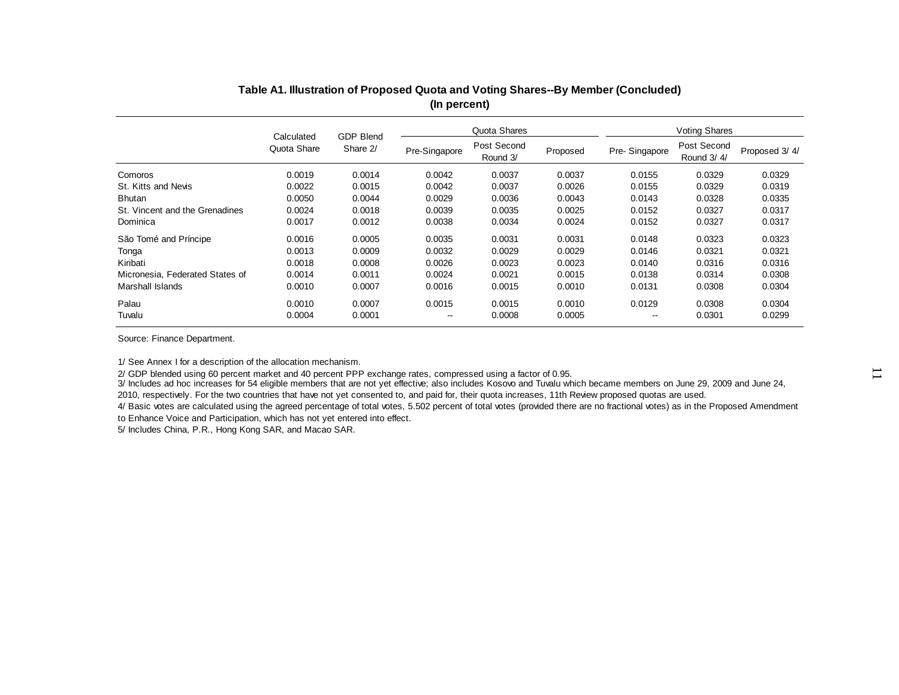**Table A1. Illustration of Proposed Quota and Voting Shares--By Member (Concluded)**
**(In percent)**

| | Calculated Quota Share | GDP Blend Share 2/ | Quota Shares | | | Voting Shares | | |
|---|---|---|---|---|---|---|---|---|
| | | | Pre-Singapore | Post Second Round 3/ | Proposed | Pre- Singapore | Post Second Round 3/ 4/ | Proposed 3/ 4/ |
| Comoros | 0.0019 | 0.0014 | 0.0042 | 0.0037 | 0.0037 | 0.0155 | 0.0329 | 0.0329 |
| St. Kitts and Nevis | 0.0022 | 0.0015 | 0.0042 | 0.0037 | 0.0026 | 0.0155 | 0.0329 | 0.0319 |
| Bhutan | 0.0050 | 0.0044 | 0.0029 | 0.0036 | 0.0043 | 0.0143 | 0.0328 | 0.0335 |
| St. Vincent and the Grenadines | 0.0024 | 0.0018 | 0.0039 | 0.0035 | 0.0025 | 0.0152 | 0.0327 | 0.0317 |
| Dominica | 0.0017 | 0.0012 | 0.0038 | 0.0034 | 0.0024 | 0.0152 | 0.0327 | 0.0317 |
| São Tomé and Príncipe | 0.0016 | 0.0005 | 0.0035 | 0.0031 | 0.0031 | 0.0148 | 0.0323 | 0.0323 |
| Tonga | 0.0013 | 0.0009 | 0.0032 | 0.0029 | 0.0029 | 0.0146 | 0.0321 | 0.0321 |
| Kiribati | 0.0018 | 0.0008 | 0.0026 | 0.0023 | 0.0023 | 0.0140 | 0.0316 | 0.0316 |
| Micronesia, Federated States of | 0.0014 | 0.0011 | 0.0024 | 0.0021 | 0.0015 | 0.0138 | 0.0314 | 0.0308 |
| Marshall Islands | 0.0010 | 0.0007 | 0.0016 | 0.0015 | 0.0010 | 0.0131 | 0.0308 | 0.0304 |
| Palau | 0.0010 | 0.0007 | 0.0015 | 0.0015 | 0.0010 | 0.0129 | 0.0308 | 0.0304 |
| Tuvalu | 0.0004 | 0.0001 | -- | 0.0008 | 0.0005 | -- | 0.0301 | 0.0299 |

Source: Finance Department.

1/ See Annex I for a description of the allocation mechanism.

2/ GDP blended using 60 percent market and 40 percent PPP exchange rates, compressed using a factor of 0.95.

3/ Includes ad hoc increases for 54 eligible members that are not yet effective; also includes Kosovo and Tuvalu which became members on June 29, 2009 and June 24, 2010, respectively. For the two countries that have not yet consented to, and paid for, their quota increases, 11th Review proposed quotas are used.

4/ Basic votes are calculated using the agreed percentage of total votes, 5.502 percent of total votes (provided there are no fractional votes) as in the Proposed Amendment to Enhance Voice and Participation, which has not yet entered into effect.

5/ Includes China, P.R., Hong Kong SAR, and Macao SAR.